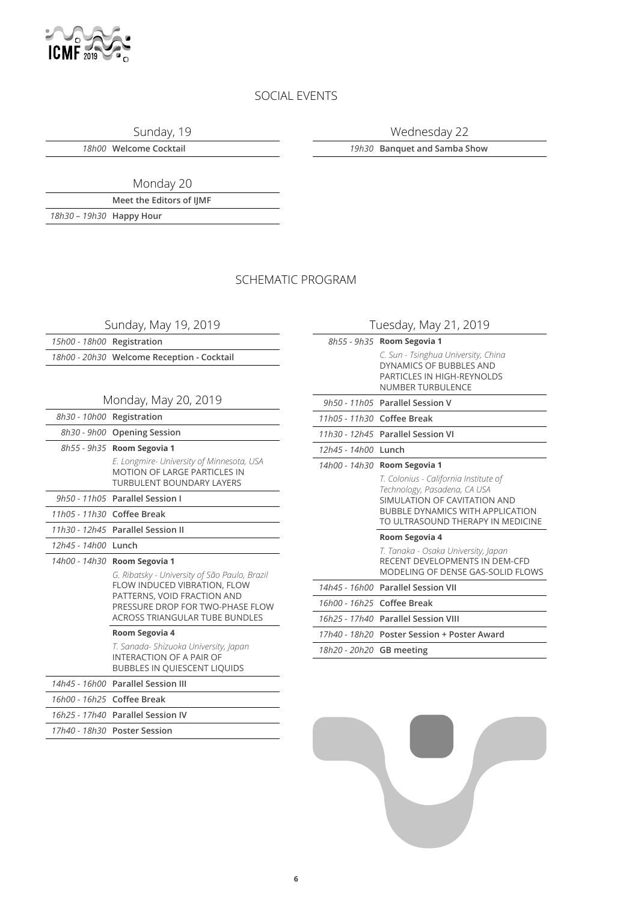## SOCIAL EVENTS

### Sunday, 19

*18h00* **Welcome Cocktail**

### Monday 20

**Meet the Editors of IJMF**

*18h30 – 19h30* **Happy Hour**

### Wednesday 22

*19h30* **Banquet and Samba Show**

## SCHEMATIC PROGRAM

### Sunday, May 19, 2019

| | |
|---|---|
| *15h00 - 18h00* | **Registration** |
| *18h00 - 20h30* | **Welcome Reception - Cocktail** |

### Monday, May 20, 2019

| | |
|---|---|
| *8h30 - 10h00* | **Registration** |
| *8h30 - 9h00* | **Opening Session** |
| *8h55 - 9h35* | **Room Segovia 1**<br>*E. Longmire- University of Minnesota, USA*<br>MOTION OF LARGE PARTICLES IN TURBULENT BOUNDARY LAYERS |
| *9h50 - 11h05* | **Parallel Session I** |
| *11h05 - 11h30* | **Coffee Break** |
| *11h30 - 12h45* | **Parallel Session II** |
| *12h45 - 14h00* | **Lunch** |
| *14h00 - 14h30* | **Room Segovia 1**<br>*G. Ribatsky - University of São Paulo, Brazil*<br>FLOW INDUCED VIBRATION, FLOW PATTERNS, VOID FRACTION AND PRESSURE DROP FOR TWO-PHASE FLOW ACROSS TRIANGULAR TUBE BUNDLES<br>**Room Segovia 4**<br>*T. Sanada- Shizuoka University, Japan*<br>INTERACTION OF A PAIR OF BUBBLES IN QUIESCENT LIQUIDS |
| *14h45 - 16h00* | **Parallel Session III** |
| *16h00 - 16h25* | **Coffee Break** |
| *16h25 - 17h40* | **Parallel Session IV** |
| *17h40 - 18h30* | **Poster Session** |

### Tuesday, May 21, 2019

| | |
|---|---|
| *8h55 - 9h35* | **Room Segovia 1**<br>*C. Sun - Tsinghua University, China*<br>DYNAMICS OF BUBBLES AND PARTICLES IN HIGH-REYNOLDS NUMBER TURBULENCE |
| *9h50 - 11h05* | **Parallel Session V** |
| *11h05 - 11h30* | **Coffee Break** |
| *11h30 - 12h45* | **Parallel Session VI** |
| *12h45 - 14h00* | **Lunch** |
| *14h00 - 14h30* | **Room Segovia 1**<br>*T. Colonius - California Institute of Technology, Pasadena, CA USA*<br>SIMULATION OF CAVITATION AND BUBBLE DYNAMICS WITH APPLICATION TO ULTRASOUND THERAPY IN MEDICINE<br>**Room Segovia 4**<br>*T. Tanaka - Osaka University, Japan*<br>RECENT DEVELOPMENTS IN DEM-CFD MODELING OF DENSE GAS-SOLID FLOWS |
| *14h45 - 16h00* | **Parallel Session VII** |
| *16h00 - 16h25* | **Coffee Break** |
| *16h25 - 17h40* | **Parallel Session VIII** |
| *17h40 - 18h20* | **Poster Session + Poster Award** |
| *18h20 - 20h20* | **GB meeting** |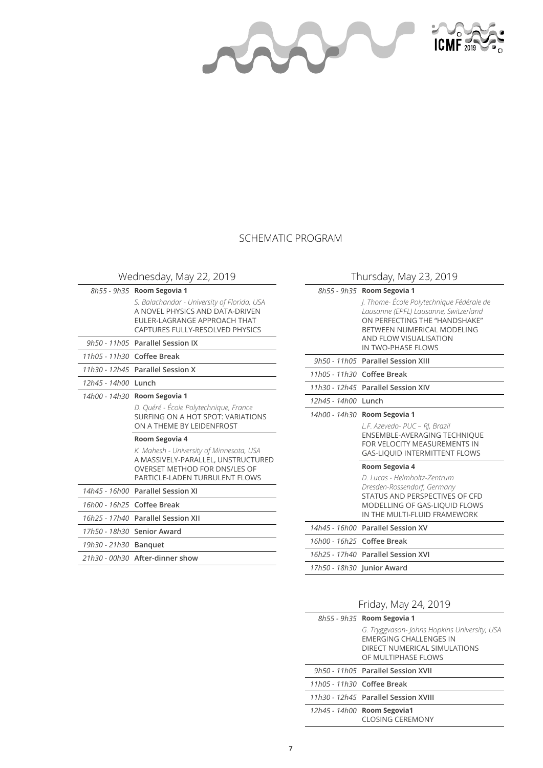# SCHEMATIC PROGRAM

## Wednesday, May 22, 2019

| | |
|---|---|
| *8h55 - 9h35* | **Room Segovia 1**<br>*S. Balachandar - University of Florida, USA*<br>A NOVEL PHYSICS AND DATA-DRIVEN EULER-LAGRANGE APPROACH THAT CAPTURES FULLY-RESOLVED PHYSICS |
| *9h50 - 11h05* | **Parallel Session IX** |
| *11h05 - 11h30* | **Coffee Break** |
| *11h30 - 12h45* | **Parallel Session X** |
| *12h45 - 14h00* | **Lunch** |
| *14h00 - 14h30* | **Room Segovia 1**<br>*D. Quéré - École Polytechnique, France*<br>SURFING ON A HOT SPOT: VARIATIONS ON A THEME BY LEIDENFROST<br>**Room Segovia 4**<br>*K. Mahesh - University of Minnesota, USA*<br>A MASSIVELY-PARALLEL, UNSTRUCTURED OVERSET METHOD FOR DNS/LES OF PARTICLE-LADEN TURBULENT FLOWS |
| *14h45 - 16h00* | **Parallel Session XI** |
| *16h00 - 16h25* | **Coffee Break** |
| *16h25 - 17h40* | **Parallel Session XII** |
| *17h50 - 18h30* | **Senior Award** |
| *19h30 - 21h30* | **Banquet** |
| *21h30 - 00h30* | **After-dinner show** |

## Thursday, May 23, 2019

| | |
|---|---|
| *8h55 - 9h35* | **Room Segovia 1**<br>*J. Thome- École Polytechnique Fédérale de Lausanne (EPFL) Lausanne, Switzerland*<br>ON PERFECTING THE "HANDSHAKE" BETWEEN NUMERICAL MODELING AND FLOW VISUALISATION IN TWO-PHASE FLOWS |
| *9h50 - 11h05* | **Parallel Session XIII** |
| *11h05 - 11h30* | **Coffee Break** |
| *11h30 - 12h45* | **Parallel Session XIV** |
| *12h45 - 14h00* | **Lunch** |
| *14h00 - 14h30* | **Room Segovia 1**<br>*L.F. Azevedo- PUC – RJ, Brazil*<br>ENSEMBLE-AVERAGING TECHNIQUE FOR VELOCITY MEASUREMENTS IN GAS-LIQUID INTERMITTENT FLOWS<br>**Room Segovia 4**<br>*D. Lucas - Helmholtz-Zentrum Dresden-Rossendorf, Germany*<br>STATUS AND PERSPECTIVES OF CFD MODELLING OF GAS-LIQUID FLOWS IN THE MULTI-FLUID FRAMEWORK |
| *14h45 - 16h00* | **Parallel Session XV** |
| *16h00 - 16h25* | **Coffee Break** |
| *16h25 - 17h40* | **Parallel Session XVI** |
| *17h50 - 18h30* | **Junior Award** |

## Friday, May 24, 2019

| | |
|---|---|
| *8h55 - 9h35* | **Room Segovia 1**<br>*G. Tryggvason- Johns Hopkins University, USA*<br>EMERGING CHALLENGES IN DIRECT NUMERICAL SIMULATIONS OF MULTIPHASE FLOWS |
| *9h50 - 11h05* | **Parallel Session XVII** |
| *11h05 - 11h30* | **Coffee Break** |
| *11h30 - 12h45* | **Parallel Session XVIII** |
| *12h45 - 14h00* | **Room Segovia1**<br>CLOSING CEREMONY |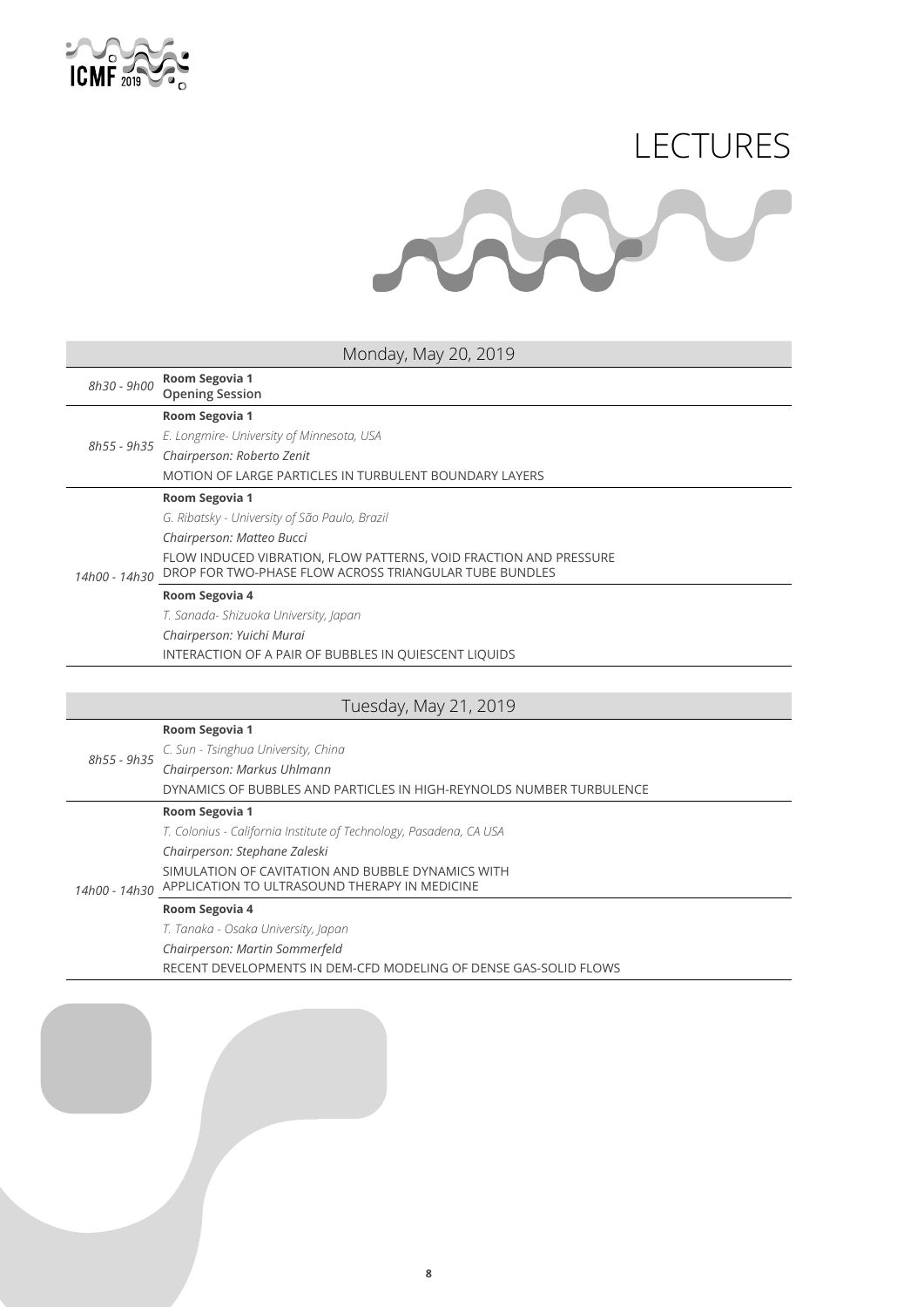# LECTURES

## Monday, May 20, 2019

| Time | Session |
|---|---|
| *8h30 - 9h00* | **Room Segovia 1**<br>**Opening Session** |
| *8h55 - 9h35* | **Room Segovia 1**<br>*E. Longmire- University of Minnesota, USA*<br>*Chairperson: Roberto Zenit*<br>MOTION OF LARGE PARTICLES IN TURBULENT BOUNDARY LAYERS |
| *14h00 - 14h30* | **Room Segovia 1**<br>*G. Ribatsky - University of São Paulo, Brazil*<br>*Chairperson: Matteo Bucci*<br>FLOW INDUCED VIBRATION, FLOW PATTERNS, VOID FRACTION AND PRESSURE DROP FOR TWO-PHASE FLOW ACROSS TRIANGULAR TUBE BUNDLES |
| | **Room Segovia 4**<br>*T. Sanada- Shizuoka University, Japan*<br>*Chairperson: Yuichi Murai*<br>INTERACTION OF A PAIR OF BUBBLES IN QUIESCENT LIQUIDS |

## Tuesday, May 21, 2019

| Time | Session |
|---|---|
| *8h55 - 9h35* | **Room Segovia 1**<br>*C. Sun - Tsinghua University, China*<br>*Chairperson: Markus Uhlmann*<br>DYNAMICS OF BUBBLES AND PARTICLES IN HIGH-REYNOLDS NUMBER TURBULENCE |
| *14h00 - 14h30* | **Room Segovia 1**<br>*T. Colonius - California Institute of Technology, Pasadena, CA USA*<br>*Chairperson: Stephane Zaleski*<br>SIMULATION OF CAVITATION AND BUBBLE DYNAMICS WITH APPLICATION TO ULTRASOUND THERAPY IN MEDICINE |
| | **Room Segovia 4**<br>*T. Tanaka - Osaka University, Japan*<br>*Chairperson: Martin Sommerfeld*<br>RECENT DEVELOPMENTS IN DEM-CFD MODELING OF DENSE GAS-SOLID FLOWS |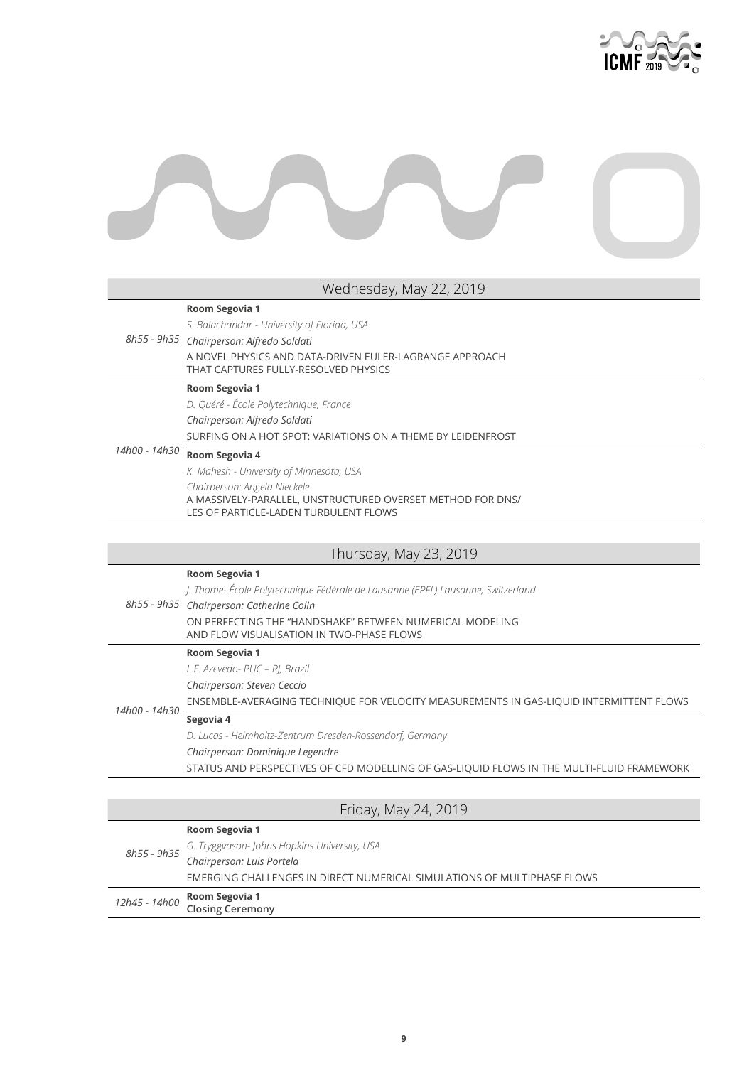## Wednesday, May 22, 2019

| Time | Session |
|---|---|
| 8h55 - 9h35 | **Room Segovia 1**<br>*S. Balachandar - University of Florida, USA*<br>*Chairperson: Alfredo Soldati*<br>A NOVEL PHYSICS AND DATA-DRIVEN EULER-LAGRANGE APPROACH THAT CAPTURES FULLY-RESOLVED PHYSICS |
| 14h00 - 14h30 | **Room Segovia 1**<br>*D. Quéré - École Polytechnique, France*<br>*Chairperson: Alfredo Soldati*<br>SURFING ON A HOT SPOT: VARIATIONS ON A THEME BY LEIDENFROST |
| | **Room Segovia 4**<br>*K. Mahesh - University of Minnesota, USA*<br>*Chairperson: Angela Nieckele*<br>A MASSIVELY-PARALLEL, UNSTRUCTURED OVERSET METHOD FOR DNS/ LES OF PARTICLE-LADEN TURBULENT FLOWS |

## Thursday, May 23, 2019

| Time | Session |
|---|---|
| 8h55 - 9h35 | **Room Segovia 1**<br>*J. Thome- École Polytechnique Fédérale de Lausanne (EPFL) Lausanne, Switzerland*<br>*Chairperson: Catherine Colin*<br>ON PERFECTING THE "HANDSHAKE" BETWEEN NUMERICAL MODELING AND FLOW VISUALISATION IN TWO-PHASE FLOWS |
| 14h00 - 14h30 | **Room Segovia 1**<br>*L.F. Azevedo- PUC – RJ, Brazil*<br>*Chairperson: Steven Ceccio*<br>ENSEMBLE-AVERAGING TECHNIQUE FOR VELOCITY MEASUREMENTS IN GAS-LIQUID INTERMITTENT FLOWS |
| | **Segovia 4**<br>*D. Lucas - Helmholtz-Zentrum Dresden-Rossendorf, Germany*<br>*Chairperson: Dominique Legendre*<br>STATUS AND PERSPECTIVES OF CFD MODELLING OF GAS-LIQUID FLOWS IN THE MULTI-FLUID FRAMEWORK |

## Friday, May 24, 2019

| Time | Session |
|---|---|
| 8h55 - 9h35 | **Room Segovia 1**<br>*G. Tryggvason- Johns Hopkins University, USA*<br>*Chairperson: Luis Portela*<br>EMERGING CHALLENGES IN DIRECT NUMERICAL SIMULATIONS OF MULTIPHASE FLOWS |
| 12h45 - 14h00 | **Room Segovia 1**<br>**Closing Ceremony** |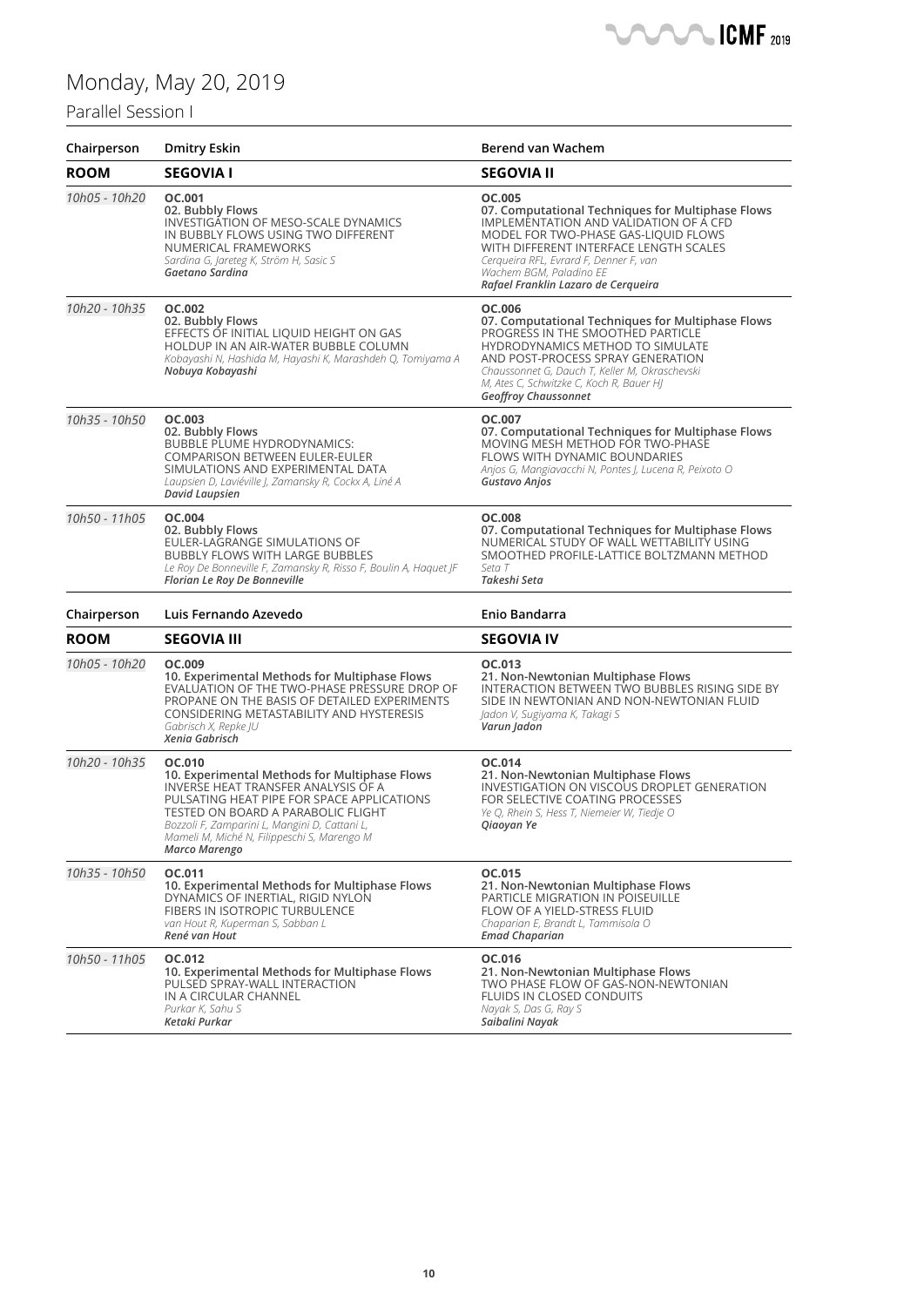# Monday, May 20, 2019

## Parallel Session I

| Chairperson | Dmitry Eskin | Berend van Wachem |
|---|---|---|
| **ROOM** | **SEGOVIA I** | **SEGOVIA II** |
| *10h05 - 10h20* | **OC.001**<br>**02. Bubbly Flows**<br>INVESTIGATION OF MESO-SCALE DYNAMICS IN BUBBLY FLOWS USING TWO DIFFERENT NUMERICAL FRAMEWORKS<br>*Sardina G, Jareteg K, Ström H, Sasic S*<br>***Gaetano Sardina*** | **OC.005**<br>**07. Computational Techniques for Multiphase Flows**<br>IMPLEMENTATION AND VALIDATION OF A CFD MODEL FOR TWO-PHASE GAS-LIQUID FLOWS WITH DIFFERENT INTERFACE LENGTH SCALES<br>*Cerqueira RFL, Evrard F, Denner F, van Wachem BGM, Paladino EE*<br>***Rafael Franklin Lazaro de Cerqueira*** |
| *10h20 - 10h35* | **OC.002**<br>**02. Bubbly Flows**<br>EFFECTS OF INITIAL LIQUID HEIGHT ON GAS HOLDUP IN AN AIR-WATER BUBBLE COLUMN<br>*Kobayashi N, Hashida M, Hayashi K, Marashdeh Q, Tomiyama A*<br>***Nobuya Kobayashi*** | **OC.006**<br>**07. Computational Techniques for Multiphase Flows**<br>PROGRESS IN THE SMOOTHED PARTICLE HYDRODYNAMICS METHOD TO SIMULATE AND POST-PROCESS SPRAY GENERATION<br>*Chaussonnet G, Dauch T, Keller M, Okraschevski M, Ates C, Schwitzke C, Koch R, Bauer HJ*<br>***Geoffroy Chaussonnet*** |
| *10h35 - 10h50* | **OC.003**<br>**02. Bubbly Flows**<br>BUBBLE PLUME HYDRODYNAMICS: COMPARISON BETWEEN EULER-EULER SIMULATIONS AND EXPERIMENTAL DATA<br>*Laupsien D, Laviéville J, Zamansky R, Cockx A, Liné A*<br>***David Laupsien*** | **OC.007**<br>**07. Computational Techniques for Multiphase Flows**<br>MOVING MESH METHOD FOR TWO-PHASE FLOWS WITH DYNAMIC BOUNDARIES<br>*Anjos G, Mangiavacchi N, Pontes J, Lucena R, Peixoto O*<br>***Gustavo Anjos*** |
| *10h50 - 11h05* | **OC.004**<br>**02. Bubbly Flows**<br>EULER-LAGRANGE SIMULATIONS OF BUBBLY FLOWS WITH LARGE BUBBLES<br>*Le Roy De Bonneville F, Zamansky R, Risso F, Boulin A, Haquet JF*<br>***Florian Le Roy De Bonneville*** | **OC.008**<br>**07. Computational Techniques for Multiphase Flows**<br>NUMERICAL STUDY OF WALL WETTABILITY USING SMOOTHED PROFILE-LATTICE BOLTZMANN METHOD<br>*Seta T*<br>***Takeshi Seta*** |

| Chairperson | Luis Fernando Azevedo | Enio Bandarra |
|---|---|---|
| **ROOM** | **SEGOVIA III** | **SEGOVIA IV** |
| *10h05 - 10h20* | **OC.009**<br>**10. Experimental Methods for Multiphase Flows**<br>EVALUATION OF THE TWO-PHASE PRESSURE DROP OF PROPANE ON THE BASIS OF DETAILED EXPERIMENTS CONSIDERING METASTABILITY AND HYSTERESIS<br>*Gabrisch X, Repke JU*<br>***Xenia Gabrisch*** | **OC.013**<br>**21. Non-Newtonian Multiphase Flows**<br>INTERACTION BETWEEN TWO BUBBLES RISING SIDE BY SIDE IN NEWTONIAN AND NON-NEWTONIAN FLUID<br>*Jadon V, Sugiyama K, Takagi S*<br>***Varun Jadon*** |
| *10h20 - 10h35* | **OC.010**<br>**10. Experimental Methods for Multiphase Flows**<br>INVERSE HEAT TRANSFER ANALYSIS OF A PULSATING HEAT PIPE FOR SPACE APPLICATIONS TESTED ON BOARD A PARABOLIC FLIGHT<br>*Bozzoli F, Zamparini L, Mangini D, Cattani L, Mameli M, Miché N, Filippeschi S, Marengo M*<br>***Marco Marengo*** | **OC.014**<br>**21. Non-Newtonian Multiphase Flows**<br>INVESTIGATION ON VISCOUS DROPLET GENERATION FOR SELECTIVE COATING PROCESSES<br>*Ye Q, Rhein S, Hess T, Niemeier W, Tiedje O*<br>***Qiaoyan Ye*** |
| *10h35 - 10h50* | **OC.011**<br>**10. Experimental Methods for Multiphase Flows**<br>DYNAMICS OF INERTIAL, RIGID NYLON FIBERS IN ISOTROPIC TURBULENCE<br>*van Hout R, Kuperman S, Sabban L*<br>***René van Hout*** | **OC.015**<br>**21. Non-Newtonian Multiphase Flows**<br>PARTICLE MIGRATION IN POISEUILLE FLOW OF A YIELD-STRESS FLUID<br>*Chaparian E, Brandt L, Tammisola O*<br>***Emad Chaparian*** |
| *10h50 - 11h05* | **OC.012**<br>**10. Experimental Methods for Multiphase Flows**<br>PULSED SPRAY-WALL INTERACTION IN A CIRCULAR CHANNEL<br>*Purkar K, Sahu S*<br>***Ketaki Purkar*** | **OC.016**<br>**21. Non-Newtonian Multiphase Flows**<br>TWO PHASE FLOW OF GAS-NON-NEWTONIAN FLUIDS IN CLOSED CONDUITS<br>*Nayak S, Das G, Ray S*<br>***Saibalini Nayak*** |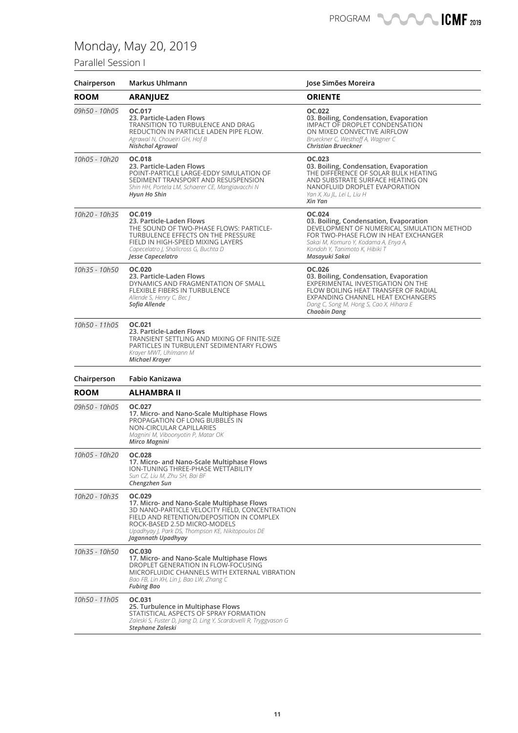# Monday, May 20, 2019

## Parallel Session I

| Chairperson | Markus Uhlmann | Jose Simões Moreira |
|---|---|---|
| **ROOM** | **ARANJUEZ** | **ORIENTE** |
| *09h50 - 10h05* | **OC.017**<br>**23. Particle-Laden Flows**<br>TRANSITION TO TURBULENCE AND DRAG REDUCTION IN PARTICLE LADEN PIPE FLOW.<br>*Agrawal N, Choueiri GH, Hof B*<br>***Nishchal Agrawal*** | **OC.022**<br>**03. Boiling, Condensation, Evaporation**<br>IMPACT OF DROPLET CONDENSATION ON MIXED CONVECTIVE AIRFLOW<br>*Brueckner C, Westhoff A, Wagner C*<br>***Christian Brueckner*** |
| *10h05 - 10h20* | **OC.018**<br>**23. Particle-Laden Flows**<br>POINT-PARTICLE LARGE-EDDY SIMULATION OF SEDIMENT TRANSPORT AND RESUSPENSION<br>*Shin HH, Portela LM, Schaerer CE, Mangiavacchi N*<br>***Hyun Ho Shin*** | **OC.023**<br>**03. Boiling, Condensation, Evaporation**<br>THE DIFFERENCE OF SOLAR BULK HEATING AND SUBSTRATE SURFACE HEATING ON NANOFLUID DROPLET EVAPORATION<br>*Yan X, Xu JL, Lei L, Liu H*<br>***Xin Yan*** |
| *10h20 - 10h35* | **OC.019**<br>**23. Particle-Laden Flows**<br>THE SOUND OF TWO-PHASE FLOWS: PARTICLE-TURBULENCE EFFECTS ON THE PRESSURE FIELD IN HIGH-SPEED MIXING LAYERS<br>*Capecelatro J, Shallcross G, Buchta D*<br>***Jesse Capecelatro*** | **OC.024**<br>**03. Boiling, Condensation, Evaporation**<br>DEVELOPMENT OF NUMERICAL SIMULATION METHOD FOR TWO-PHASE FLOW IN HEAT EXCHANGER<br>*Sakai M, Komuro Y, Kodama A, Enya A, Kondoh Y, Tanimoto K, Hibiki T*<br>***Masayuki Sakai*** |
| *10h35 - 10h50* | **OC.020**<br>**23. Particle-Laden Flows**<br>DYNAMICS AND FRAGMENTATION OF SMALL FLEXIBLE FIBERS IN TURBULENCE<br>*Allende S, Henry C, Bec J*<br>***Sofia Allende*** | **OC.026**<br>**03. Boiling, Condensation, Evaporation**<br>EXPERIMENTAL INVESTIGATION ON THE FLOW BOILING HEAT TRANSFER OF RADIAL EXPANDING CHANNEL HEAT EXCHANGERS<br>*Dang C, Song M, Hong S, Cao X, Hihara E*<br>***Chaobin Dang*** |
| *10h50 - 11h05* | **OC.021**<br>**23. Particle-Laden Flows**<br>TRANSIENT SETTLING AND MIXING OF FINITE-SIZE PARTICLES IN TURBULENT SEDIMENTARY FLOWS<br>*Krayer MWT, Uhlmann M*<br>***Michael Krayer*** | |

| Chairperson | Fabio Kanizawa |
|---|---|
| **ROOM** | **ALHAMBRA II** |
| *09h50 - 10h05* | **OC.027**<br>**17. Micro- and Nano-Scale Multiphase Flows**<br>PROPAGATION OF LONG BUBBLES IN NON-CIRCULAR CAPILLARIES<br>*Magnini M, Viboonyotin P, Matar OK*<br>***Mirco Magnini*** |
| *10h05 - 10h20* | **OC.028**<br>**17. Micro- and Nano-Scale Multiphase Flows**<br>ION-TUNING THREE-PHASE WETTABILITY<br>*Sun CZ, Liu M, Zhu SH, Bai BF*<br>***Chengzhen Sun*** |
| *10h20 - 10h35* | **OC.029**<br>**17. Micro- and Nano-Scale Multiphase Flows**<br>3D NANO-PARTICLE VELOCITY FIELD, CONCENTRATION FIELD AND RETENTION/DEPOSITION IN COMPLEX ROCK-BASED 2.5D MICRO-MODELS<br>*Upadhyay J, Park DS, Thompson KE, Nikitopoulos DE*<br>***Jagannath Upadhyay*** |
| *10h35 - 10h50* | **OC.030**<br>**17. Micro- and Nano-Scale Multiphase Flows**<br>DROPLET GENERATION IN FLOW-FOCUSING MICROFLUIDIC CHANNELS WITH EXTERNAL VIBRATION<br>*Bao FB, Lin XH, Lin J, Bao LW, Zhang C*<br>***Fubing Bao*** |
| *10h50 - 11h05* | **OC.031**<br>**25. Turbulence in Multiphase Flows**<br>STATISTICAL ASPECTS OF SPRAY FORMATION<br>*Zaleski S, Fuster D, Jiang D, Ling Y, Scardovelli R, Tryggvason G*<br>***Stephane Zaleski*** |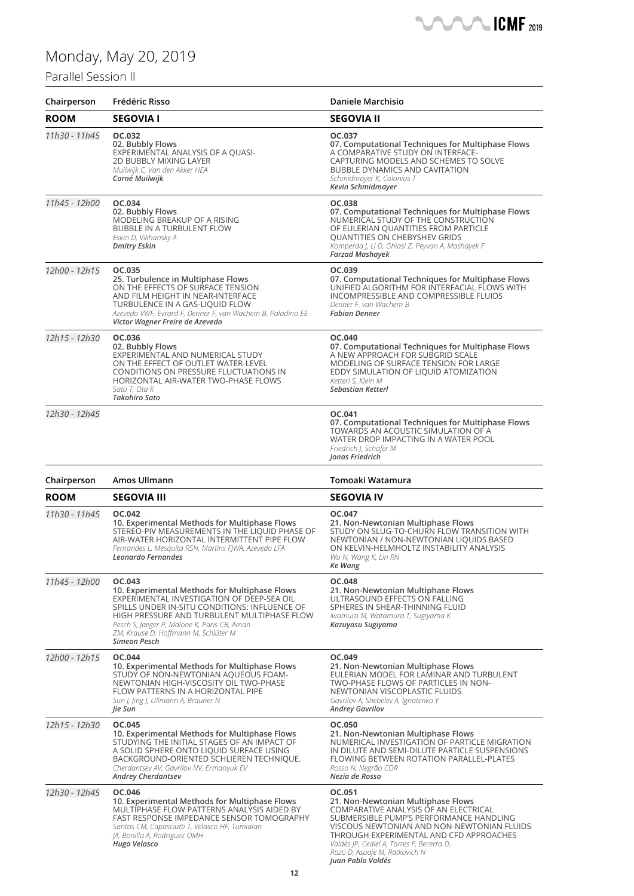# Monday, May 20, 2019

## Parallel Session II

| Chairperson | Frédéric Risso | Daniele Marchisio |
|---|---|---|
| **ROOM** | **SEGOVIA I** | **SEGOVIA II** |
| *11h30 - 11h45* | **OC.032**<br>**02. Bubbly Flows**<br>EXPERIMENTAL ANALYSIS OF A QUASI-2D BUBBLY MIXING LAYER<br>*Muilwijk C, Van den Akker HEA*<br>***Corné Muilwijk*** | **OC.037**<br>**07. Computational Techniques for Multiphase Flows**<br>A COMPARATIVE STUDY ON INTERFACE-CAPTURING MODELS AND SCHEMES TO SOLVE BUBBLE DYNAMICS AND CAVITATION<br>*Schmidmayer K, Colonius T*<br>***Kevin Schmidmayer*** |
| *11h45 - 12h00* | **OC.034**<br>**02. Bubbly Flows**<br>MODELING BREAKUP OF A RISING BUBBLE IN A TURBULENT FLOW<br>*Eskin D, Vikhansky A*<br>***Dmitry Eskin*** | **OC.038**<br>**07. Computational Techniques for Multiphase Flows**<br>NUMERICAL STUDY OF THE CONSTRUCTION OF EULERIAN QUANTITIES FROM PARTICLE QUANTITIES ON CHEBYSHEV GRIDS<br>*Komperda J, Li D, Ghiasi Z, Peyvan A, Mashayek F*<br>***Farzad Mashayek*** |
| *12h00 - 12h15* | **OC.035**<br>**25. Turbulence in Multiphase Flows**<br>ON THE EFFECTS OF SURFACE TENSION AND FILM HEIGHT IN NEAR-INTERFACE TURBULENCE IN A GAS-LIQUID FLOW<br>*Azevedo VWF, Evrard F, Denner F, van Wachem B, Paladino EE*<br>***Victor Wagner Freire de Azevedo*** | **OC.039**<br>**07. Computational Techniques for Multiphase Flows**<br>UNIFIED ALGORITHM FOR INTERFACIAL FLOWS WITH INCOMPRESSIBLE AND COMPRESSIBLE FLUIDS<br>*Denner F, van Wachem B*<br>***Fabian Denner*** |
| *12h15 - 12h30* | **OC.036**<br>**02. Bubbly Flows**<br>EXPERIMENTAL AND NUMERICAL STUDY ON THE EFFECT OF OUTLET WATER-LEVEL CONDITIONS ON PRESSURE FLUCTUATIONS IN HORIZONTAL AIR-WATER TWO-PHASE FLOWS<br>*Sato T, Ota K*<br>***Takahiro Sato*** | **OC.040**<br>**07. Computational Techniques for Multiphase Flows**<br>A NEW APPROACH FOR SUBGRID SCALE MODELING OF SURFACE TENSION FOR LARGE EDDY SIMULATION OF LIQUID ATOMIZATION<br>*Ketterl S, Klein M*<br>***Sebastian Ketterl*** |
| *12h30 - 12h45* | | **OC.041**<br>**07. Computational Techniques for Multiphase Flows**<br>TOWARDS AN ACOUSTIC SIMULATION OF A WATER DROP IMPACTING IN A WATER POOL<br>*Friedrich J, Schäfer M*<br>***Jonas Friedrich*** |

| Chairperson | Amos Ullmann | Tomoaki Watamura |
|---|---|---|
| **ROOM** | **SEGOVIA III** | **SEGOVIA IV** |
| *11h30 - 11h45* | **OC.042**<br>**10. Experimental Methods for Multiphase Flows**<br>STEREO-PIV MEASUREMENTS IN THE LIQUID PHASE OF AIR-WATER HORIZONTAL INTERMITTENT PIPE FLOW<br>*Fernandes L, Mesquita RSN, Martins FJWA, Azevedo LFA*<br>***Leonardo Fernandes*** | **OC.047**<br>**21. Non-Newtonian Multiphase Flows**<br>STUDY ON SLUG-TO-CHURN FLOW TRANSITION WITH NEWTONIAN / NON-NEWTONIAN LIQUIDS BASED ON KELVIN-HELMHOLTZ INSTABILITY ANALYSIS<br>*Wu N, Wang K, Lin RN*<br>***Ke Wang*** |
| *11h45 - 12h00* | **OC.043**<br>**10. Experimental Methods for Multiphase Flows**<br>EXPERIMENTAL INVESTIGATION OF DEEP-SEA OIL SPILLS UNDER IN-SITU CONDITIONS: INFLUENCE OF HIGH PRESSURE AND TURBULENT MULTIPHASE FLOW<br>*Pesch S, Jaeger P, Malone K, Paris CB, Aman ZM, Krause D, Hoffmann M, Schlüter M*<br>***Simeon Pesch*** | **OC.048**<br>**21. Non-Newtonian Multiphase Flows**<br>ULTRASOUND EFFECTS ON FALLING SPHERES IN SHEAR-THINNING FLUID<br>*Iwamuro M, Watamura T, Sugiyama K*<br>***Kazuyasu Sugiyama*** |
| *12h00 - 12h15* | **OC.044**<br>**10. Experimental Methods for Multiphase Flows**<br>STUDY OF NON-NEWTONIAN AQUEOUS FOAM-NEWTONIAN HIGH-VISCOSITY OIL TWO-PHASE FLOW PATTERNS IN A HORIZONTAL PIPE<br>*Sun J, Jing J, Ullmann A, Brauner N*<br>***Jie Sun*** | **OC.049**<br>**21. Non-Newtonian Multiphase Flows**<br>EULERIAN MODEL FOR LAMINAR AND TURBULENT TWO-PHASE FLOWS OF PARTICLES IN NON-NEWTONIAN VISCOPLASTIC FLUIDS<br>*Gavrilov A, Shebelev A, Ignatenko Y*<br>***Andrey Gavrilov*** |
| *12h15 - 12h30* | **OC.045**<br>**10. Experimental Methods for Multiphase Flows**<br>STUDYING THE INITIAL STAGES OF AN IMPACT OF A SOLID SPHERE ONTO LIQUID SURFACE USING BACKGROUND-ORIENTED SCHLIEREN TECHNIQUE.<br>*Cherdantsev AV, Gavrilov NV, Ermanyuk EV*<br>***Andrey Cherdantsev*** | **OC.050**<br>**21. Non-Newtonian Multiphase Flows**<br>NUMERICAL INVESTIGATION OF PARTICLE MIGRATION IN DILUTE AND SEMI-DILUTE PARTICLE SUSPENSIONS FLOWING BETWEEN ROTATION PARALLEL-PLATES<br>*Rosso N, Negrão COR*<br>***Nezia de Rosso*** |
| *12h30 - 12h45* | **OC.046**<br>**10. Experimental Methods for Multiphase Flows**<br>MULTIPHASE FLOW PATTERNS ANALYSIS AIDED BY FAST RESPONSE IMPEDANCE SENSOR TOMOGRAPHY<br>*Santos CM, Capasciutti T, Velasco HF, Tumialan JA, Bonilla A, Rodriguez OMH*<br>***Hugo Velasco*** | **OC.051**<br>**21. Non-Newtonian Multiphase Flows**<br>COMPARATIVE ANALYSIS OF AN ELECTRICAL SUBMERSIBLE PUMP'S PERFORMANCE HANDLING VISCOUS NEWTONIAN AND NON-NEWTONIAN FLUIDS THROUGH EXPERIMENTAL AND CFD APPROACHES<br>*Valdés JP, Cediel A, Torres F, Becerra D, Rozo D, Asuaje M, Ratkovich N*<br>***Juan Pablo Valdés*** |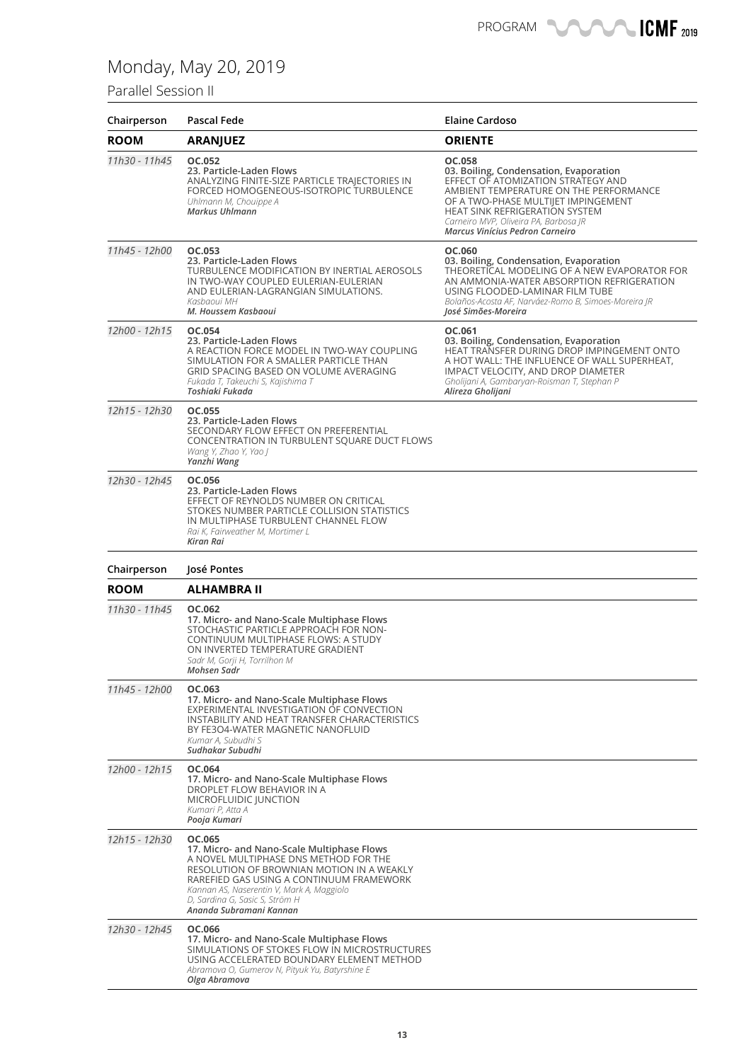# Monday, May 20, 2019

## Parallel Session II

| Chairperson | Pascal Fede | Elaine Cardoso |
|---|---|---|
| **ROOM** | **ARANJUEZ** | **ORIENTE** |
| *11h30 - 11h45* | **OC.052**<br>**23. Particle-Laden Flows**<br>ANALYZING FINITE-SIZE PARTICLE TRAJECTORIES IN FORCED HOMOGENEOUS-ISOTROPIC TURBULENCE<br>*Uhlmann M, Chouippe A*<br>***Markus Uhlmann*** | **OC.058**<br>**03. Boiling, Condensation, Evaporation**<br>EFFECT OF ATOMIZATION STRATEGY AND AMBIENT TEMPERATURE ON THE PERFORMANCE OF A TWO-PHASE MULTIJET IMPINGEMENT HEAT SINK REFRIGERATION SYSTEM<br>*Carneiro MVP, Oliveira PA, Barbosa JR*<br>***Marcus Vinícius Pedron Carneiro*** |
| *11h45 - 12h00* | **OC.053**<br>**23. Particle-Laden Flows**<br>TURBULENCE MODIFICATION BY INERTIAL AEROSOLS IN TWO-WAY COUPLED EULERIAN-EULERIAN AND EULERIAN-LAGRANGIAN SIMULATIONS.<br>*Kasbaoui MH*<br>***M. Houssem Kasbaoui*** | **OC.060**<br>**03. Boiling, Condensation, Evaporation**<br>THEORETICAL MODELING OF A NEW EVAPORATOR FOR AN AMMONIA-WATER ABSORPTION REFRIGERATION USING FLOODED-LAMINAR FILM TUBE<br>*Bolaños-Acosta AF, Narváez-Romo B, Simoes-Moreira JR*<br>***José Simões-Moreira*** |
| *12h00 - 12h15* | **OC.054**<br>**23. Particle-Laden Flows**<br>A REACTION FORCE MODEL IN TWO-WAY COUPLING SIMULATION FOR A SMALLER PARTICLE THAN GRID SPACING BASED ON VOLUME AVERAGING<br>*Fukada T, Takeuchi S, Kajishima T*<br>***Toshiaki Fukada*** | **OC.061**<br>**03. Boiling, Condensation, Evaporation**<br>HEAT TRANSFER DURING DROP IMPINGEMENT ONTO A HOT WALL: THE INFLUENCE OF WALL SUPERHEAT, IMPACT VELOCITY, AND DROP DIAMETER<br>*Gholijani A, Gambaryan-Roisman T, Stephan P*<br>***Alireza Gholijani*** |
| *12h15 - 12h30* | **OC.055**<br>**23. Particle-Laden Flows**<br>SECONDARY FLOW EFFECT ON PREFERENTIAL CONCENTRATION IN TURBULENT SQUARE DUCT FLOWS<br>*Wang Y, Zhao Y, Yao J*<br>***Yanzhi Wang*** | |
| *12h30 - 12h45* | **OC.056**<br>**23. Particle-Laden Flows**<br>EFFECT OF REYNOLDS NUMBER ON CRITICAL STOKES NUMBER PARTICLE COLLISION STATISTICS IN MULTIPHASE TURBULENT CHANNEL FLOW<br>*Rai K, Fairweather M, Mortimer L*<br>***Kiran Rai*** | |

| Chairperson | José Pontes |
|---|---|
| **ROOM** | **ALHAMBRA II** |
| *11h30 - 11h45* | **OC.062**<br>**17. Micro- and Nano-Scale Multiphase Flows**<br>STOCHASTIC PARTICLE APPROACH FOR NON-CONTINUUM MULTIPHASE FLOWS: A STUDY ON INVERTED TEMPERATURE GRADIENT<br>*Sadr M, Gorji H, Torrilhon M*<br>***Mohsen Sadr*** |
| *11h45 - 12h00* | **OC.063**<br>**17. Micro- and Nano-Scale Multiphase Flows**<br>EXPERIMENTAL INVESTIGATION OF CONVECTION INSTABILITY AND HEAT TRANSFER CHARACTERISTICS BY FE3O4-WATER MAGNETIC NANOFLUID<br>*Kumar A, Subudhi S*<br>***Sudhakar Subudhi*** |
| *12h00 - 12h15* | **OC.064**<br>**17. Micro- and Nano-Scale Multiphase Flows**<br>DROPLET FLOW BEHAVIOR IN A MICROFLUIDIC JUNCTION<br>*Kumari P, Atta A*<br>***Pooja Kumari*** |
| *12h15 - 12h30* | **OC.065**<br>**17. Micro- and Nano-Scale Multiphase Flows**<br>A NOVEL MULTIPHASE DNS METHOD FOR THE RESOLUTION OF BROWNIAN MOTION IN A WEAKLY RAREFIED GAS USING A CONTINUUM FRAMEWORK<br>*Kannan AS, Naserentin V, Mark A, Maggiolo D, Sardina G, Sasic S, Ström H*<br>***Ananda Subramani Kannan*** |
| *12h30 - 12h45* | **OC.066**<br>**17. Micro- and Nano-Scale Multiphase Flows**<br>SIMULATIONS OF STOKES FLOW IN MICROSTRUCTURES USING ACCELERATED BOUNDARY ELEMENT METHOD<br>*Abramova O, Gumerov N, Pityuk Yu, Batyrshine E*<br>***Olga Abramova*** |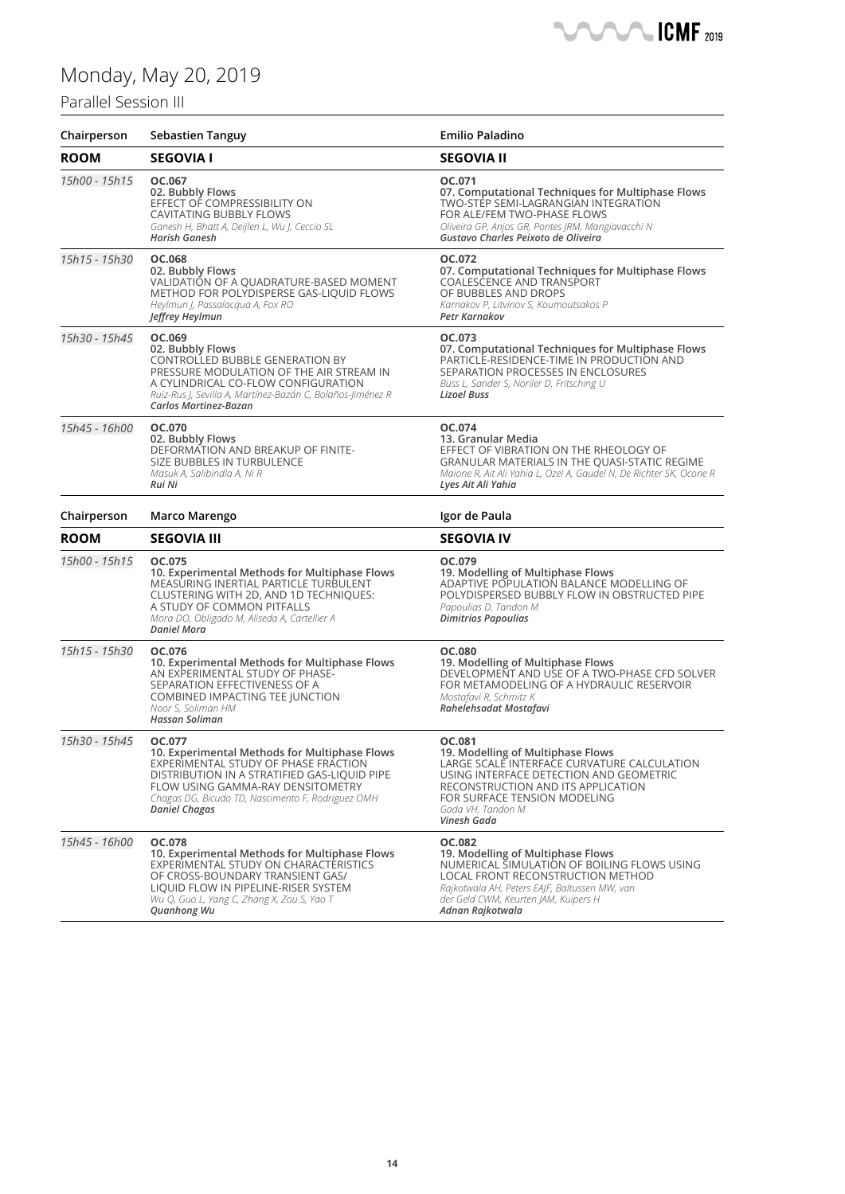# Monday, May 20, 2019

## Parallel Session III

| Chairperson | Sebastien Tanguy | Emilio Paladino |
|---|---|---|
| **ROOM** | **SEGOVIA I** | **SEGOVIA II** |
| *15h00 - 15h15* | **OC.067**<br>**02. Bubbly Flows**<br>EFFECT OF COMPRESSIBILITY ON CAVITATING BUBBLY FLOWS<br>*Ganesh H, Bhatt A, Deijlen L, Wu J, Ceccio SL*<br>***Harish Ganesh*** | **OC.071**<br>**07. Computational Techniques for Multiphase Flows**<br>TWO-STEP SEMI-LAGRANGIAN INTEGRATION FOR ALE/FEM TWO-PHASE FLOWS<br>*Oliveira GP, Anjos GR, Pontes JRM, Mangiavacchi N*<br>***Gustavo Charles Peixoto de Oliveira*** |
| *15h15 - 15h30* | **OC.068**<br>**02. Bubbly Flows**<br>VALIDATION OF A QUADRATURE-BASED MOMENT METHOD FOR POLYDISPERSE GAS-LIQUID FLOWS<br>*Heylmun J, Passalacqua A, Fox RO*<br>***Jeffrey Heylmun*** | **OC.072**<br>**07. Computational Techniques for Multiphase Flows**<br>COALESCENCE AND TRANSPORT OF BUBBLES AND DROPS<br>*Karnakov P, Litvinov S, Koumoutsakos P*<br>***Petr Karnakov*** |
| *15h30 - 15h45* | **OC.069**<br>**02. Bubbly Flows**<br>CONTROLLED BUBBLE GENERATION BY PRESSURE MODULATION OF THE AIR STREAM IN A CYLINDRICAL CO-FLOW CONFIGURATION<br>*Ruiz-Rus J, Sevilla A, Martínez-Bazán C, Bolaños-Jiménez R*<br>***Carlos Martinez-Bazan*** | **OC.073**<br>**07. Computational Techniques for Multiphase Flows**<br>PARTICLE-RESIDENCE-TIME IN PRODUCTION AND SEPARATION PROCESSES IN ENCLOSURES<br>*Buss L, Sander S, Noriler D, Fritsching U*<br>***Lizoel Buss*** |
| *15h45 - 16h00* | **OC.070**<br>**02. Bubbly Flows**<br>DEFORMATION AND BREAKUP OF FINITE-SIZE BUBBLES IN TURBULENCE<br>*Masuk A, Salibindla A, Ni R*<br>***Rui Ni*** | **OC.074**<br>**13. Granular Media**<br>EFFECT OF VIBRATION ON THE RHEOLOGY OF GRANULAR MATERIALS IN THE QUASI-STATIC REGIME<br>*Maione R, Ait Ali Yahia L, Ozel A, Gaudel N, De Richter SK, Ocone R*<br>***Lyes Ait Ali Yahia*** |

| Chairperson | Marco Marengo | Igor de Paula |
|---|---|---|
| **ROOM** | **SEGOVIA III** | **SEGOVIA IV** |
| *15h00 - 15h15* | **OC.075**<br>**10. Experimental Methods for Multiphase Flows**<br>MEASURING INERTIAL PARTICLE TURBULENT CLUSTERING WITH 2D, AND 1D TECHNIQUES: A STUDY OF COMMON PITFALLS<br>*Mora DO, Obligado M, Aliseda A, Cartellier A*<br>***Daniel Mora*** | **OC.079**<br>**19. Modelling of Multiphase Flows**<br>ADAPTIVE POPULATION BALANCE MODELLING OF POLYDISPERSED BUBBLY FLOW IN OBSTRUCTED PIPE<br>*Papoulias D, Tandon M*<br>***Dimitrios Papoulias*** |
| *15h15 - 15h30* | **OC.076**<br>**10. Experimental Methods for Multiphase Flows**<br>AN EXPERIMENTAL STUDY OF PHASE-SEPARATION EFFECTIVENESS OF A COMBINED IMPACTING TEE JUNCTION<br>*Noor S, Soliman HM*<br>***Hassan Soliman*** | **OC.080**<br>**19. Modelling of Multiphase Flows**<br>DEVELOPMENT AND USE OF A TWO-PHASE CFD SOLVER FOR METAMODELING OF A HYDRAULIC RESERVOIR<br>*Mostafavi R, Schmitz K*<br>***Rahelehsadat Mostafavi*** |
| *15h30 - 15h45* | **OC.077**<br>**10. Experimental Methods for Multiphase Flows**<br>EXPERIMENTAL STUDY OF PHASE FRACTION DISTRIBUTION IN A STRATIFIED GAS-LIQUID PIPE FLOW USING GAMMA-RAY DENSITOMETRY<br>*Chagas DG, Bicudo TD, Nascimento F, Rodriguez OMH*<br>***Daniel Chagas*** | **OC.081**<br>**19. Modelling of Multiphase Flows**<br>LARGE SCALE INTERFACE CURVATURE CALCULATION USING INTERFACE DETECTION AND GEOMETRIC RECONSTRUCTION AND ITS APPLICATION FOR SURFACE TENSION MODELING<br>*Gada VH, Tandon M*<br>***Vinesh Gada*** |
| *15h45 - 16h00* | **OC.078**<br>**10. Experimental Methods for Multiphase Flows**<br>EXPERIMENTAL STUDY ON CHARACTERISTICS OF CROSS-BOUNDARY TRANSIENT GAS/LIQUID FLOW IN PIPELINE-RISER SYSTEM<br>*Wu Q, Guo L, Yang C, Zhang X, Zou S, Yao T*<br>***Quanhong Wu*** | **OC.082**<br>**19. Modelling of Multiphase Flows**<br>NUMERICAL SIMULATION OF BOILING FLOWS USING LOCAL FRONT RECONSTRUCTION METHOD<br>*Rajkotwala AH, Peters EAJF, Baltussen MW, van der Geld CWM, Keurten JAM, Kuipers H*<br>***Adnan Rajkotwala*** |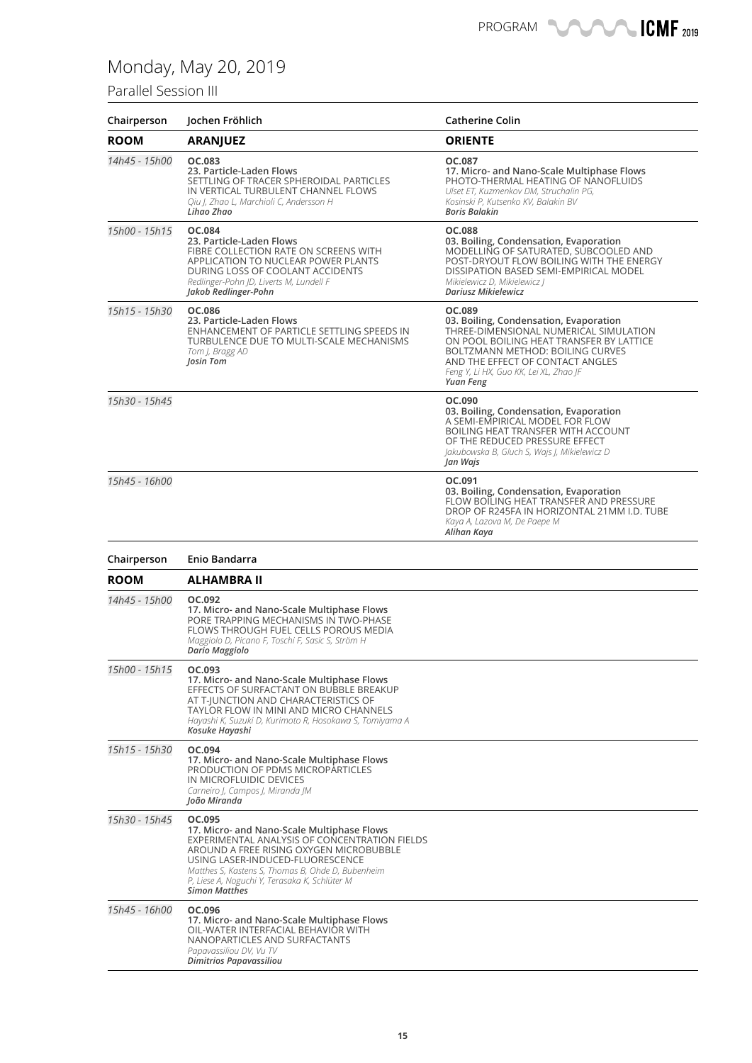# Monday, May 20, 2019

## Parallel Session III

| Chairperson | Jochen Fröhlich | Catherine Colin |
|---|---|---|
| **ROOM** | **ARANJUEZ** | **ORIENTE** |
| *14h45 - 15h00* | **OC.083**<br>**23. Particle-Laden Flows**<br>SETTLING OF TRACER SPHEROIDAL PARTICLES IN VERTICAL TURBULENT CHANNEL FLOWS<br>*Qiu J, Zhao L, Marchioli C, Andersson H*<br>***Lihao Zhao*** | **OC.087**<br>**17. Micro- and Nano-Scale Multiphase Flows**<br>PHOTO-THERMAL HEATING OF NANOFLUIDS<br>*Ulset ET, Kuzmenkov DM, Struchalin PG, Kosinski P, Kutsenko KV, Balakin BV*<br>***Boris Balakin*** |
| *15h00 - 15h15* | **OC.084**<br>**23. Particle-Laden Flows**<br>FIBRE COLLECTION RATE ON SCREENS WITH APPLICATION TO NUCLEAR POWER PLANTS DURING LOSS OF COOLANT ACCIDENTS<br>*Redlinger-Pohn JD, Liverts M, Lundell F*<br>***Jakob Redlinger-Pohn*** | **OC.088**<br>**03. Boiling, Condensation, Evaporation**<br>MODELLING OF SATURATED, SUBCOOLED AND POST-DRYOUT FLOW BOILING WITH THE ENERGY DISSIPATION BASED SEMI-EMPIRICAL MODEL<br>*Mikielewicz D, Mikielewicz J*<br>***Dariusz Mikielewicz*** |
| *15h15 - 15h30* | **OC.086**<br>**23. Particle-Laden Flows**<br>ENHANCEMENT OF PARTICLE SETTLING SPEEDS IN TURBULENCE DUE TO MULTI-SCALE MECHANISMS<br>*Tom J, Bragg AD*<br>***Josin Tom*** | **OC.089**<br>**03. Boiling, Condensation, Evaporation**<br>THREE-DIMENSIONAL NUMERICAL SIMULATION ON POOL BOILING HEAT TRANSFER BY LATTICE BOLTZMANN METHOD: BOILING CURVES AND THE EFFECT OF CONTACT ANGLES<br>*Feng Y, Li HX, Guo KK, Lei XL, Zhao JF*<br>***Yuan Feng*** |
| *15h30 - 15h45* | | **OC.090**<br>**03. Boiling, Condensation, Evaporation**<br>A SEMI-EMPIRICAL MODEL FOR FLOW BOILING HEAT TRANSFER WITH ACCOUNT OF THE REDUCED PRESSURE EFFECT<br>*Jakubowska B, Gluch S, Wajs J, Mikielewicz D*<br>***Jan Wajs*** |
| *15h45 - 16h00* | | **OC.091**<br>**03. Boiling, Condensation, Evaporation**<br>FLOW BOILING HEAT TRANSFER AND PRESSURE DROP OF R245FA IN HORIZONTAL 21MM I.D. TUBE<br>*Kaya A, Lazova M, De Paepe M*<br>***Alihan Kaya*** |

| Chairperson | Enio Bandarra |
|---|---|
| **ROOM** | **ALHAMBRA II** |
| *14h45 - 15h00* | **OC.092**<br>**17. Micro- and Nano-Scale Multiphase Flows**<br>PORE TRAPPING MECHANISMS IN TWO-PHASE FLOWS THROUGH FUEL CELLS POROUS MEDIA<br>*Maggiolo D, Picano F, Toschi F, Sasic S, Ström H*<br>***Dario Maggiolo*** |
| *15h00 - 15h15* | **OC.093**<br>**17. Micro- and Nano-Scale Multiphase Flows**<br>EFFECTS OF SURFACTANT ON BUBBLE BREAKUP AT T-JUNCTION AND CHARACTERISTICS OF TAYLOR FLOW IN MINI AND MICRO CHANNELS<br>*Hayashi K, Suzuki D, Kurimoto R, Hosokawa S, Tomiyama A*<br>***Kosuke Hayashi*** |
| *15h15 - 15h30* | **OC.094**<br>**17. Micro- and Nano-Scale Multiphase Flows**<br>PRODUCTION OF PDMS MICROPARTICLES IN MICROFLUIDIC DEVICES<br>*Carneiro J, Campos J, Miranda JM*<br>***João Miranda*** |
| *15h30 - 15h45* | **OC.095**<br>**17. Micro- and Nano-Scale Multiphase Flows**<br>EXPERIMENTAL ANALYSIS OF CONCENTRATION FIELDS AROUND A FREE RISING OXYGEN MICROBUBBLE USING LASER-INDUCED-FLUORESCENCE<br>*Matthes S, Kastens S, Thomas B, Ohde D, Bubenheim P, Liese A, Noguchi Y, Terasaka K, Schlüter M*<br>***Simon Matthes*** |
| *15h45 - 16h00* | **OC.096**<br>**17. Micro- and Nano-Scale Multiphase Flows**<br>OIL-WATER INTERFACIAL BEHAVIOR WITH NANOPARTICLES AND SURFACTANTS<br>*Papavassiliou DV, Vu TV*<br>***Dimitrios Papavassiliou*** |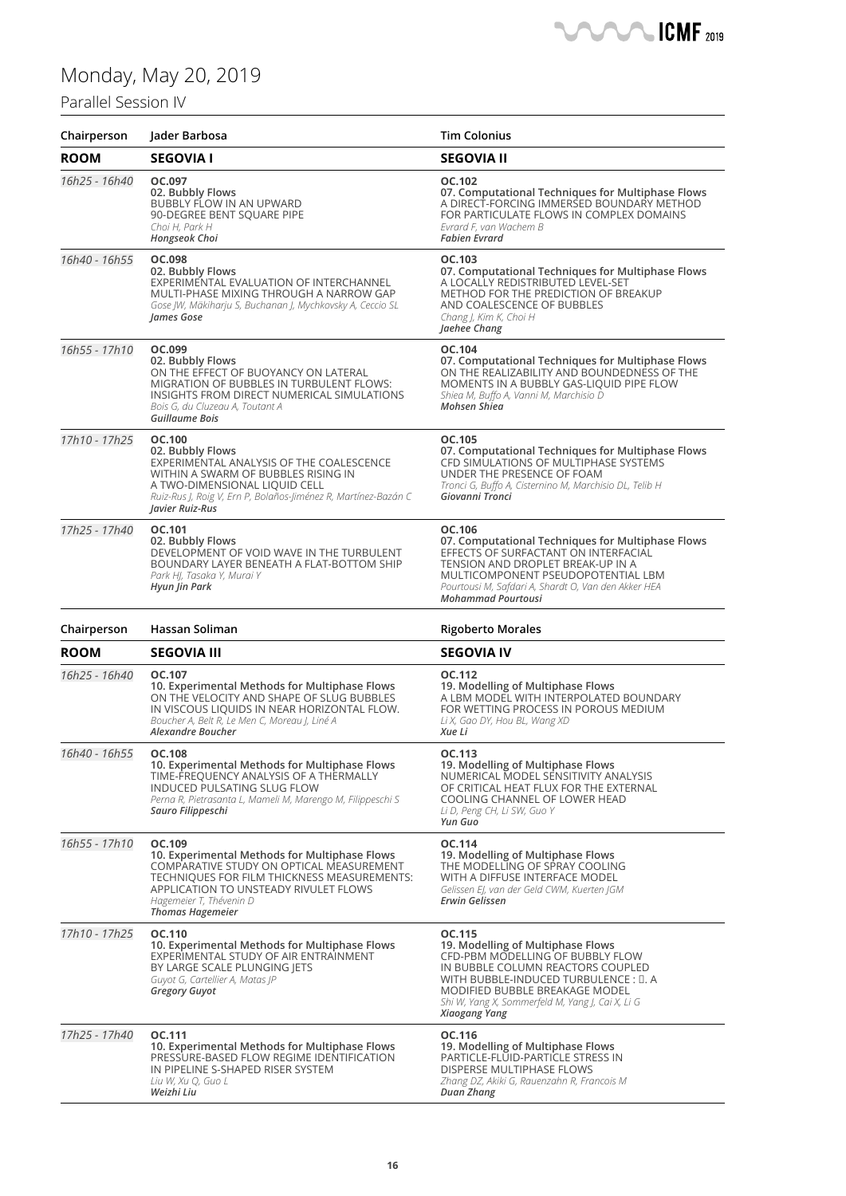# Monday, May 20, 2019

## Parallel Session IV

| Chairperson | Jader Barbosa | Tim Colonius |
|---|---|---|
| **ROOM** | **SEGOVIA I** | **SEGOVIA II** |
| *16h25 - 16h40* | **OC.097**<br>**02. Bubbly Flows**<br>BUBBLY FLOW IN AN UPWARD 90-DEGREE BENT SQUARE PIPE<br>*Choi H, Park H*<br>***Hongseok Choi*** | **OC.102**<br>**07. Computational Techniques for Multiphase Flows**<br>A DIRECT-FORCING IMMERSED BOUNDARY METHOD FOR PARTICULATE FLOWS IN COMPLEX DOMAINS<br>*Evrard F, van Wachem B*<br>***Fabien Evrard*** |
| *16h40 - 16h55* | **OC.098**<br>**02. Bubbly Flows**<br>EXPERIMENTAL EVALUATION OF INTERCHANNEL MULTI-PHASE MIXING THROUGH A NARROW GAP<br>*Gose JW, Mäkiharju S, Buchanan J, Mychkovsky A, Ceccio SL*<br>***James Gose*** | **OC.103**<br>**07. Computational Techniques for Multiphase Flows**<br>A LOCALLY REDISTRIBUTED LEVEL-SET METHOD FOR THE PREDICTION OF BREAKUP AND COALESCENCE OF BUBBLES<br>*Chang J, Kim K, Choi H*<br>***Jaehee Chang*** |
| *16h55 - 17h10* | **OC.099**<br>**02. Bubbly Flows**<br>ON THE EFFECT OF BUOYANCY ON LATERAL MIGRATION OF BUBBLES IN TURBULENT FLOWS: INSIGHTS FROM DIRECT NUMERICAL SIMULATIONS<br>*Bois G, du Cluzeau A, Toutant A*<br>***Guillaume Bois*** | **OC.104**<br>**07. Computational Techniques for Multiphase Flows**<br>ON THE REALIZABILITY AND BOUNDEDNESS OF THE MOMENTS IN A BUBBLY GAS-LIQUID PIPE FLOW<br>*Shiea M, Buffo A, Vanni M, Marchisio D*<br>***Mohsen Shiea*** |
| *17h10 - 17h25* | **OC.100**<br>**02. Bubbly Flows**<br>EXPERIMENTAL ANALYSIS OF THE COALESCENCE WITHIN A SWARM OF BUBBLES RISING IN A TWO-DIMENSIONAL LIQUID CELL<br>*Ruiz-Rus J, Roig V, Ern P, Bolaños-Jiménez R, Martínez-Bazán C*<br>***Javier Ruiz-Rus*** | **OC.105**<br>**07. Computational Techniques for Multiphase Flows**<br>CFD SIMULATIONS OF MULTIPHASE SYSTEMS UNDER THE PRESENCE OF FOAM<br>*Tronci G, Buffo A, Cisternino M, Marchisio DL, Telib H*<br>***Giovanni Tronci*** |
| *17h25 - 17h40* | **OC.101**<br>**02. Bubbly Flows**<br>DEVELOPMENT OF VOID WAVE IN THE TURBULENT BOUNDARY LAYER BENEATH A FLAT-BOTTOM SHIP<br>*Park HJ, Tasaka Y, Murai Y*<br>***Hyun Jin Park*** | **OC.106**<br>**07. Computational Techniques for Multiphase Flows**<br>EFFECTS OF SURFACTANT ON INTERFACIAL TENSION AND DROPLET BREAK-UP IN A MULTICOMPONENT PSEUDOPOTENTIAL LBM<br>*Pourtousi M, Safdari A, Shardt O, Van den Akker HEA*<br>***Mohammad Pourtousi*** |

| Chairperson | Hassan Soliman | Rigoberto Morales |
|---|---|---|
| **ROOM** | **SEGOVIA III** | **SEGOVIA IV** |
| *16h25 - 16h40* | **OC.107**<br>**10. Experimental Methods for Multiphase Flows**<br>ON THE VELOCITY AND SHAPE OF SLUG BUBBLES IN VISCOUS LIQUIDS IN NEAR HORIZONTAL FLOW.<br>*Boucher A, Belt R, Le Men C, Moreau J, Liné A*<br>***Alexandre Boucher*** | **OC.112**<br>**19. Modelling of Multiphase Flows**<br>A LBM MODEL WITH INTERPOLATED BOUNDARY FOR WETTING PROCESS IN POROUS MEDIUM<br>*Li X, Gao DY, Hou BL, Wang XD*<br>***Xue Li*** |
| *16h40 - 16h55* | **OC.108**<br>**10. Experimental Methods for Multiphase Flows**<br>TIME-FREQUENCY ANALYSIS OF A THERMALLY INDUCED PULSATING SLUG FLOW<br>*Perna R, Pietrasanta L, Mameli M, Marengo M, Filippeschi S*<br>***Sauro Filippeschi*** | **OC.113**<br>**19. Modelling of Multiphase Flows**<br>NUMERICAL MODEL SENSITIVITY ANALYSIS OF CRITICAL HEAT FLUX FOR THE EXTERNAL COOLING CHANNEL OF LOWER HEAD<br>*Li D, Peng CH, Li SW, Guo Y*<br>***Yun Guo*** |
| *16h55 - 17h10* | **OC.109**<br>**10. Experimental Methods for Multiphase Flows**<br>COMPARATIVE STUDY ON OPTICAL MEASUREMENT TECHNIQUES FOR FILM THICKNESS MEASUREMENTS: APPLICATION TO UNSTEADY RIVULET FLOWS<br>*Hagemeier T, Thévenin D*<br>***Thomas Hagemeier*** | **OC.114**<br>**19. Modelling of Multiphase Flows**<br>THE MODELLING OF SPRAY COOLING WITH A DIFFUSE INTERFACE MODEL<br>*Gelissen EJ, van der Geld CWM, Kuerten JGM*<br>***Erwin Gelissen*** |
| *17h10 - 17h25* | **OC.110**<br>**10. Experimental Methods for Multiphase Flows**<br>EXPERIMENTAL STUDY OF AIR ENTRAINMENT BY LARGE SCALE PLUNGING JETS<br>*Guyot G, Cartellier A, Matas JP*<br>***Gregory Guyot*** | **OC.115**<br>**19. Modelling of Multiphase Flows**<br>CFD-PBM MODELLING OF BUBBLY FLOW IN BUBBLE COLUMN REACTORS COUPLED WITH BUBBLE-INDUCED TURBULENCE : Ⅱ. A MODIFIED BUBBLE BREAKAGE MODEL<br>*Shi W, Yang X, Sommerfeld M, Yang J, Cai X, Li G*<br>***Xiaogang Yang*** |
| *17h25 - 17h40* | **OC.111**<br>**10. Experimental Methods for Multiphase Flows**<br>PRESSURE-BASED FLOW REGIME IDENTIFICATION IN PIPELINE S-SHAPED RISER SYSTEM<br>*Liu W, Xu Q, Guo L*<br>***Weizhi Liu*** | **OC.116**<br>**19. Modelling of Multiphase Flows**<br>PARTICLE-FLUID-PARTICLE STRESS IN DISPERSE MULTIPHASE FLOWS<br>*Zhang DZ, Akiki G, Rauenzahn R, Francois M*<br>***Duan Zhang*** |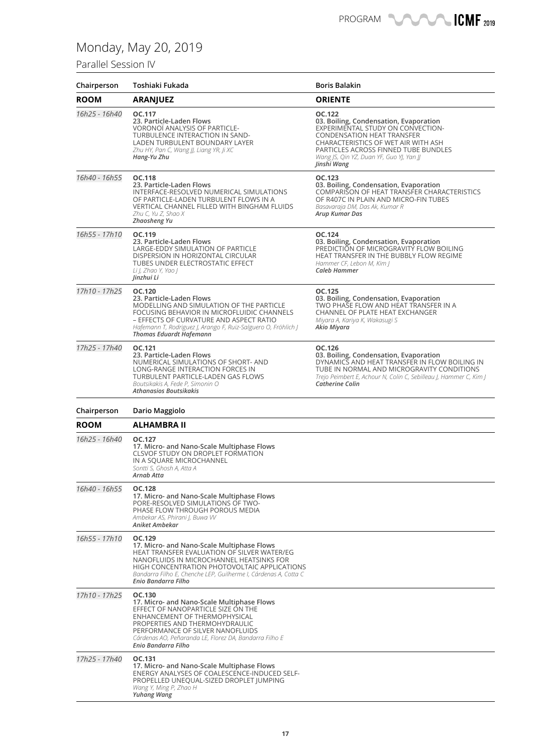# Monday, May 20, 2019

## Parallel Session IV

| Chairperson | Toshiaki Fukada | Boris Balakin |
|---|---|---|
| **ROOM** | **ARANJUEZ** | **ORIENTE** |
| *16h25 - 16h40* | **OC.117**<br>**23. Particle-Laden Flows**<br>VORONOÏ ANALYSIS OF PARTICLE-TURBULENCE INTERACTION IN SAND-LADEN TURBULENT BOUNDARY LAYER<br>*Zhu HY, Pan C, Wang JJ, Liang YR, Ji XC*<br>***Hang-Yu Zhu*** | **OC.122**<br>**03. Boiling, Condensation, Evaporation**<br>EXPERIMENTAL STUDY ON CONVECTION-CONDENSATION HEAT TRANSFER CHARACTERISTICS OF WET AIR WITH ASH PARTICLES ACROSS FINNED TUBE BUNDLES<br>*Wang JS, Qin YZ, Duan YF, Guo YJ, Yan JJ*<br>***Jinshi Wang*** |
| *16h40 - 16h55* | **OC.118**<br>**23. Particle-Laden Flows**<br>INTERFACE-RESOLVED NUMERICAL SIMULATIONS OF PARTICLE-LADEN TURBULENT FLOWS IN A VERTICAL CHANNEL FILLED WITH BINGHAM FLUIDS<br>*Zhu C, Yu Z, Shao X*<br>***Zhaosheng Yu*** | **OC.123**<br>**03. Boiling, Condensation, Evaporation**<br>COMPARISON OF HEAT TRANSFER CHARACTERISTICS OF R407C IN PLAIN AND MICRO-FIN TUBES<br>*Basavaraja DM, Das Ak, Kumar R*<br>***Arup Kumar Das*** |
| *16h55 - 17h10* | **OC.119**<br>**23. Particle-Laden Flows**<br>LARGE-EDDY SIMULATION OF PARTICLE DISPERSION IN HORIZONTAL CIRCULAR TUBES UNDER ELECTROSTATIC EFFECT<br>*Li J, Zhao Y, Yao J*<br>***Jinzhui Li*** | **OC.124**<br>**03. Boiling, Condensation, Evaporation**<br>PREDICTION OF MICROGRAVITY FLOW BOILING HEAT TRANSFER IN THE BUBBLY FLOW REGIME<br>*Hammer CF, Lebon M, Kim J*<br>***Caleb Hammer*** |
| *17h10 - 17h25* | **OC.120**<br>**23. Particle-Laden Flows**<br>MODELLING AND SIMULATION OF THE PARTICLE FOCUSING BEHAVIOR IN MICROFLUIDIC CHANNELS – EFFECTS OF CURVATURE AND ASPECT RATIO<br>*Hafemann T, Rodriguez J, Arango F, Ruiz-Salguero O, Fröhlich J*<br>***Thomas Eduardt Hafemann*** | **OC.125**<br>**03. Boiling, Condensation, Evaporation**<br>TWO PHASE FLOW AND HEAT TRANSFER IN A CHANNEL OF PLATE HEAT EXCHANGER<br>*Miyara A, Kariya K, Wakasugi S*<br>***Akio Miyara*** |
| *17h25 - 17h40* | **OC.121**<br>**23. Particle-Laden Flows**<br>NUMERICAL SIMULATIONS OF SHORT- AND LONG-RANGE INTERACTION FORCES IN TURBULENT PARTICLE-LADEN GAS FLOWS<br>*Boutsikakis A, Fede P, Simonin O*<br>***Athanasios Boutsikakis*** | **OC.126**<br>**03. Boiling, Condensation, Evaporation**<br>DYNAMICS AND HEAT TRANSFER IN FLOW BOILING IN TUBE IN NORMAL AND MICROGRAVITY CONDITIONS<br>*Trejo Peimbert E, Achour N, Colin C, Sebilleau J, Hammer C, Kim J*<br>***Catherine Colin*** |

| Chairperson | Dario Maggiolo |
|---|---|
| **ROOM** | **ALHAMBRA II** |
| *16h25 - 16h40* | **OC.127**<br>**17. Micro- and Nano-Scale Multiphase Flows**<br>CLSVOF STUDY ON DROPLET FORMATION IN A SQUARE MICROCHANNEL<br>*Sontti S, Ghosh A, Atta A*<br>***Arnab Atta*** |
| *16h40 - 16h55* | **OC.128**<br>**17. Micro- and Nano-Scale Multiphase Flows**<br>PORE-RESOLVED SIMULATIONS OF TWO-PHASE FLOW THROUGH POROUS MEDIA<br>*Ambekar AS, Phirani J, Buwa VV*<br>***Aniket Ambekar*** |
| *16h55 - 17h10* | **OC.129**<br>**17. Micro- and Nano-Scale Multiphase Flows**<br>HEAT TRANSFER EVALUATION OF SILVER WATER/EG NANOFLUIDS IN MICROCHANNEL HEATSINKS FOR HIGH CONCENTRATION PHOTOVOLTAIC APPLICATIONS<br>*Bandarra Filho E, Chenche LEP, Guilherme I, Cárdenas A, Cotta C*<br>***Enio Bandarra Filho*** |
| *17h10 - 17h25* | **OC.130**<br>**17. Micro- and Nano-Scale Multiphase Flows**<br>EFFECT OF NANOPARTICLE SIZE ON THE ENHANCEMENT OF THERMOPHYSICAL PROPERTIES AND THERMOHYDRAULIC PERFORMANCE OF SILVER NANOFLUIDS<br>*Cárdenas AO, Peñaranda LE, Florez DA, Bandarra Filho E*<br>***Enio Bandarra Filho*** |
| *17h25 - 17h40* | **OC.131**<br>**17. Micro- and Nano-Scale Multiphase Flows**<br>ENERGY ANALYSES OF COALESCENCE-INDUCED SELF-PROPELLED UNEQUAL-SIZED DROPLET JUMPING<br>*Wang Y, Ming P, Zhao H*<br>***Yuhang Wang*** |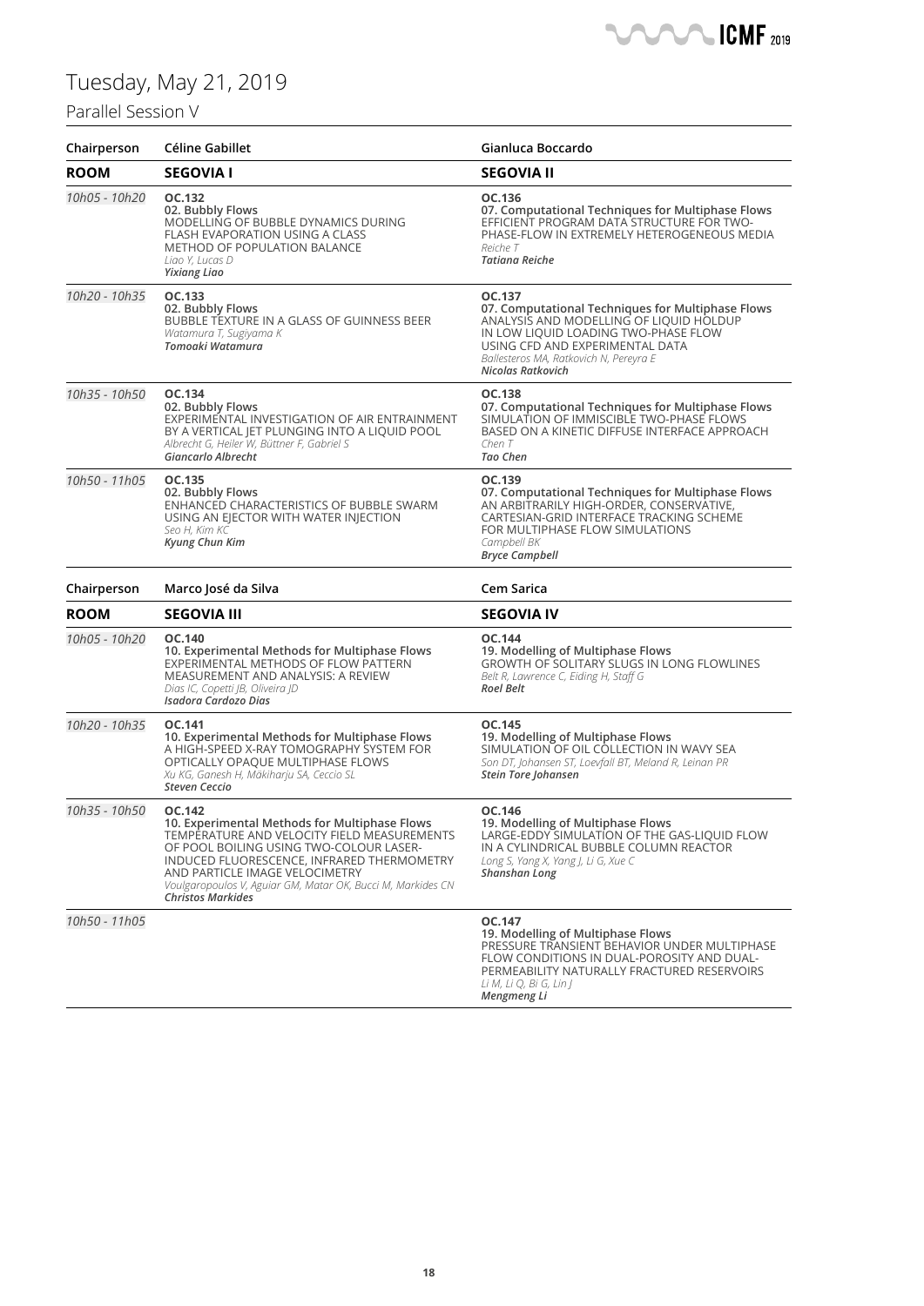# Tuesday, May 21, 2019

## Parallel Session V

| Chairperson | Céline Gabillet | Gianluca Boccardo |
|---|---|---|
| **ROOM** | **SEGOVIA I** | **SEGOVIA II** |
| *10h05 - 10h20* | **OC.132**<br>**02. Bubbly Flows**<br>MODELLING OF BUBBLE DYNAMICS DURING FLASH EVAPORATION USING A CLASS METHOD OF POPULATION BALANCE<br>*Liao Y, Lucas D*<br>***Yixiang Liao*** | **OC.136**<br>**07. Computational Techniques for Multiphase Flows**<br>EFFICIENT PROGRAM DATA STRUCTURE FOR TWO-PHASE-FLOW IN EXTREMELY HETEROGENEOUS MEDIA<br>*Reiche T*<br>***Tatiana Reiche*** |
| *10h20 - 10h35* | **OC.133**<br>**02. Bubbly Flows**<br>BUBBLE TEXTURE IN A GLASS OF GUINNESS BEER<br>*Watamura T, Sugiyama K*<br>***Tomoaki Watamura*** | **OC.137**<br>**07. Computational Techniques for Multiphase Flows**<br>ANALYSIS AND MODELLING OF LIQUID HOLDUP IN LOW LIQUID LOADING TWO-PHASE FLOW USING CFD AND EXPERIMENTAL DATA<br>*Ballesteros MA, Ratkovich N, Pereyra E*<br>***Nicolas Ratkovich*** |
| *10h35 - 10h50* | **OC.134**<br>**02. Bubbly Flows**<br>EXPERIMENTAL INVESTIGATION OF AIR ENTRAINMENT BY A VERTICAL JET PLUNGING INTO A LIQUID POOL<br>*Albrecht G, Heiler W, Büttner F, Gabriel S*<br>***Giancarlo Albrecht*** | **OC.138**<br>**07. Computational Techniques for Multiphase Flows**<br>SIMULATION OF IMMISCIBLE TWO-PHASE FLOWS BASED ON A KINETIC DIFFUSE INTERFACE APPROACH<br>*Chen T*<br>***Tao Chen*** |
| *10h50 - 11h05* | **OC.135**<br>**02. Bubbly Flows**<br>ENHANCED CHARACTERISTICS OF BUBBLE SWARM USING AN EJECTOR WITH WATER INJECTION<br>*Seo H, Kim KC*<br>***Kyung Chun Kim*** | **OC.139**<br>**07. Computational Techniques for Multiphase Flows**<br>AN ARBITRARILY HIGH-ORDER, CONSERVATIVE, CARTESIAN-GRID INTERFACE TRACKING SCHEME FOR MULTIPHASE FLOW SIMULATIONS<br>*Campbell BK*<br>***Bryce Campbell*** |

| Chairperson | Marco José da Silva | Cem Sarica |
|---|---|---|
| **ROOM** | **SEGOVIA III** | **SEGOVIA IV** |
| *10h05 - 10h20* | **OC.140**<br>**10. Experimental Methods for Multiphase Flows**<br>EXPERIMENTAL METHODS OF FLOW PATTERN MEASUREMENT AND ANALYSIS: A REVIEW<br>*Dias IC, Copetti JB, Oliveira JD*<br>***Isadora Cardozo Dias*** | **OC.144**<br>**19. Modelling of Multiphase Flows**<br>GROWTH OF SOLITARY SLUGS IN LONG FLOWLINES<br>*Belt R, Lawrence C, Eiding H, Staff G*<br>***Roel Belt*** |
| *10h20 - 10h35* | **OC.141**<br>**10. Experimental Methods for Multiphase Flows**<br>A HIGH-SPEED X-RAY TOMOGRAPHY SYSTEM FOR OPTICALLY OPAQUE MULTIPHASE FLOWS<br>*Xu KG, Ganesh H, Mäkiharju SA, Ceccio SL*<br>***Steven Ceccio*** | **OC.145**<br>**19. Modelling of Multiphase Flows**<br>SIMULATION OF OIL COLLECTION IN WAVY SEA<br>*Son DT, Johansen ST, Loevfall BT, Meland R, Leinan PR*<br>***Stein Tore Johansen*** |
| *10h35 - 10h50* | **OC.142**<br>**10. Experimental Methods for Multiphase Flows**<br>TEMPERATURE AND VELOCITY FIELD MEASUREMENTS OF POOL BOILING USING TWO-COLOUR LASER-INDUCED FLUORESCENCE, INFRARED THERMOMETRY AND PARTICLE IMAGE VELOCIMETRY<br>*Voulgaropoulos V, Aguiar GM, Matar OK, Bucci M, Markides CN*<br>***Christos Markides*** | **OC.146**<br>**19. Modelling of Multiphase Flows**<br>LARGE-EDDY SIMULATION OF THE GAS-LIQUID FLOW IN A CYLINDRICAL BUBBLE COLUMN REACTOR<br>*Long S, Yang X, Yang J, Li G, Xue C*<br>***Shanshan Long*** |
| *10h50 - 11h05* | | **OC.147**<br>**19. Modelling of Multiphase Flows**<br>PRESSURE TRANSIENT BEHAVIOR UNDER MULTIPHASE FLOW CONDITIONS IN DUAL-POROSITY AND DUAL-PERMEABILITY NATURALLY FRACTURED RESERVOIRS<br>*Li M, Li Q, Bi G, Lin J*<br>***Mengmeng Li*** |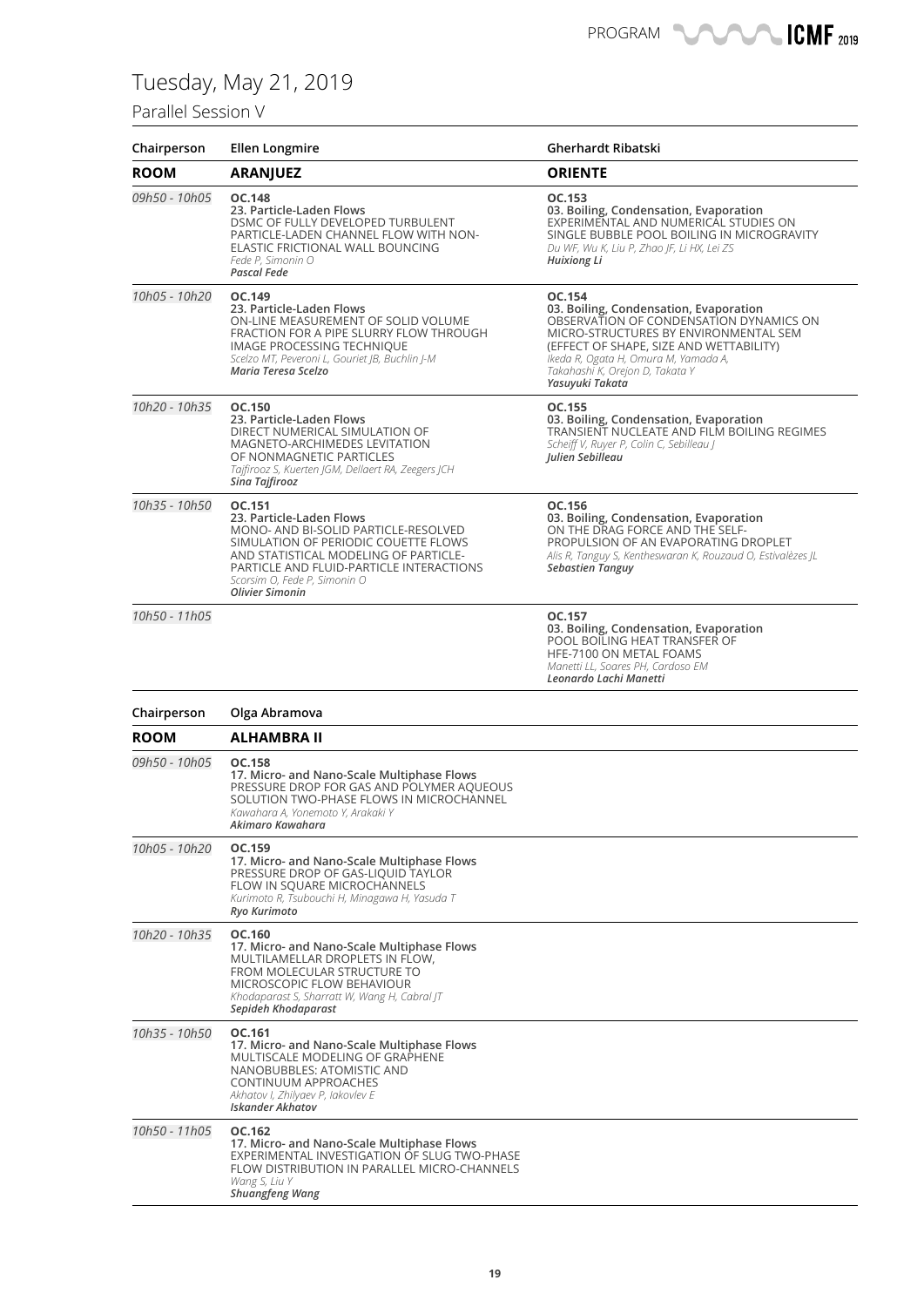# Tuesday, May 21, 2019

## Parallel Session V

| Chairperson | Ellen Longmire | Gherhardt Ribatski |
|---|---|---|
| **ROOM** | **ARANJUEZ** | **ORIENTE** |
| *09h50 - 10h05* | **OC.148**<br>**23. Particle-Laden Flows**<br>DSMC OF FULLY DEVELOPED TURBULENT PARTICLE-LADEN CHANNEL FLOW WITH NON-ELASTIC FRICTIONAL WALL BOUNCING<br>*Fede P, Simonin O*<br>***Pascal Fede*** | **OC.153**<br>**03. Boiling, Condensation, Evaporation**<br>EXPERIMENTAL AND NUMERICAL STUDIES ON SINGLE BUBBLE POOL BOILING IN MICROGRAVITY<br>*Du WF, Wu K, Liu P, Zhao JF, Li HX, Lei ZS*<br>***Huixiong Li*** |
| *10h05 - 10h20* | **OC.149**<br>**23. Particle-Laden Flows**<br>ON-LINE MEASUREMENT OF SOLID VOLUME FRACTION FOR A PIPE SLURRY FLOW THROUGH IMAGE PROCESSING TECHNIQUE<br>*Scelzo MT, Peveroni L, Gouriet JB, Buchlin J-M*<br>***Maria Teresa Scelzo*** | **OC.154**<br>**03. Boiling, Condensation, Evaporation**<br>OBSERVATION OF CONDENSATION DYNAMICS ON MICRO-STRUCTURES BY ENVIRONMENTAL SEM (EFFECT OF SHAPE, SIZE AND WETTABILITY)<br>*Ikeda R, Ogata H, Omura M, Yamada A, Takahashi K, Orejon D, Takata Y*<br>***Yasuyuki Takata*** |
| *10h20 - 10h35* | **OC.150**<br>**23. Particle-Laden Flows**<br>DIRECT NUMERICAL SIMULATION OF MAGNETO-ARCHIMEDES LEVITATION OF NONMAGNETIC PARTICLES<br>*Tajfirooz S, Kuerten JGM, Dellaert RA, Zeegers JCH*<br>***Sina Tajfirooz*** | **OC.155**<br>**03. Boiling, Condensation, Evaporation**<br>TRANSIENT NUCLEATE AND FILM BOILING REGIMES<br>*Scheiff V, Ruyer P, Colin C, Sebilleau J*<br>***Julien Sebilleau*** |
| *10h35 - 10h50* | **OC.151**<br>**23. Particle-Laden Flows**<br>MONO- AND BI-SOLID PARTICLE-RESOLVED SIMULATION OF PERIODIC COUETTE FLOWS AND STATISTICAL MODELING OF PARTICLE-PARTICLE AND FLUID-PARTICLE INTERACTIONS<br>*Scorsim O, Fede P, Simonin O*<br>***Olivier Simonin*** | **OC.156**<br>**03. Boiling, Condensation, Evaporation**<br>ON THE DRAG FORCE AND THE SELF-PROPULSION OF AN EVAPORATING DROPLET<br>*Alis R, Tanguy S, Kentheswaran K, Rouzaud O, Estivalèzes JL*<br>***Sebastien Tanguy*** |
| *10h50 - 11h05* | | **OC.157**<br>**03. Boiling, Condensation, Evaporation**<br>POOL BOILING HEAT TRANSFER OF HFE-7100 ON METAL FOAMS<br>*Manetti LL, Soares PH, Cardoso EM*<br>***Leonardo Lachi Manetti*** |

| Chairperson | Olga Abramova |
|---|---|
| **ROOM** | **ALHAMBRA II** |
| *09h50 - 10h05* | **OC.158**<br>**17. Micro- and Nano-Scale Multiphase Flows**<br>PRESSURE DROP FOR GAS AND POLYMER AQUEOUS SOLUTION TWO-PHASE FLOWS IN MICROCHANNEL<br>*Kawahara A, Yonemoto Y, Arakaki Y*<br>***Akimaro Kawahara*** |
| *10h05 - 10h20* | **OC.159**<br>**17. Micro- and Nano-Scale Multiphase Flows**<br>PRESSURE DROP OF GAS-LIQUID TAYLOR FLOW IN SQUARE MICROCHANNELS<br>*Kurimoto R, Tsubouchi H, Minagawa H, Yasuda T*<br>***Ryo Kurimoto*** |
| *10h20 - 10h35* | **OC.160**<br>**17. Micro- and Nano-Scale Multiphase Flows**<br>MULTILAMELLAR DROPLETS IN FLOW, FROM MOLECULAR STRUCTURE TO MICROSCOPIC FLOW BEHAVIOUR<br>*Khodaparast S, Sharratt W, Wang H, Cabral JT*<br>***Sepideh Khodaparast*** |
| *10h35 - 10h50* | **OC.161**<br>**17. Micro- and Nano-Scale Multiphase Flows**<br>MULTISCALE MODELING OF GRAPHENE NANOBUBBLES: ATOMISTIC AND CONTINUUM APPROACHES<br>*Akhatov I, Zhilyaev P, Iakovlev E*<br>***Iskander Akhatov*** |
| *10h50 - 11h05* | **OC.162**<br>**17. Micro- and Nano-Scale Multiphase Flows**<br>EXPERIMENTAL INVESTIGATION OF SLUG TWO-PHASE FLOW DISTRIBUTION IN PARALLEL MICRO-CHANNELS<br>*Wang S, Liu Y*<br>***Shuangfeng Wang*** |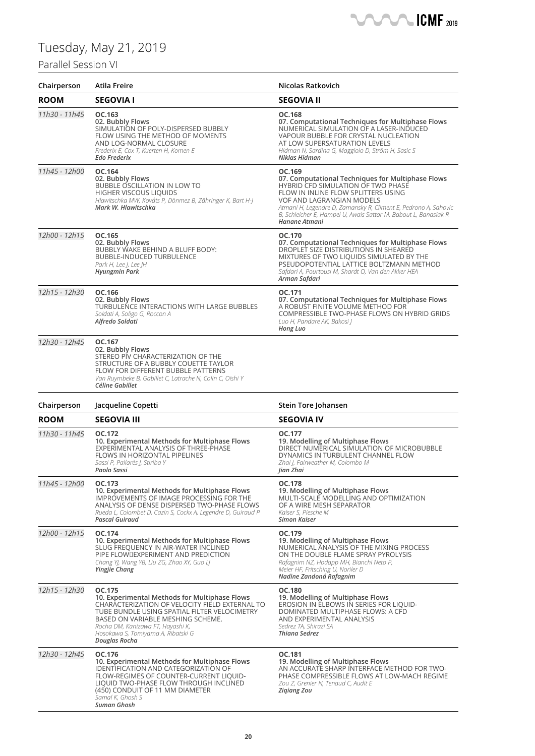# Tuesday, May 21, 2019

## Parallel Session VI

| Chairperson | Atila Freire | Nicolas Ratkovich |
|---|---|---|
| **ROOM** | **SEGOVIA I** | **SEGOVIA II** |
| *11h30 - 11h45* | **OC.163**<br>**02. Bubbly Flows**<br>SIMULATION OF POLY-DISPERSED BUBBLY FLOW USING THE METHOD OF MOMENTS AND LOG-NORMAL CLOSURE<br>*Frederix E, Cox T, Kuerten H, Komen E*<br>***Edo Frederix*** | **OC.168**<br>**07. Computational Techniques for Multiphase Flows**<br>NUMERICAL SIMULATION OF A LASER-INDUCED VAPOUR BUBBLE FOR CRYSTAL NUCLEATION AT LOW SUPERSATURATION LEVELS<br>*Hidman N, Sardina G, Maggiolo D, Ström H, Sasic S*<br>***Niklas Hidman*** |
| *11h45 - 12h00* | **OC.164**<br>**02. Bubbly Flows**<br>BUBBLE OSCILLATION IN LOW TO HIGHER VISCOUS LIQUIDS<br>*Hlawitschka MW, Kováts P, Dönmez B, Zähringer K, Bart H-J*<br>***Mark W. Hlawitschka*** | **OC.169**<br>**07. Computational Techniques for Multiphase Flows**<br>HYBRID CFD SIMULATION OF TWO PHASE FLOW IN INLINE FLOW SPLITTERS USING VOF AND LAGRANGIAN MODELS<br>*Atmani H, Legendre D, Zamansky R, Climent E, Pedrono A, Sahovic B, Schleicher E, Hampel U, Awais Sattar M, Babout L, Banasiak R*<br>***Hanane Atmani*** |
| *12h00 - 12h15* | **OC.165**<br>**02. Bubbly Flows**<br>BUBBLY WAKE BEHIND A BLUFF BODY: BUBBLE-INDUCED TURBULENCE<br>*Park H, Lee J, Lee JH*<br>***Hyungmin Park*** | **OC.170**<br>**07. Computational Techniques for Multiphase Flows**<br>DROPLET SIZE DISTRIBUTIONS IN SHEARED MIXTURES OF TWO LIQUIDS SIMULATED BY THE PSEUDOPOTENTIAL LATTICE BOLTZMANN METHOD<br>*Safdari A, Pourtousi M, Shardt O, Van den Akker HEA*<br>***Arman Safdari*** |
| *12h15 - 12h30* | **OC.166**<br>**02. Bubbly Flows**<br>TURBULENCE INTERACTIONS WITH LARGE BUBBLES<br>*Soldati A, Soligo G, Roccon A*<br>***Alfredo Soldati*** | **OC.171**<br>**07. Computational Techniques for Multiphase Flows**<br>A ROBUST FINITE VOLUME METHOD FOR COMPRESSIBLE TWO-PHASE FLOWS ON HYBRID GRIDS<br>*Luo H, Pandare AK, Bakosi J*<br>***Hong Luo*** |
| *12h30 - 12h45* | **OC.167**<br>**02. Bubbly Flows**<br>STEREO PIV CHARACTERIZATION OF THE STRUCTURE OF A BUBBLY COUETTE TAYLOR FLOW FOR DIFFERENT BUBBLE PATTERNS<br>*Van Ruymbeke B, Gabillet C, Latrache N, Colin C, Oishi Y*<br>***Céline Gabillet*** | |

| Chairperson | Jacqueline Copetti | Stein Tore Johansen |
|---|---|---|
| **ROOM** | **SEGOVIA III** | **SEGOVIA IV** |
| *11h30 - 11h45* | **OC.172**<br>**10. Experimental Methods for Multiphase Flows**<br>EXPERIMENTAL ANALYSIS OF THREE-PHASE FLOWS IN HORIZONTAL PIPELINES<br>*Sassi P, Pallarès J, Stiriba Y*<br>***Paolo Sassi*** | **OC.177**<br>**19. Modelling of Multiphase Flows**<br>DIRECT NUMERICAL SIMULATION OF MICROBUBBLE DYNAMICS IN TURBULENT CHANNEL FLOW<br>*Zhai J, Fairweather M, Colombo M*<br>***Jian Zhai*** |
| *11h45 - 12h00* | **OC.173**<br>**10. Experimental Methods for Multiphase Flows**<br>IMPROVEMENTS OF IMAGE PROCESSING FOR THE ANALYSIS OF DENSE DISPERSED TWO-PHASE FLOWS<br>*Rueda L, Colombet D, Cazin S, Cockx A, Legendre D, Guiraud P*<br>***Pascal Guiraud*** | **OC.178**<br>**19. Modelling of Multiphase Flows**<br>MULTI-SCALE MODELLING AND OPTIMIZATION OF A WIRE MESH SEPARATOR<br>*Kaiser S, Piesche M*<br>***Simon Kaiser*** |
| *12h00 - 12h15* | **OC.174**<br>**10. Experimental Methods for Multiphase Flows**<br>SLUG FREQUENCY IN AIR-WATER INCLINED PIPE FLOW EXPERIMENT AND PREDICTION<br>*Chang YJ, Wang YB, Liu ZG, Zhao XY, Guo LJ*<br>***Yingjie Chang*** | **OC.179**<br>**19. Modelling of Multiphase Flows**<br>NUMERICAL ANALYSIS OF THE MIXING PROCESS ON THE DOUBLE FLAME SPRAY PYROLYSIS<br>*Rafagnim NZ, Hodapp MH, Bianchi Neto P, Meier HF, Fritsching U, Noriler D*<br>***Nadine Zandoná Rafagnim*** |
| *12h15 - 12h30* | **OC.175**<br>**10. Experimental Methods for Multiphase Flows**<br>CHARACTERIZATION OF VELOCITY FIELD EXTERNAL TO TUBE BUNDLE USING SPATIAL FILTER VELOCIMETRY BASED ON VARIABLE MESHING SCHEME.<br>*Rocha DM, Kanizawa FT, Hayashi K, Hosokawa S, Tomiyama A, Ribatski G*<br>***Douglas Rocha*** | **OC.180**<br>**19. Modelling of Multiphase Flows**<br>EROSION IN ELBOWS IN SERIES FOR LIQUID-DOMINATED MULTIPHASE FLOWS: A CFD AND EXPERIMENTAL ANALYSIS<br>*Sedrez TA, Shirazi SA*<br>***Thiana Sedrez*** |
| *12h30 - 12h45* | **OC.176**<br>**10. Experimental Methods for Multiphase Flows**<br>IDENTIFICATION AND CATEGORIZATION OF FLOW-REGIMES OF COUNTER-CURRENT LIQUID-LIQUID TWO-PHASE FLOW THROUGH INCLINED (450) CONDUIT OF 11 MM DIAMETER<br>*Samal K, Ghosh S*<br>***Suman Ghosh*** | **OC.181**<br>**19. Modelling of Multiphase Flows**<br>AN ACCURATE SHARP INTERFACE METHOD FOR TWO-PHASE COMPRESSIBLE FLOWS AT LOW-MACH REGIME<br>*Zou Z, Grenier N, Tenaud C, Audit E*<br>***Ziqiang Zou*** |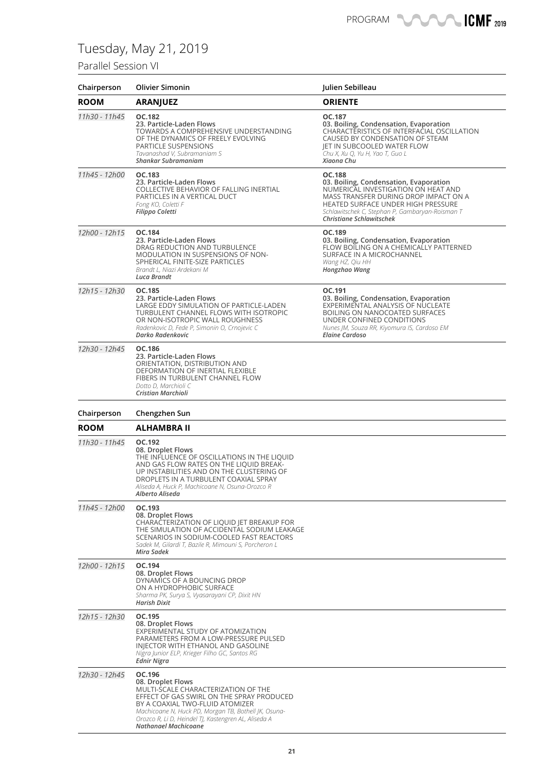# Tuesday, May 21, 2019

## Parallel Session VI

| Chairperson | Olivier Simonin | Julien Sebilleau |
|---|---|---|
| **ROOM** | **ARANJUEZ** | **ORIENTE** |
| *11h30 - 11h45* | **OC.182**<br>**23. Particle-Laden Flows**<br>TOWARDS A COMPREHENSIVE UNDERSTANDING OF THE DYNAMICS OF FREELY EVOLVING PARTICLE SUSPENSIONS<br>*Tavanashad V, Subramaniam S*<br>***Shankar Subramaniam*** | **OC.187**<br>**03. Boiling, Condensation, Evaporation**<br>CHARACTERISTICS OF INTERFACIAL OSCILLATION CAUSED BY CONDENSATION OF STEAM JET IN SUBCOOLED WATER FLOW<br>*Chu X, Xu Q, Yu H, Yao T, Guo L*<br>***Xiaona Chu*** |
| *11h45 - 12h00* | **OC.183**<br>**23. Particle-Laden Flows**<br>COLLECTIVE BEHAVIOR OF FALLING INERTIAL PARTICLES IN A VERTICAL DUCT<br>*Fong KO, Coletti F*<br>***Filippo Coletti*** | **OC.188**<br>**03. Boiling, Condensation, Evaporation**<br>NUMERICAL INVESTIGATION ON HEAT AND MASS TRANSFER DURING DROP IMPACT ON A HEATED SURFACE UNDER HIGH PRESSURE<br>*Schlawitschek C, Stephan P, Gambaryan-Roisman T*<br>***Christiane Schlawitschek*** |
| *12h00 - 12h15* | **OC.184**<br>**23. Particle-Laden Flows**<br>DRAG REDUCTION AND TURBULENCE MODULATION IN SUSPENSIONS OF NON-SPHERICAL FINITE-SIZE PARTICLES<br>*Brandt L, Niazi Ardekani M*<br>***Luca Brandt*** | **OC.189**<br>**03. Boiling, Condensation, Evaporation**<br>FLOW BOILING ON A CHEMICALLY PATTERNED SURFACE IN A MICROCHANNEL<br>*Wang HZ, Qiu HH*<br>***Hongzhao Wang*** |
| *12h15 - 12h30* | **OC.185**<br>**23. Particle-Laden Flows**<br>LARGE EDDY SIMULATION OF PARTICLE-LADEN TURBULENT CHANNEL FLOWS WITH ISOTROPIC OR NON-ISOTROPIC WALL ROUGHNESS<br>*Radenkovic D, Fede P, Simonin O, Crnojevic C*<br>***Darko Radenkovic*** | **OC.191**<br>**03. Boiling, Condensation, Evaporation**<br>EXPERIMENTAL ANALYSIS OF NUCLEATE BOILING ON NANOCOATED SURFACES UNDER CONFINED CONDITIONS<br>*Nunes JM, Souza RR, Kiyomura IS, Cardoso EM*<br>***Elaine Cardoso*** |
| *12h30 - 12h45* | **OC.186**<br>**23. Particle-Laden Flows**<br>ORIENTATION, DISTRIBUTION AND DEFORMATION OF INERTIAL FLEXIBLE FIBERS IN TURBULENT CHANNEL FLOW<br>*Dotto D, Marchioli C*<br>***Cristian Marchioli*** | |

| Chairperson | Chengzhen Sun |
|---|---|
| **ROOM** | **ALHAMBRA II** |
| *11h30 - 11h45* | **OC.192**<br>**08. Droplet Flows**<br>THE INFLUENCE OF OSCILLATIONS IN THE LIQUID AND GAS FLOW RATES ON THE LIQUID BREAK-UP INSTABILITIES AND ON THE CLUSTERING OF DROPLETS IN A TURBULENT COAXIAL SPRAY<br>*Aliseda A, Huck P, Machicoane N, Osuna-Orozco R*<br>***Alberto Aliseda*** |
| *11h45 - 12h00* | **OC.193**<br>**08. Droplet Flows**<br>CHARACTERIZATION OF LIQUID JET BREAKUP FOR THE SIMULATION OF ACCIDENTAL SODIUM LEAKAGE SCENARIOS IN SODIUM-COOLED FAST REACTORS<br>*Sadek M, Gilardi T, Bazile R, Mimouni S, Porcheron L*<br>***Mira Sadek*** |
| *12h00 - 12h15* | **OC.194**<br>**08. Droplet Flows**<br>DYNAMICS OF A BOUNCING DROP ON A HYDROPHOBIC SURFACE<br>*Sharma PK, Surya S, Vyasarayani CP, Dixit HN*<br>***Harish Dixit*** |
| *12h15 - 12h30* | **OC.195**<br>**08. Droplet Flows**<br>EXPERIMENTAL STUDY OF ATOMIZATION PARAMETERS FROM A LOW-PRESSURE PULSED INJECTOR WITH ETHANOL AND GASOLINE<br>*Nigra Junior ELP, Krieger Filho GC, Santos RG*<br>***Ednir Nigra*** |
| *12h30 - 12h45* | **OC.196**<br>**08. Droplet Flows**<br>MULTI-SCALE CHARACTERIZATION OF THE EFFECT OF GAS SWIRL ON THE SPRAY PRODUCED BY A COAXIAL TWO-FLUID ATOMIZER<br>*Machicoane N, Huck PD, Morgan TB, Bothell JK, Osuna-Orozco R, Li D, Heindel TJ, Kastengren AL, Aliseda A*<br>***Nathanael Machicoane*** |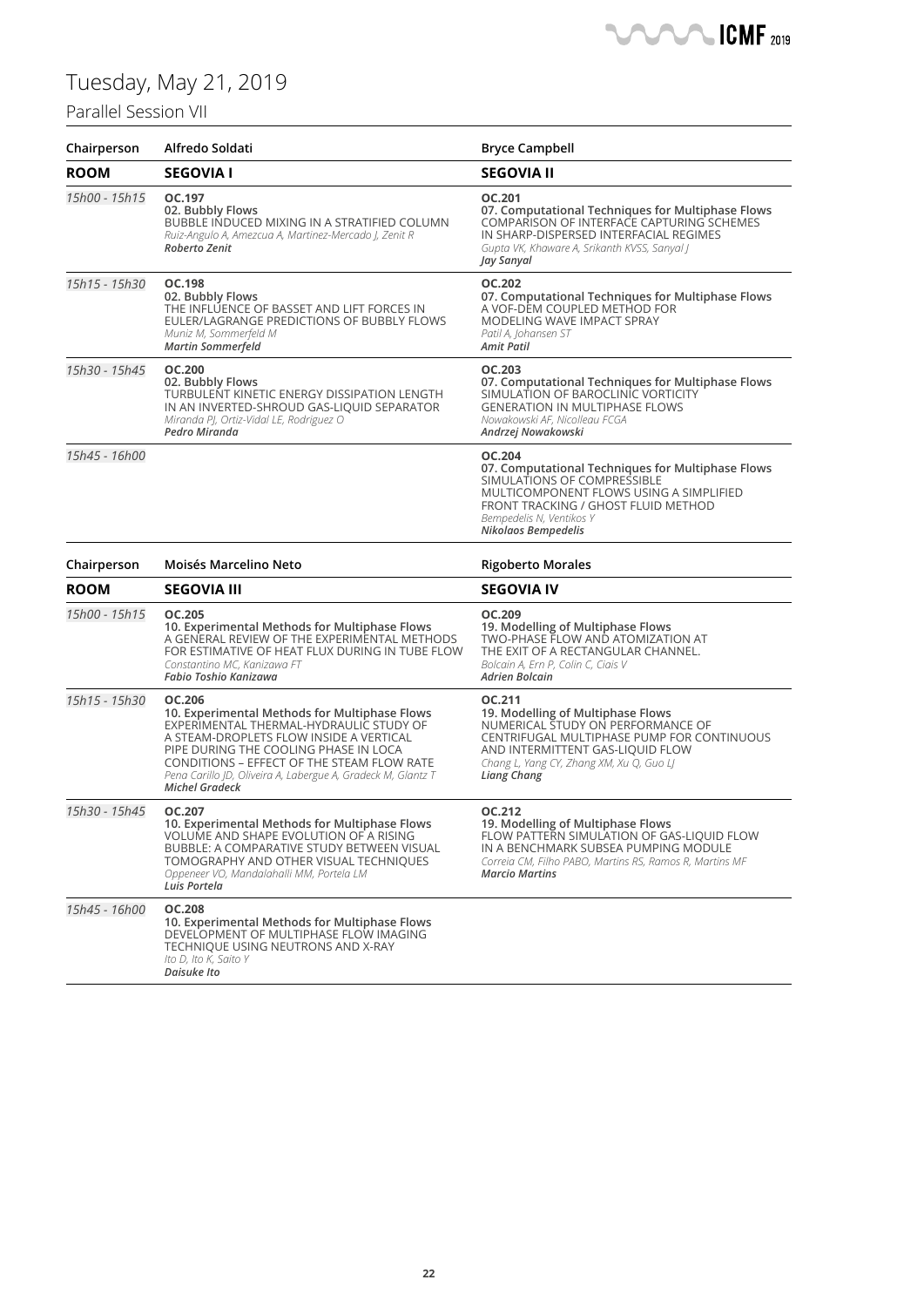# Tuesday, May 21, 2019

## Parallel Session VII

| Chairperson | Alfredo Soldati | Bryce Campbell |
|---|---|---|
| **ROOM** | **SEGOVIA I** | **SEGOVIA II** |
| *15h00 - 15h15* | **OC.197**<br>**02. Bubbly Flows**<br>BUBBLE INDUCED MIXING IN A STRATIFIED COLUMN<br>*Ruiz-Angulo A, Amezcua A, Martinez-Mercado J, Zenit R*<br>***Roberto Zenit*** | **OC.201**<br>**07. Computational Techniques for Multiphase Flows**<br>COMPARISON OF INTERFACE CAPTURING SCHEMES IN SHARP-DISPERSED INTERFACIAL REGIMES<br>*Gupta VK, Khaware A, Srikanth KVSS, Sanyal J*<br>***Jay Sanyal*** |
| *15h15 - 15h30* | **OC.198**<br>**02. Bubbly Flows**<br>THE INFLUENCE OF BASSET AND LIFT FORCES IN EULER/LAGRANGE PREDICTIONS OF BUBBLY FLOWS<br>*Muniz M, Sommerfeld M*<br>***Martin Sommerfeld*** | **OC.202**<br>**07. Computational Techniques for Multiphase Flows**<br>A VOF-DEM COUPLED METHOD FOR MODELING WAVE IMPACT SPRAY<br>*Patil A, Johansen ST*<br>***Amit Patil*** |
| *15h30 - 15h45* | **OC.200**<br>**02. Bubbly Flows**<br>TURBULENT KINETIC ENERGY DISSIPATION LENGTH IN AN INVERTED-SHROUD GAS-LIQUID SEPARATOR<br>*Miranda PJ, Ortiz-Vidal LE, Rodriguez O*<br>***Pedro Miranda*** | **OC.203**<br>**07. Computational Techniques for Multiphase Flows**<br>SIMULATION OF BAROCLINIC VORTICITY GENERATION IN MULTIPHASE FLOWS<br>*Nowakowski AF, Nicolleau FCGA*<br>***Andrzej Nowakowski*** |
| *15h45 - 16h00* | | **OC.204**<br>**07. Computational Techniques for Multiphase Flows**<br>SIMULATIONS OF COMPRESSIBLE MULTICOMPONENT FLOWS USING A SIMPLIFIED FRONT TRACKING / GHOST FLUID METHOD<br>*Bempedelis N, Ventikos Y*<br>***Nikolaos Bempedelis*** |

| Chairperson | Moisés Marcelino Neto | Rigoberto Morales |
|---|---|---|
| **ROOM** | **SEGOVIA III** | **SEGOVIA IV** |
| *15h00 - 15h15* | **OC.205**<br>**10. Experimental Methods for Multiphase Flows**<br>A GENERAL REVIEW OF THE EXPERIMENTAL METHODS FOR ESTIMATIVE OF HEAT FLUX DURING IN TUBE FLOW<br>*Constantino MC, Kanizawa FT*<br>***Fabio Toshio Kanizawa*** | **OC.209**<br>**19. Modelling of Multiphase Flows**<br>TWO-PHASE FLOW AND ATOMIZATION AT THE EXIT OF A RECTANGULAR CHANNEL.<br>*Bolcain A, Ern P, Colin C, Ciais V*<br>***Adrien Bolcain*** |
| *15h15 - 15h30* | **OC.206**<br>**10. Experimental Methods for Multiphase Flows**<br>EXPERIMENTAL THERMAL-HYDRAULIC STUDY OF A STEAM-DROPLETS FLOW INSIDE A VERTICAL PIPE DURING THE COOLING PHASE IN LOCA CONDITIONS – EFFECT OF THE STEAM FLOW RATE<br>*Pena Carillo JD, Oliveira A, Labergue A, Gradeck M, Glantz T*<br>***Michel Gradeck*** | **OC.211**<br>**19. Modelling of Multiphase Flows**<br>NUMERICAL STUDY ON PERFORMANCE OF CENTRIFUGAL MULTIPHASE PUMP FOR CONTINUOUS AND INTERMITTENT GAS-LIQUID FLOW<br>*Chang L, Yang CY, Zhang XM, Xu Q, Guo LJ*<br>***Liang Chang*** |
| *15h30 - 15h45* | **OC.207**<br>**10. Experimental Methods for Multiphase Flows**<br>VOLUME AND SHAPE EVOLUTION OF A RISING BUBBLE: A COMPARATIVE STUDY BETWEEN VISUAL TOMOGRAPHY AND OTHER VISUAL TECHNIQUES<br>*Oppeneer VO, Mandalahalli MM, Portela LM*<br>***Luis Portela*** | **OC.212**<br>**19. Modelling of Multiphase Flows**<br>FLOW PATTERN SIMULATION OF GAS-LIQUID FLOW IN A BENCHMARK SUBSEA PUMPING MODULE<br>*Correia CM, Filho PABO, Martins RS, Ramos R, Martins MF*<br>***Marcio Martins*** |
| *15h45 - 16h00* | **OC.208**<br>**10. Experimental Methods for Multiphase Flows**<br>DEVELOPMENT OF MULTIPHASE FLOW IMAGING TECHNIQUE USING NEUTRONS AND X-RAY<br>*Ito D, Ito K, Saito Y*<br>***Daisuke Ito*** | |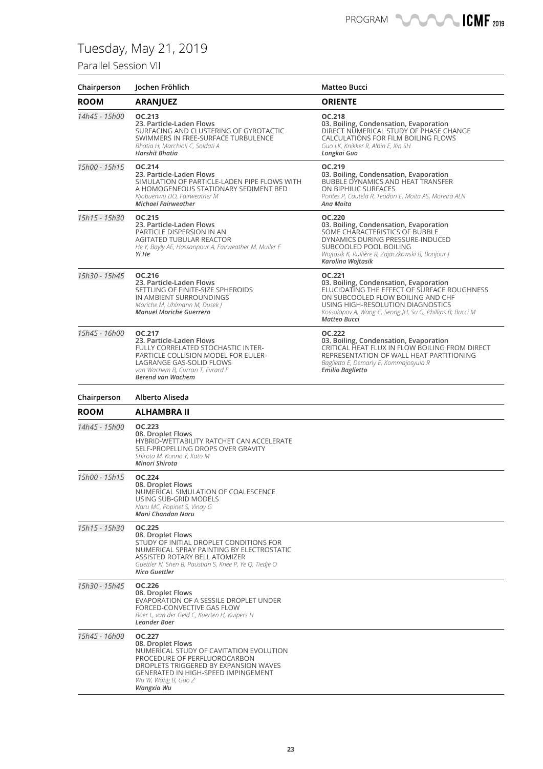# Tuesday, May 21, 2019

## Parallel Session VII

| Chairperson | Jochen Fröhlich | Matteo Bucci |
|---|---|---|
| **ROOM** | **ARANJUEZ** | **ORIENTE** |
| *14h45 - 15h00* | **OC.213**<br>**23. Particle-Laden Flows**<br>SURFACING AND CLUSTERING OF GYROTACTIC SWIMMERS IN FREE-SURFACE TURBULENCE<br>*Bhatia H, Marchioli C, Soldati A*<br>***Harshit Bhatia*** | **OC.218**<br>**03. Boiling, Condensation, Evaporation**<br>DIRECT NUMERICAL STUDY OF PHASE CHANGE CALCULATIONS FOR FILM BOILING FLOWS<br>*Guo LK, Knikker R, Albin E, Xin SH*<br>***Longkai Guo*** |
| *15h00 - 15h15* | **OC.214**<br>**23. Particle-Laden Flows**<br>SIMULATION OF PARTICLE-LADEN PIPE FLOWS WITH A HOMOGENEOUS STATIONARY SEDIMENT BED<br>*Njobuenwu DO, Fairweather M*<br>***Michael Fairweather*** | **OC.219**<br>**03. Boiling, Condensation, Evaporation**<br>BUBBLE DYNAMICS AND HEAT TRANSFER ON BIPHILIC SURFACES<br>*Pontes P, Cautela R, Teodori E, Moita AS, Moreira ALN*<br>***Ana Moita*** |
| *15h15 - 15h30* | **OC.215**<br>**23. Particle-Laden Flows**<br>PARTICLE DISPERSION IN AN AGITATED TUBULAR REACTOR<br>*He Y, Bayly AE, Hassanpour A, Fairweather M, Muller F*<br>***Yi He*** | **OC.220**<br>**03. Boiling, Condensation, Evaporation**<br>SOME CHARACTERISTICS OF BUBBLE DYNAMICS DURING PRESSURE-INDUCED SUBCOOLED POOL BOILING<br>*Wojtasik K, Rullière R, Zajaczkowski B, Bonjour J*<br>***Karolina Wojtasik*** |
| *15h30 - 15h45* | **OC.216**<br>**23. Particle-Laden Flows**<br>SETTLING OF FINITE-SIZE SPHEROIDS IN AMBIENT SURROUNDINGS<br>*Moriche M, Uhlmann M, Dusek J*<br>***Manuel Moriche Guerrero*** | **OC.221**<br>**03. Boiling, Condensation, Evaporation**<br>ELUCIDATING THE EFFECT OF SURFACE ROUGHNESS ON SUBCOOLED FLOW BOILING AND CHF USING HIGH-RESOLUTION DIAGNOSTICS<br>*Kossolapov A, Wang C, Seong JH, Su G, Phillips B, Bucci M*<br>***Matteo Bucci*** |
| *15h45 - 16h00* | **OC.217**<br>**23. Particle-Laden Flows**<br>FULLY CORRELATED STOCHASTIC INTER-PARTICLE COLLISION MODEL FOR EULER-LAGRANGE GAS-SOLID FLOWS<br>*van Wachem B, Curran T, Evrard F*<br>***Berend van Wachem*** | **OC.222**<br>**03. Boiling, Condensation, Evaporation**<br>CRITICAL HEAT FLUX IN FLOW BOILING FROM DIRECT REPRESENTATION OF WALL HEAT PARTITIONING<br>*Baglietto E, Demarly E, Kommajosyula R*<br>***Emilio Baglietto*** |

| Chairperson | Alberto Aliseda |
|---|---|
| **ROOM** | **ALHAMBRA II** |
| *14h45 - 15h00* | **OC.223**<br>**08. Droplet Flows**<br>HYBRID-WETTABILITY RATCHET CAN ACCELERATE SELF-PROPELLING DROPS OVER GRAVITY<br>*Shirota M, Konno Y, Kato M*<br>***Minori Shirota*** |
| *15h00 - 15h15* | **OC.224**<br>**08. Droplet Flows**<br>NUMERICAL SIMULATION OF COALESCENCE USING SUB-GRID MODELS<br>*Naru MC, Popinet S, Vinay G*<br>***Mani Chandan Naru*** |
| *15h15 - 15h30* | **OC.225**<br>**08. Droplet Flows**<br>STUDY OF INITIAL DROPLET CONDITIONS FOR NUMERICAL SPRAY PAINTING BY ELECTROSTATIC ASSISTED ROTARY BELL ATOMIZER<br>*Guettler N, Shen B, Paustian S, Knee P, Ye Q, Tiedje O*<br>***Nico Guettler*** |
| *15h30 - 15h45* | **OC.226**<br>**08. Droplet Flows**<br>EVAPORATION OF A SESSILE DROPLET UNDER FORCED-CONVECTIVE GAS FLOW<br>*Boer L, van der Geld C, Kuerten H, Kuipers H*<br>***Leander Boer*** |
| *15h45 - 16h00* | **OC.227**<br>**08. Droplet Flows**<br>NUMERICAL STUDY OF CAVITATION EVOLUTION PROCEDURE OF PERFLUOROCARBON DROPLETS TRIGGERED BY EXPANSION WAVES GENERATED IN HIGH-SPEED IMPINGEMENT<br>*Wu W, Wang B, Gao Z*<br>***Wangxia Wu*** |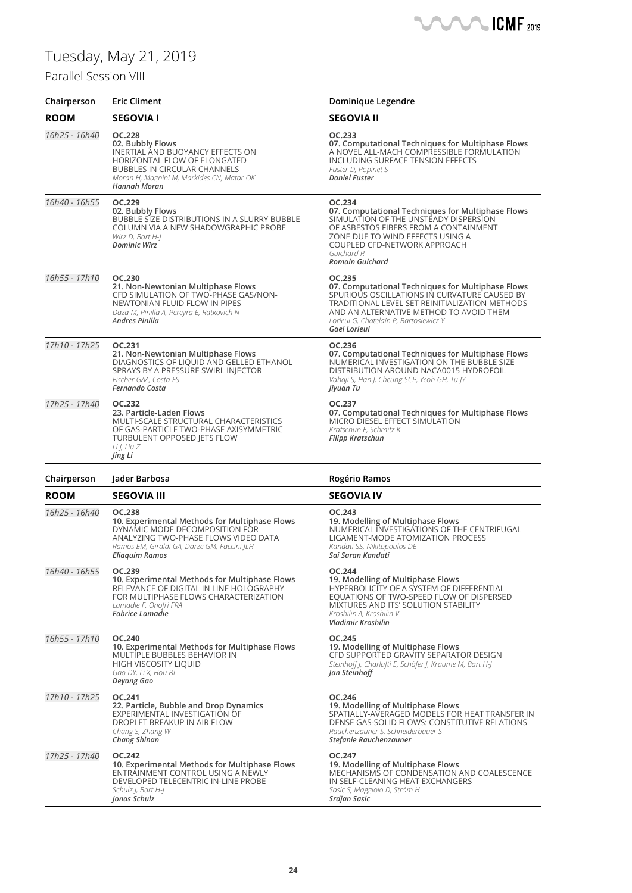# Tuesday, May 21, 2019

## Parallel Session VIII

| Chairperson | Eric Climent | Dominique Legendre |
|---|---|---|
| **ROOM** | **SEGOVIA I** | **SEGOVIA II** |
| *16h25 - 16h40* | **OC.228**<br>**02. Bubbly Flows**<br>INERTIAL AND BUOYANCY EFFECTS ON HORIZONTAL FLOW OF ELONGATED BUBBLES IN CIRCULAR CHANNELS<br>*Moran H, Magnini M, Markides CN, Matar OK*<br>***Hannah Moran*** | **OC.233**<br>**07. Computational Techniques for Multiphase Flows**<br>A NOVEL ALL-MACH COMPRESSIBLE FORMULATION INCLUDING SURFACE TENSION EFFECTS<br>*Fuster D, Popinet S*<br>***Daniel Fuster*** |
| *16h40 - 16h55* | **OC.229**<br>**02. Bubbly Flows**<br>BUBBLE SIZE DISTRIBUTIONS IN A SLURRY BUBBLE COLUMN VIA A NEW SHADOWGRAPHIC PROBE<br>*Wirz D, Bart H-J*<br>***Dominic Wirz*** | **OC.234**<br>**07. Computational Techniques for Multiphase Flows**<br>SIMULATION OF THE UNSTEADY DISPERSION OF ASBESTOS FIBERS FROM A CONTAINMENT ZONE DUE TO WIND EFFECTS USING A COUPLED CFD-NETWORK APPROACH<br>*Guichard R*<br>***Romain Guichard*** |
| *16h55 - 17h10* | **OC.230**<br>**21. Non-Newtonian Multiphase Flows**<br>CFD SIMULATION OF TWO-PHASE GAS/NON-NEWTONIAN FLUID FLOW IN PIPES<br>*Daza M, Pinilla A, Pereyra E, Ratkovich N*<br>***Andres Pinilla*** | **OC.235**<br>**07. Computational Techniques for Multiphase Flows**<br>SPURIOUS OSCILLATIONS IN CURVATURE CAUSED BY TRADITIONAL LEVEL SET REINITIALIZATION METHODS AND AN ALTERNATIVE METHOD TO AVOID THEM<br>*Lorieul G, Chatelain P, Bartosiewicz Y*<br>***Gael Lorieul*** |
| *17h10 - 17h25* | **OC.231**<br>**21. Non-Newtonian Multiphase Flows**<br>DIAGNOSTICS OF LIQUID AND GELLED ETHANOL SPRAYS BY A PRESSURE SWIRL INJECTOR<br>*Fischer GAA, Costa FS*<br>***Fernando Costa*** | **OC.236**<br>**07. Computational Techniques for Multiphase Flows**<br>NUMERICAL INVESTIGATION ON THE BUBBLE SIZE DISTRIBUTION AROUND NACA0015 HYDROFOIL<br>*Vahaji S, Han J, Cheung SCP, Yeoh GH, Tu JY*<br>***Jiyuan Tu*** |
| *17h25 - 17h40* | **OC.232**<br>**23. Particle-Laden Flows**<br>MULTI-SCALE STRUCTURAL CHARACTERISTICS OF GAS-PARTICLE TWO-PHASE AXISYMMETRIC TURBULENT OPPOSED JETS FLOW<br>*Li J, Liu Z*<br>***Jing Li*** | **OC.237**<br>**07. Computational Techniques for Multiphase Flows**<br>MICRO DIESEL EFFECT SIMULATION<br>*Kratschun F, Schmitz K*<br>***Filipp Kratschun*** |

| Chairperson | Jader Barbosa | Rogério Ramos |
|---|---|---|
| **ROOM** | **SEGOVIA III** | **SEGOVIA IV** |
| *16h25 - 16h40* | **OC.238**<br>**10. Experimental Methods for Multiphase Flows**<br>DYNAMIC MODE DECOMPOSITION FOR ANALYZING TWO-PHASE FLOWS VIDEO DATA<br>*Ramos EM, Giraldi GA, Darze GM, Faccini JLH*<br>***Eliaquim Ramos*** | **OC.243**<br>**19. Modelling of Multiphase Flows**<br>NUMERICAL INVESTIGATIONS OF THE CENTRIFUGAL LIGAMENT-MODE ATOMIZATION PROCESS<br>*Kandati SS, Nikitopoulos DE*<br>***Sai Saran Kandati*** |
| *16h40 - 16h55* | **OC.239**<br>**10. Experimental Methods for Multiphase Flows**<br>RELEVANCE OF DIGITAL IN LINE HOLOGRAPHY FOR MULTIPHASE FLOWS CHARACTERIZATION<br>*Lamadie F, Onofri FRA*<br>***Fabrice Lamadie*** | **OC.244**<br>**19. Modelling of Multiphase Flows**<br>HYPERBOLICITY OF A SYSTEM OF DIFFERENTIAL EQUATIONS OF TWO-SPEED FLOW OF DISPERSED MIXTURES AND ITS' SOLUTION STABILITY<br>*Kroshilin A, Kroshilin V*<br>***Vladimir Kroshilin*** |
| *16h55 - 17h10* | **OC.240**<br>**10. Experimental Methods for Multiphase Flows**<br>MULTIPLE BUBBLES BEHAVIOR IN HIGH VISCOSITY LIQUID<br>*Gao DY, Li X, Hou BL*<br>***Deyang Gao*** | **OC.245**<br>**19. Modelling of Multiphase Flows**<br>CFD SUPPORTED GRAVITY SEPARATOR DESIGN<br>*Steinhoff J, Charlafti E, Schäfer J, Kraume M, Bart H-J*<br>***Jan Steinhoff*** |
| *17h10 - 17h25* | **OC.241**<br>**22. Particle, Bubble and Drop Dynamics**<br>EXPERIMENTAL INVESTIGATION OF DROPLET BREAKUP IN AIR FLOW<br>*Chang S, Zhang W*<br>***Chang Shinan*** | **OC.246**<br>**19. Modelling of Multiphase Flows**<br>SPATIALLY-AVERAGED MODELS FOR HEAT TRANSFER IN DENSE GAS-SOLID FLOWS: CONSTITUTIVE RELATIONS<br>*Rauchenzauner S, Schneiderbauer S*<br>***Stefanie Rauchenzauner*** |
| *17h25 - 17h40* | **OC.242**<br>**10. Experimental Methods for Multiphase Flows**<br>ENTRAINMENT CONTROL USING A NEWLY DEVELOPED TELECENTRIC IN-LINE PROBE<br>*Schulz J, Bart H-J*<br>***Jonas Schulz*** | **OC.247**<br>**19. Modelling of Multiphase Flows**<br>MECHANISMS OF CONDENSATION AND COALESCENCE IN SELF-CLEANING HEAT EXCHANGERS<br>*Sasic S, Maggiolo D, Ström H*<br>***Srdjan Sasic*** |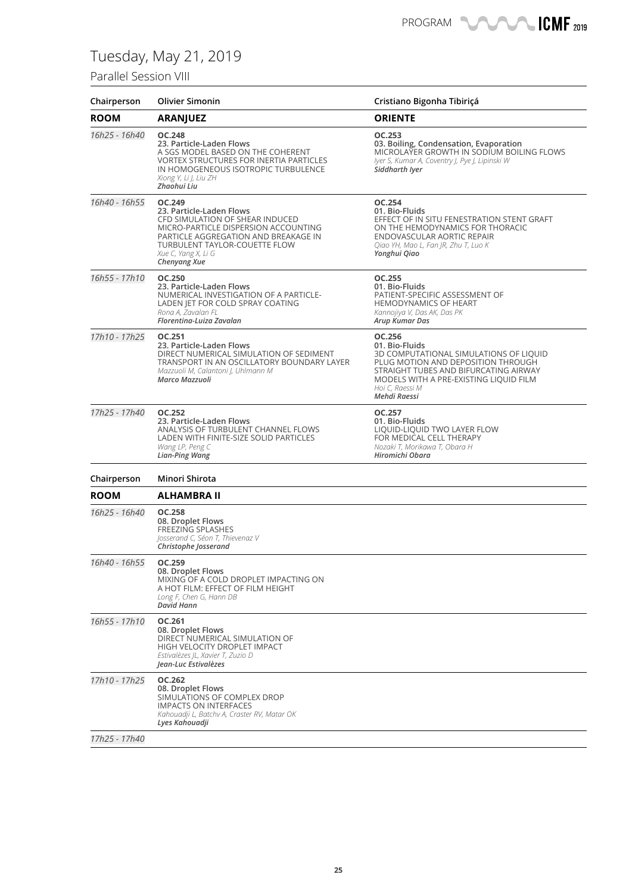# Tuesday, May 21, 2019

## Parallel Session VIII

| Chairperson | Olivier Simonin | Cristiano Bigonha Tibiriçá |
|---|---|---|
| **ROOM** | **ARANJUEZ** | **ORIENTE** |
| *16h25 - 16h40* | **OC.248** **23. Particle-Laden Flows** A SGS MODEL BASED ON THE COHERENT VORTEX STRUCTURES FOR INERTIA PARTICLES IN HOMOGENEOUS ISOTROPIC TURBULENCE *Xiong Y, Li J, Liu ZH* ***Zhaohui Liu*** | **OC.253** **03. Boiling, Condensation, Evaporation** MICROLAYER GROWTH IN SODIUM BOILING FLOWS *Iyer S, Kumar A, Coventry J, Pye J, Lipinski W* ***Siddharth Iyer*** |
| *16h40 - 16h55* | **OC.249** **23. Particle-Laden Flows** CFD SIMULATION OF SHEAR INDUCED MICRO-PARTICLE DISPERSION ACCOUNTING PARTICLE AGGREGATION AND BREAKAGE IN TURBULENT TAYLOR-COUETTE FLOW *Xue C, Yang X, Li G* ***Chenyang Xue*** | **OC.254** **01. Bio-Fluids** EFFECT OF IN SITU FENESTRATION STENT GRAFT ON THE HEMODYNAMICS FOR THORACIC ENDOVASCULAR AORTIC REPAIR *Qiao YH, Mao L, Fan JR, Zhu T, Luo K* ***Yonghui Qiao*** |
| *16h55 - 17h10* | **OC.250** **23. Particle-Laden Flows** NUMERICAL INVESTIGATION OF A PARTICLE-LADEN JET FOR COLD SPRAY COATING *Rona A, Zavalan FL* ***Florentina-Luiza Zavalan*** | **OC.255** **01. Bio-Fluids** PATIENT-SPECIFIC ASSESSMENT OF HEMODYNAMICS OF HEART *Kannojiya V, Das AK, Das PK* ***Arup Kumar Das*** |
| *17h10 - 17h25* | **OC.251** **23. Particle-Laden Flows** DIRECT NUMERICAL SIMULATION OF SEDIMENT TRANSPORT IN AN OSCILLATORY BOUNDARY LAYER *Mazzuoli M, Calantoni J, Uhlmann M* ***Marco Mazzuoli*** | **OC.256** **01. Bio-Fluids** 3D COMPUTATIONAL SIMULATIONS OF LIQUID PLUG MOTION AND DEPOSITION THROUGH STRAIGHT TUBES AND BIFURCATING AIRWAY MODELS WITH A PRE-EXISTING LIQUID FILM *Hoi C, Raessi M* ***Mehdi Raessi*** |
| *17h25 - 17h40* | **OC.252** **23. Particle-Laden Flows** ANALYSIS OF TURBULENT CHANNEL FLOWS LADEN WITH FINITE-SIZE SOLID PARTICLES *Wang LP, Peng C* ***Lian-Ping Wang*** | **OC.257** **01. Bio-Fluids** LIQUID-LIQUID TWO LAYER FLOW FOR MEDICAL CELL THERAPY *Nozaki T, Morikawa T, Obara H* ***Hiromichi Obara*** |

| Chairperson | Minori Shirota |
|---|---|
| **ROOM** | **ALHAMBRA II** |
| *16h25 - 16h40* | **OC.258** **08. Droplet Flows** FREEZING SPLASHES *Josserand C, Séon T, Thievenaz V* ***Christophe Josserand*** |
| *16h40 - 16h55* | **OC.259** **08. Droplet Flows** MIXING OF A COLD DROPLET IMPACTING ON A HOT FILM: EFFECT OF FILM HEIGHT *Long F, Chen G, Hann DB* ***David Hann*** |
| *16h55 - 17h10* | **OC.261** **08. Droplet Flows** DIRECT NUMERICAL SIMULATION OF HIGH VELOCITY DROPLET IMPACT *Estivalèzes JL, Xavier T, Zuzio D* ***Jean-Luc Estivalèzes*** |
| *17h10 - 17h25* | **OC.262** **08. Droplet Flows** SIMULATIONS OF COMPLEX DROP IMPACTS ON INTERFACES *Kahouadji L, Batchv A, Craster RV, Matar OK* ***Lyes Kahouadji*** |
| *17h25 - 17h40* | |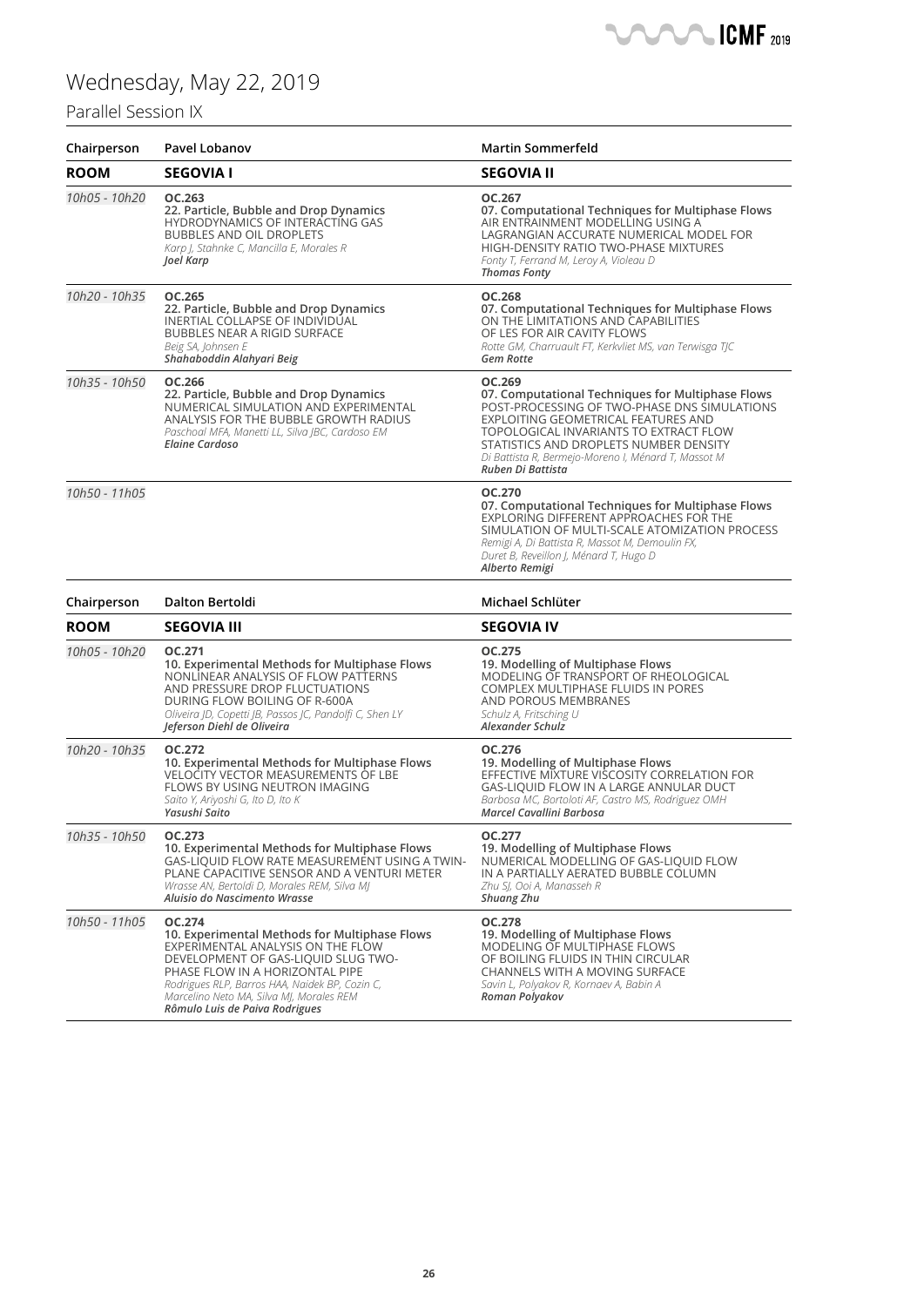# Wednesday, May 22, 2019

## Parallel Session IX

| Chairperson | Pavel Lobanov | Martin Sommerfeld |
|---|---|---|
| **ROOM** | **SEGOVIA I** | **SEGOVIA II** |
| *10h05 - 10h20* | **OC.263**<br>**22. Particle, Bubble and Drop Dynamics**<br>HYDRODYNAMICS OF INTERACTING GAS BUBBLES AND OIL DROPLETS<br>*Karp J, Stahnke C, Mancilla E, Morales R*<br>***Joel Karp*** | **OC.267**<br>**07. Computational Techniques for Multiphase Flows**<br>AIR ENTRAINMENT MODELLING USING A LAGRANGIAN ACCURATE NUMERICAL MODEL FOR HIGH-DENSITY RATIO TWO-PHASE MIXTURES<br>*Fonty T, Ferrand M, Leroy A, Violeau D*<br>***Thomas Fonty*** |
| *10h20 - 10h35* | **OC.265**<br>**22. Particle, Bubble and Drop Dynamics**<br>INERTIAL COLLAPSE OF INDIVIDUAL BUBBLES NEAR A RIGID SURFACE<br>*Beig SA, Johnsen E*<br>***Shahaboddin Alahyari Beig*** | **OC.268**<br>**07. Computational Techniques for Multiphase Flows**<br>ON THE LIMITATIONS AND CAPABILITIES OF LES FOR AIR CAVITY FLOWS<br>*Rotte GM, Charruault FT, Kerkvliet MS, van Terwisga TJC*<br>***Gem Rotte*** |
| *10h35 - 10h50* | **OC.266**<br>**22. Particle, Bubble and Drop Dynamics**<br>NUMERICAL SIMULATION AND EXPERIMENTAL ANALYSIS FOR THE BUBBLE GROWTH RADIUS<br>*Paschoal MFA, Manetti LL, Silva JBC, Cardoso EM*<br>***Elaine Cardoso*** | **OC.269**<br>**07. Computational Techniques for Multiphase Flows**<br>POST-PROCESSING OF TWO-PHASE DNS SIMULATIONS EXPLOITING GEOMETRICAL FEATURES AND TOPOLOGICAL INVARIANTS TO EXTRACT FLOW STATISTICS AND DROPLETS NUMBER DENSITY<br>*Di Battista R, Bermejo-Moreno I, Ménard T, Massot M*<br>***Ruben Di Battista*** |
| *10h50 - 11h05* | | **OC.270**<br>**07. Computational Techniques for Multiphase Flows**<br>EXPLORING DIFFERENT APPROACHES FOR THE SIMULATION OF MULTI-SCALE ATOMIZATION PROCESS<br>*Remigi A, Di Battista R, Massot M, Demoulin FX, Duret B, Reveillon J, Ménard T, Hugo D*<br>***Alberto Remigi*** |

| Chairperson | Dalton Bertoldi | Michael Schlüter |
|---|---|---|
| **ROOM** | **SEGOVIA III** | **SEGOVIA IV** |
| *10h05 - 10h20* | **OC.271**<br>**10. Experimental Methods for Multiphase Flows**<br>NONLINEAR ANALYSIS OF FLOW PATTERNS AND PRESSURE DROP FLUCTUATIONS DURING FLOW BOILING OF R-600A<br>*Oliveira JD, Copetti JB, Passos JC, Pandolfi C, Shen LY*<br>***Jeferson Diehl de Oliveira*** | **OC.275**<br>**19. Modelling of Multiphase Flows**<br>MODELING OF TRANSPORT OF RHEOLOGICAL COMPLEX MULTIPHASE FLUIDS IN PORES AND POROUS MEMBRANES<br>*Schulz A, Fritsching U*<br>***Alexander Schulz*** |
| *10h20 - 10h35* | **OC.272**<br>**10. Experimental Methods for Multiphase Flows**<br>VELOCITY VECTOR MEASUREMENTS OF LBE FLOWS BY USING NEUTRON IMAGING<br>*Saito Y, Ariyoshi G, Ito D, Ito K*<br>***Yasushi Saito*** | **OC.276**<br>**19. Modelling of Multiphase Flows**<br>EFFECTIVE MIXTURE VISCOSITY CORRELATION FOR GAS-LIQUID FLOW IN A LARGE ANNULAR DUCT<br>*Barbosa MC, Bortoloti AF, Castro MS, Rodriguez OMH*<br>***Marcel Cavallini Barbosa*** |
| *10h35 - 10h50* | **OC.273**<br>**10. Experimental Methods for Multiphase Flows**<br>GAS-LIQUID FLOW RATE MEASUREMENT USING A TWIN-PLANE CAPACITIVE SENSOR AND A VENTURI METER<br>*Wrasse AN, Bertoldi D, Morales REM, Silva MJ*<br>***Aluisio do Nascimento Wrasse*** | **OC.277**<br>**19. Modelling of Multiphase Flows**<br>NUMERICAL MODELLING OF GAS-LIQUID FLOW IN A PARTIALLY AERATED BUBBLE COLUMN<br>*Zhu SJ, Ooi A, Manasseh R*<br>***Shuang Zhu*** |
| *10h50 - 11h05* | **OC.274**<br>**10. Experimental Methods for Multiphase Flows**<br>EXPERIMENTAL ANALYSIS ON THE FLOW DEVELOPMENT OF GAS-LIQUID SLUG TWO-PHASE FLOW IN A HORIZONTAL PIPE<br>*Rodrigues RLP, Barros HAA, Naidek BP, Cozin C, Marcelino Neto MA, Silva MJ, Morales REM*<br>***Rômulo Luis de Paiva Rodrigues*** | **OC.278**<br>**19. Modelling of Multiphase Flows**<br>MODELING OF MULTIPHASE FLOWS OF BOILING FLUIDS IN THIN CIRCULAR CHANNELS WITH A MOVING SURFACE<br>*Savin L, Polyakov R, Kornaev A, Babin A*<br>***Roman Polyakov*** |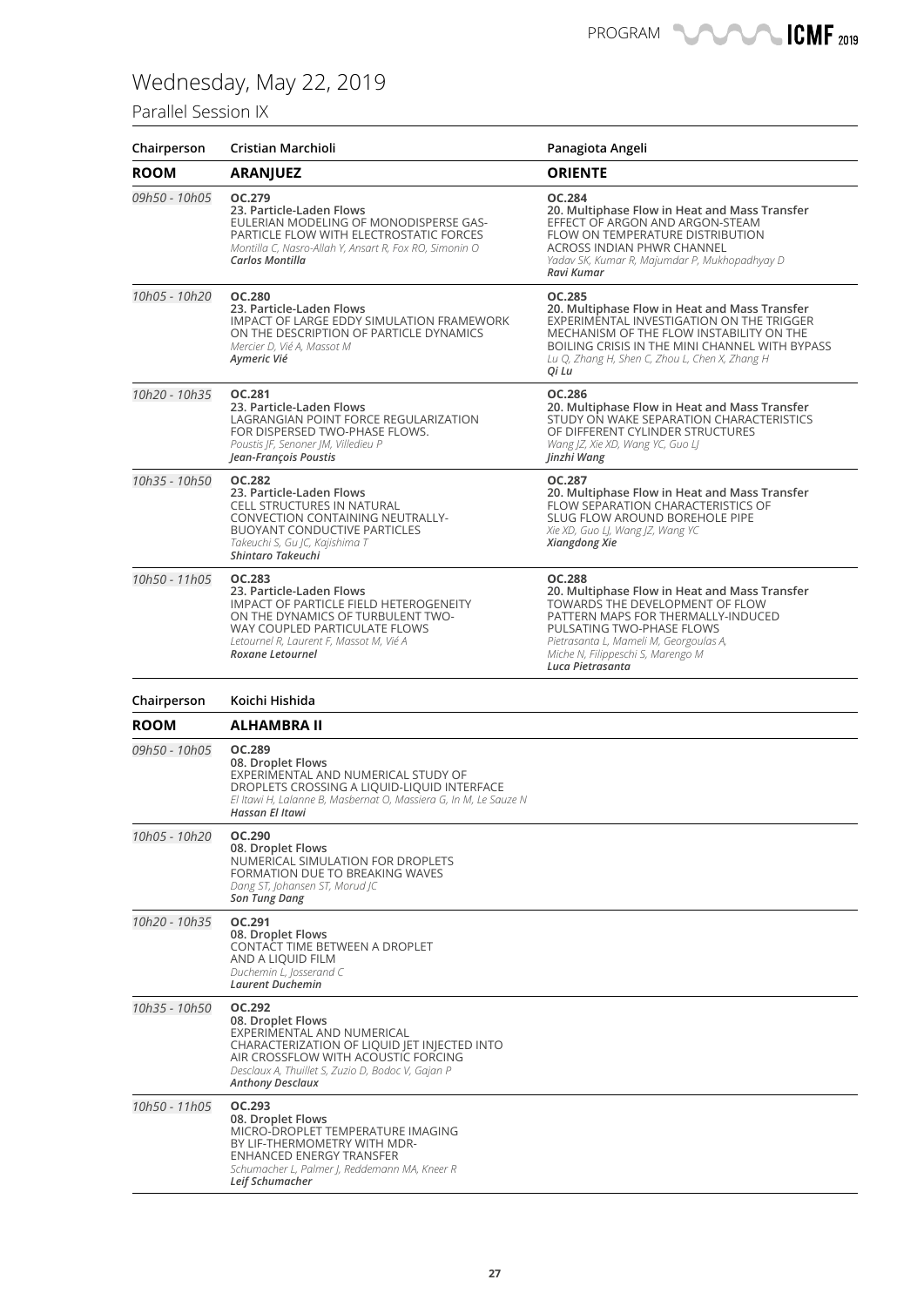# Wednesday, May 22, 2019

## Parallel Session IX

| Chairperson | Cristian Marchioli | Panagiota Angeli |
|---|---|---|
| **ROOM** | **ARANJUEZ** | **ORIENTE** |
| *09h50 - 10h05* | **OC.279**<br>**23. Particle-Laden Flows**<br>EULERIAN MODELING OF MONODISPERSE GAS-PARTICLE FLOW WITH ELECTROSTATIC FORCES<br>*Montilla C, Nasro-Allah Y, Ansart R, Fox RO, Simonin O*<br>***Carlos Montilla*** | **OC.284**<br>**20. Multiphase Flow in Heat and Mass Transfer**<br>EFFECT OF ARGON AND ARGON-STEAM FLOW ON TEMPERATURE DISTRIBUTION ACROSS INDIAN PHWR CHANNEL<br>*Yadav SK, Kumar R, Majumdar P, Mukhopadhyay D*<br>***Ravi Kumar*** |
| *10h05 - 10h20* | **OC.280**<br>**23. Particle-Laden Flows**<br>IMPACT OF LARGE EDDY SIMULATION FRAMEWORK ON THE DESCRIPTION OF PARTICLE DYNAMICS<br>*Mercier D, Vié A, Massot M*<br>***Aymeric Vié*** | **OC.285**<br>**20. Multiphase Flow in Heat and Mass Transfer**<br>EXPERIMENTAL INVESTIGATION ON THE TRIGGER MECHANISM OF THE FLOW INSTABILITY ON THE BOILING CRISIS IN THE MINI CHANNEL WITH BYPASS<br>*Lu Q, Zhang H, Shen C, Zhou L, Chen X, Zhang H*<br>***Qi Lu*** |
| *10h20 - 10h35* | **OC.281**<br>**23. Particle-Laden Flows**<br>LAGRANGIAN POINT FORCE REGULARIZATION FOR DISPERSED TWO-PHASE FLOWS.<br>*Poustis JF, Senoner JM, Villedieu P*<br>***Jean-François Poustis*** | **OC.286**<br>**20. Multiphase Flow in Heat and Mass Transfer**<br>STUDY ON WAKE SEPARATION CHARACTERISTICS OF DIFFERENT CYLINDER STRUCTURES<br>*Wang JZ, Xie XD, Wang YC, Guo LJ*<br>***Jinzhi Wang*** |
| *10h35 - 10h50* | **OC.282**<br>**23. Particle-Laden Flows**<br>CELL STRUCTURES IN NATURAL CONVECTION CONTAINING NEUTRALLY-BUOYANT CONDUCTIVE PARTICLES<br>*Takeuchi S, Gu JC, Kajishima T*<br>***Shintaro Takeuchi*** | **OC.287**<br>**20. Multiphase Flow in Heat and Mass Transfer**<br>FLOW SEPARATION CHARACTERISTICS OF SLUG FLOW AROUND BOREHOLE PIPE<br>*Xie XD, Guo LJ, Wang JZ, Wang YC*<br>***Xiangdong Xie*** |
| *10h50 - 11h05* | **OC.283**<br>**23. Particle-Laden Flows**<br>IMPACT OF PARTICLE FIELD HETEROGENEITY ON THE DYNAMICS OF TURBULENT TWO-WAY COUPLED PARTICULATE FLOWS<br>*Letournel R, Laurent F, Massot M, Vié A*<br>***Roxane Letournel*** | **OC.288**<br>**20. Multiphase Flow in Heat and Mass Transfer**<br>TOWARDS THE DEVELOPMENT OF FLOW PATTERN MAPS FOR THERMALLY-INDUCED PULSATING TWO-PHASE FLOWS<br>*Pietrasanta L, Mameli M, Georgoulas A, Miche N, Filippeschi S, Marengo M*<br>***Luca Pietrasanta*** |

| Chairperson | Koichi Hishida |
|---|---|
| **ROOM** | **ALHAMBRA II** |
| *09h50 - 10h05* | **OC.289**<br>**08. Droplet Flows**<br>EXPERIMENTAL AND NUMERICAL STUDY OF DROPLETS CROSSING A LIQUID-LIQUID INTERFACE<br>*El Itawi H, Lalanne B, Masbernat O, Massiera G, In M, Le Sauze N*<br>***Hassan El Itawi*** |
| *10h05 - 10h20* | **OC.290**<br>**08. Droplet Flows**<br>NUMERICAL SIMULATION FOR DROPLETS FORMATION DUE TO BREAKING WAVES<br>*Dang ST, Johansen ST, Morud JC*<br>***Son Tung Dang*** |
| *10h20 - 10h35* | **OC.291**<br>**08. Droplet Flows**<br>CONTACT TIME BETWEEN A DROPLET AND A LIQUID FILM<br>*Duchemin L, Josserand C*<br>***Laurent Duchemin*** |
| *10h35 - 10h50* | **OC.292**<br>**08. Droplet Flows**<br>EXPERIMENTAL AND NUMERICAL CHARACTERIZATION OF LIQUID JET INJECTED INTO AIR CROSSFLOW WITH ACOUSTIC FORCING<br>*Desclaux A, Thuillet S, Zuzio D, Bodoc V, Gajan P*<br>***Anthony Desclaux*** |
| *10h50 - 11h05* | **OC.293**<br>**08. Droplet Flows**<br>MICRO-DROPLET TEMPERATURE IMAGING BY LIF-THERMOMETRY WITH MDR-ENHANCED ENERGY TRANSFER<br>*Schumacher L, Palmer J, Reddemann MA, Kneer R*<br>***Leif Schumacher*** |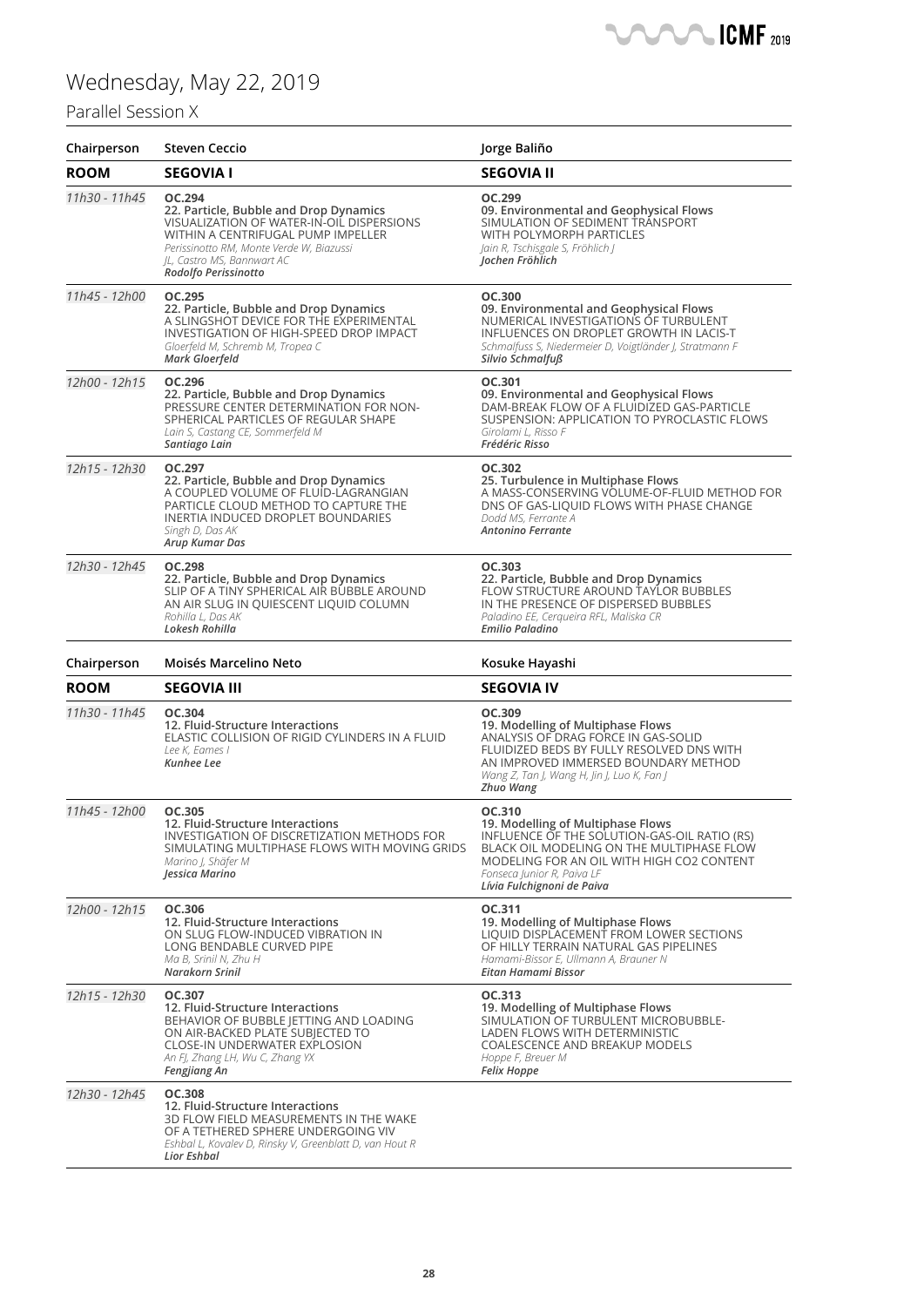# Wednesday, May 22, 2019

## Parallel Session X

| Chairperson | Steven Ceccio | Jorge Baliño |
|---|---|---|
| **ROOM** | **SEGOVIA I** | **SEGOVIA II** |
| *11h30 - 11h45* | **OC.294**<br>**22. Particle, Bubble and Drop Dynamics**<br>VISUALIZATION OF WATER-IN-OIL DISPERSIONS WITHIN A CENTRIFUGAL PUMP IMPELLER<br>*Perissinotto RM, Monte Verde W, Biazussi JL, Castro MS, Bannwart AC*<br>***Rodolfo Perissinotto*** | **OC.299**<br>**09. Environmental and Geophysical Flows**<br>SIMULATION OF SEDIMENT TRANSPORT WITH POLYMORPH PARTICLES<br>*Jain R, Tschisgale S, Fröhlich J*<br>***Jochen Fröhlich*** |
| *11h45 - 12h00* | **OC.295**<br>**22. Particle, Bubble and Drop Dynamics**<br>A SLINGSHOT DEVICE FOR THE EXPERIMENTAL INVESTIGATION OF HIGH-SPEED DROP IMPACT<br>*Gloerfeld M, Schremb M, Tropea C*<br>***Mark Gloerfeld*** | **OC.300**<br>**09. Environmental and Geophysical Flows**<br>NUMERICAL INVESTIGATIONS OF TURBULENT INFLUENCES ON DROPLET GROWTH IN LACIS-T<br>*Schmalfuss S, Niedermeier D, Voigtländer J, Stratmann F*<br>***Silvio Schmalfuß*** |
| *12h00 - 12h15* | **OC.296**<br>**22. Particle, Bubble and Drop Dynamics**<br>PRESSURE CENTER DETERMINATION FOR NON-SPHERICAL PARTICLES OF REGULAR SHAPE<br>*Lain S, Castang CE, Sommerfeld M*<br>***Santiago Lain*** | **OC.301**<br>**09. Environmental and Geophysical Flows**<br>DAM-BREAK FLOW OF A FLUIDIZED GAS-PARTICLE SUSPENSION: APPLICATION TO PYROCLASTIC FLOWS<br>*Girolami L, Risso F*<br>***Frédéric Risso*** |
| *12h15 - 12h30* | **OC.297**<br>**22. Particle, Bubble and Drop Dynamics**<br>A COUPLED VOLUME OF FLUID-LAGRANGIAN PARTICLE CLOUD METHOD TO CAPTURE THE INERTIA INDUCED DROPLET BOUNDARIES<br>*Singh D, Das AK*<br>***Arup Kumar Das*** | **OC.302**<br>**25. Turbulence in Multiphase Flows**<br>A MASS-CONSERVING VOLUME-OF-FLUID METHOD FOR DNS OF GAS-LIQUID FLOWS WITH PHASE CHANGE<br>*Dodd MS, Ferrante A*<br>***Antonino Ferrante*** |
| *12h30 - 12h45* | **OC.298**<br>**22. Particle, Bubble and Drop Dynamics**<br>SLIP OF A TINY SPHERICAL AIR BUBBLE AROUND AN AIR SLUG IN QUIESCENT LIQUID COLUMN<br>*Rohilla L, Das AK*<br>***Lokesh Rohilla*** | **OC.303**<br>**22. Particle, Bubble and Drop Dynamics**<br>FLOW STRUCTURE AROUND TAYLOR BUBBLES IN THE PRESENCE OF DISPERSED BUBBLES<br>*Paladino EE, Cerqueira RFL, Maliska CR*<br>***Emilio Paladino*** |

| Chairperson | Moisés Marcelino Neto | Kosuke Hayashi |
|---|---|---|
| **ROOM** | **SEGOVIA III** | **SEGOVIA IV** |
| *11h30 - 11h45* | **OC.304**<br>**12. Fluid-Structure Interactions**<br>ELASTIC COLLISION OF RIGID CYLINDERS IN A FLUID<br>*Lee K, Eames I*<br>***Kunhee Lee*** | **OC.309**<br>**19. Modelling of Multiphase Flows**<br>ANALYSIS OF DRAG FORCE IN GAS-SOLID FLUIDIZED BEDS BY FULLY RESOLVED DNS WITH AN IMPROVED IMMERSED BOUNDARY METHOD<br>*Wang Z, Tan J, Wang H, Jin J, Luo K, Fan J*<br>***Zhuo Wang*** |
| *11h45 - 12h00* | **OC.305**<br>**12. Fluid-Structure Interactions**<br>INVESTIGATION OF DISCRETIZATION METHODS FOR SIMULATING MULTIPHASE FLOWS WITH MOVING GRIDS<br>*Marino J, Shäfer M*<br>***Jessica Marino*** | **OC.310**<br>**19. Modelling of Multiphase Flows**<br>INFLUENCE OF THE SOLUTION-GAS-OIL RATIO (RS) BLACK OIL MODELING ON THE MULTIPHASE FLOW MODELING FOR AN OIL WITH HIGH CO2 CONTENT<br>*Fonseca Junior R, Paiva LF*<br>***Lívia Fulchignoni de Paiva*** |
| *12h00 - 12h15* | **OC.306**<br>**12. Fluid-Structure Interactions**<br>ON SLUG FLOW-INDUCED VIBRATION IN LONG BENDABLE CURVED PIPE<br>*Ma B, Srinil N, Zhu H*<br>***Narakorn Srinil*** | **OC.311**<br>**19. Modelling of Multiphase Flows**<br>LIQUID DISPLACEMENT FROM LOWER SECTIONS OF HILLY TERRAIN NATURAL GAS PIPELINES<br>*Hamami-Bissor E, Ullmann A, Brauner N*<br>***Eitan Hamami Bissor*** |
| *12h15 - 12h30* | **OC.307**<br>**12. Fluid-Structure Interactions**<br>BEHAVIOR OF BUBBLE JETTING AND LOADING ON AIR-BACKED PLATE SUBJECTED TO CLOSE-IN UNDERWATER EXPLOSION<br>*An FJ, Zhang LH, Wu C, Zhang YX*<br>***Fengjiang An*** | **OC.313**<br>**19. Modelling of Multiphase Flows**<br>SIMULATION OF TURBULENT MICROBUBBLE-LADEN FLOWS WITH DETERMINISTIC COALESCENCE AND BREAKUP MODELS<br>*Hoppe F, Breuer M*<br>***Felix Hoppe*** |
| *12h30 - 12h45* | **OC.308**<br>**12. Fluid-Structure Interactions**<br>3D FLOW FIELD MEASUREMENTS IN THE WAKE OF A TETHERED SPHERE UNDERGOING VIV<br>*Eshbal L, Kovalev D, Rinsky V, Greenblatt D, van Hout R*<br>***Lior Eshbal*** | |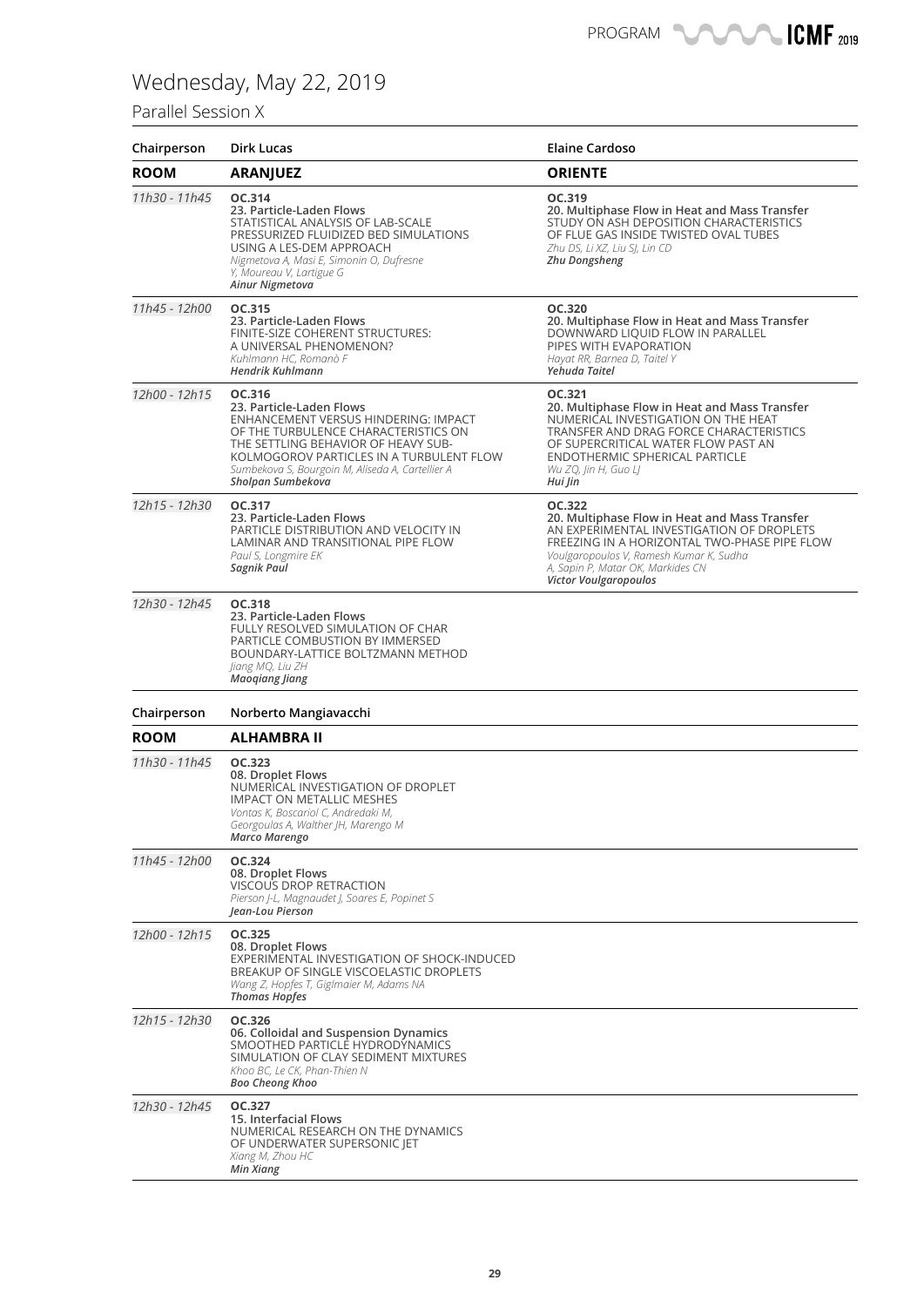# Wednesday, May 22, 2019

## Parallel Session X

| Chairperson | Dirk Lucas | Elaine Cardoso |
|---|---|---|
| **ROOM** | **ARANJUEZ** | **ORIENTE** |
| *11h30 - 11h45* | **OC.314**<br>**23. Particle-Laden Flows**<br>STATISTICAL ANALYSIS OF LAB-SCALE PRESSURIZED FLUIDIZED BED SIMULATIONS USING A LES-DEM APPROACH<br>*Nigmetova A, Masi E, Simonin O, Dufresne Y, Moureau V, Lartigue G*<br>***Ainur Nigmetova*** | **OC.319**<br>**20. Multiphase Flow in Heat and Mass Transfer**<br>STUDY ON ASH DEPOSITION CHARACTERISTICS OF FLUE GAS INSIDE TWISTED OVAL TUBES<br>*Zhu DS, Li XZ, Liu SJ, Lin CD*<br>***Zhu Dongsheng*** |
| *11h45 - 12h00* | **OC.315**<br>**23. Particle-Laden Flows**<br>FINITE-SIZE COHERENT STRUCTURES: A UNIVERSAL PHENOMENON?<br>*Kuhlmann HC, Romanò F*<br>***Hendrik Kuhlmann*** | **OC.320**<br>**20. Multiphase Flow in Heat and Mass Transfer**<br>DOWNWARD LIQUID FLOW IN PARALLEL PIPES WITH EVAPORATION<br>*Hayat RR, Barnea D, Taitel Y*<br>***Yehuda Taitel*** |
| *12h00 - 12h15* | **OC.316**<br>**23. Particle-Laden Flows**<br>ENHANCEMENT VERSUS HINDERING: IMPACT OF THE TURBULENCE CHARACTERISTICS ON THE SETTLING BEHAVIOR OF HEAVY SUB-KOLMOGOROV PARTICLES IN A TURBULENT FLOW<br>*Sumbekova S, Bourgoin M, Aliseda A, Cartellier A*<br>***Sholpan Sumbekova*** | **OC.321**<br>**20. Multiphase Flow in Heat and Mass Transfer**<br>NUMERICAL INVESTIGATION ON THE HEAT TRANSFER AND DRAG FORCE CHARACTERISTICS OF SUPERCRITICAL WATER FLOW PAST AN ENDOTHERMIC SPHERICAL PARTICLE<br>*Wu ZQ, Jin H, Guo LJ*<br>***Hui Jin*** |
| *12h15 - 12h30* | **OC.317**<br>**23. Particle-Laden Flows**<br>PARTICLE DISTRIBUTION AND VELOCITY IN LAMINAR AND TRANSITIONAL PIPE FLOW<br>*Paul S, Longmire EK*<br>***Sagnik Paul*** | **OC.322**<br>**20. Multiphase Flow in Heat and Mass Transfer**<br>AN EXPERIMENTAL INVESTIGATION OF DROPLETS FREEZING IN A HORIZONTAL TWO-PHASE PIPE FLOW<br>*Voulgaropoulos V, Ramesh Kumar K, Sudha A, Sapin P, Matar OK, Markides CN*<br>***Victor Voulgaropoulos*** |
| *12h30 - 12h45* | **OC.318**<br>**23. Particle-Laden Flows**<br>FULLY RESOLVED SIMULATION OF CHAR PARTICLE COMBUSTION BY IMMERSED BOUNDARY-LATTICE BOLTZMANN METHOD<br>*Jiang MQ, Liu ZH*<br>***Maoqiang Jiang*** | |

| Chairperson | Norberto Mangiavacchi |
|---|---|
| **ROOM** | **ALHAMBRA II** |
| *11h30 - 11h45* | **OC.323**<br>**08. Droplet Flows**<br>NUMERICAL INVESTIGATION OF DROPLET IMPACT ON METALLIC MESHES<br>*Vontas K, Boscariol C, Andredaki M, Georgoulas A, Walther JH, Marengo M*<br>***Marco Marengo*** |
| *11h45 - 12h00* | **OC.324**<br>**08. Droplet Flows**<br>VISCOUS DROP RETRACTION<br>*Pierson J-L, Magnaudet J, Soares E, Popinet S*<br>***Jean-Lou Pierson*** |
| *12h00 - 12h15* | **OC.325**<br>**08. Droplet Flows**<br>EXPERIMENTAL INVESTIGATION OF SHOCK-INDUCED BREAKUP OF SINGLE VISCOELASTIC DROPLETS<br>*Wang Z, Hopfes T, Giglmaier M, Adams NA*<br>***Thomas Hopfes*** |
| *12h15 - 12h30* | **OC.326**<br>**06. Colloidal and Suspension Dynamics**<br>SMOOTHED PARTICLE HYDRODYNAMICS SIMULATION OF CLAY SEDIMENT MIXTURES<br>*Khoo BC, Le CK, Phan-Thien N*<br>***Boo Cheong Khoo*** |
| *12h30 - 12h45* | **OC.327**<br>**15. Interfacial Flows**<br>NUMERICAL RESEARCH ON THE DYNAMICS OF UNDERWATER SUPERSONIC JET<br>*Xiang M, Zhou HC*<br>***Min Xiang*** |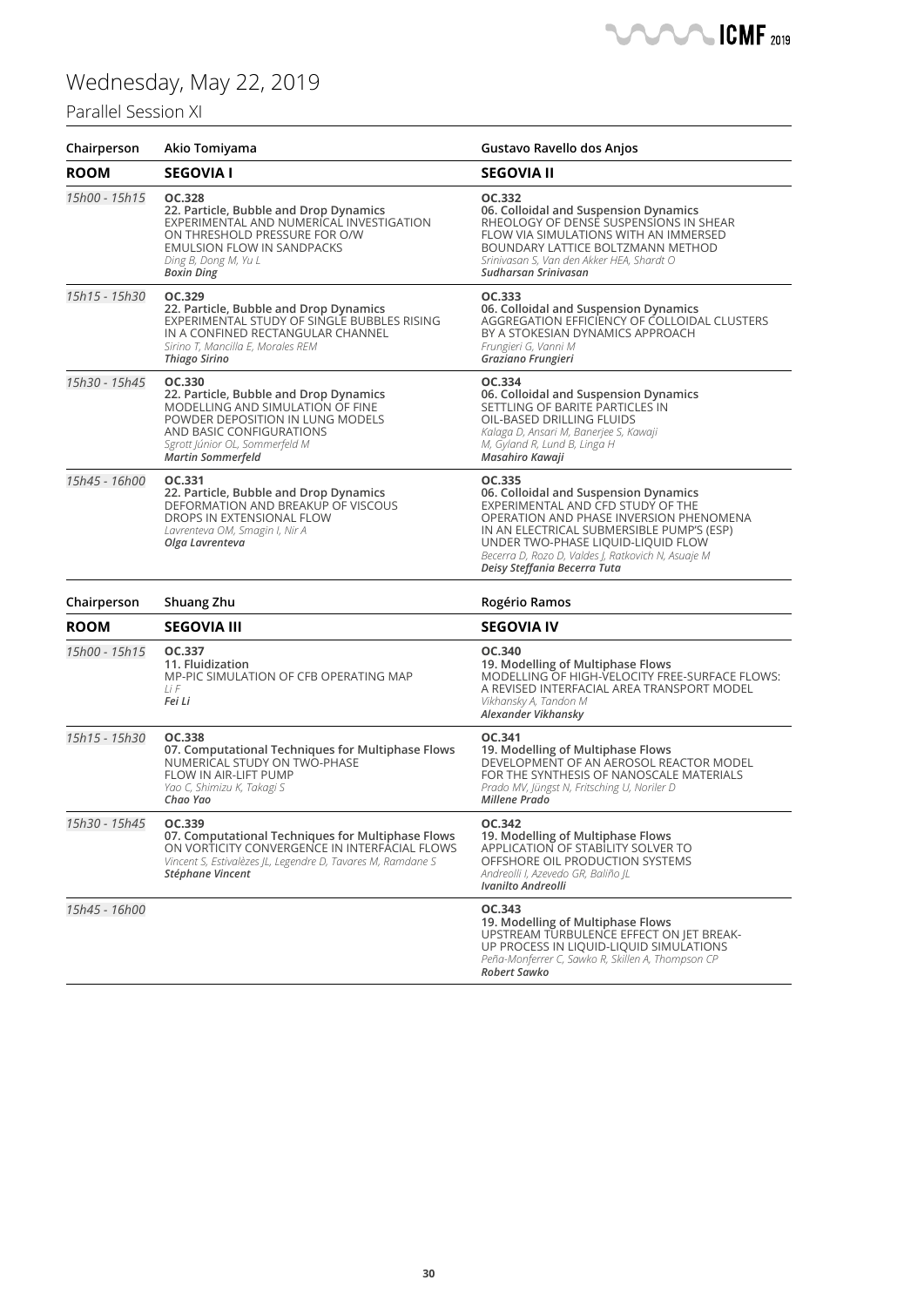# Wednesday, May 22, 2019

## Parallel Session XI

| Chairperson | Akio Tomiyama | Gustavo Ravello dos Anjos |
|---|---|---|
| **ROOM** | **SEGOVIA I** | **SEGOVIA II** |
| *15h00 - 15h15* | **OC.328**<br>**22. Particle, Bubble and Drop Dynamics**<br>EXPERIMENTAL AND NUMERICAL INVESTIGATION ON THRESHOLD PRESSURE FOR O/W EMULSION FLOW IN SANDPACKS<br>*Ding B, Dong M, Yu L*<br>***Boxin Ding*** | **OC.332**<br>**06. Colloidal and Suspension Dynamics**<br>RHEOLOGY OF DENSE SUSPENSIONS IN SHEAR FLOW VIA SIMULATIONS WITH AN IMMERSED BOUNDARY LATTICE BOLTZMANN METHOD<br>*Srinivasan S, Van den Akker HEA, Shardt O*<br>***Sudharsan Srinivasan*** |
| *15h15 - 15h30* | **OC.329**<br>**22. Particle, Bubble and Drop Dynamics**<br>EXPERIMENTAL STUDY OF SINGLE BUBBLES RISING IN A CONFINED RECTANGULAR CHANNEL<br>*Sirino T, Mancilla E, Morales REM*<br>***Thiago Sirino*** | **OC.333**<br>**06. Colloidal and Suspension Dynamics**<br>AGGREGATION EFFICIENCY OF COLLOIDAL CLUSTERS BY A STOKESIAN DYNAMICS APPROACH<br>*Frungieri G, Vanni M*<br>***Graziano Frungieri*** |
| *15h30 - 15h45* | **OC.330**<br>**22. Particle, Bubble and Drop Dynamics**<br>MODELLING AND SIMULATION OF FINE POWDER DEPOSITION IN LUNG MODELS AND BASIC CONFIGURATIONS<br>*Sgrott Júnior OL, Sommerfeld M*<br>***Martin Sommerfeld*** | **OC.334**<br>**06. Colloidal and Suspension Dynamics**<br>SETTLING OF BARITE PARTICLES IN OIL-BASED DRILLING FLUIDS<br>*Kalaga D, Ansari M, Banerjee S, Kawaji M, Gyland R, Lund B, Linga H*<br>***Masahiro Kawaji*** |
| *15h45 - 16h00* | **OC.331**<br>**22. Particle, Bubble and Drop Dynamics**<br>DEFORMATION AND BREAKUP OF VISCOUS DROPS IN EXTENSIONAL FLOW<br>*Lavrenteva OM, Smagin I, Nir A*<br>***Olga Lavrenteva*** | **OC.335**<br>**06. Colloidal and Suspension Dynamics**<br>EXPERIMENTAL AND CFD STUDY OF THE OPERATION AND PHASE INVERSION PHENOMENA IN AN ELECTRICAL SUBMERSIBLE PUMP'S (ESP) UNDER TWO-PHASE LIQUID-LIQUID FLOW<br>*Becerra D, Rozo D, Valdes J, Ratkovich N, Asuaje M*<br>***Deisy Steffania Becerra Tuta*** |

| Chairperson | Shuang Zhu | Rogério Ramos |
|---|---|---|
| **ROOM** | **SEGOVIA III** | **SEGOVIA IV** |
| *15h00 - 15h15* | **OC.337**<br>**11. Fluidization**<br>MP-PIC SIMULATION OF CFB OPERATING MAP<br>*Li F*<br>***Fei Li*** | **OC.340**<br>**19. Modelling of Multiphase Flows**<br>MODELLING OF HIGH-VELOCITY FREE-SURFACE FLOWS: A REVISED INTERFACIAL AREA TRANSPORT MODEL<br>*Vikhansky A, Tandon M*<br>***Alexander Vikhansky*** |
| *15h15 - 15h30* | **OC.338**<br>**07. Computational Techniques for Multiphase Flows**<br>NUMERICAL STUDY ON TWO-PHASE FLOW IN AIR-LIFT PUMP<br>*Yao C, Shimizu K, Takagi S*<br>***Chao Yao*** | **OC.341**<br>**19. Modelling of Multiphase Flows**<br>DEVELOPMENT OF AN AEROSOL REACTOR MODEL FOR THE SYNTHESIS OF NANOSCALE MATERIALS<br>*Prado MV, Jüngst N, Fritsching U, Noriler D*<br>***Millene Prado*** |
| *15h30 - 15h45* | **OC.339**<br>**07. Computational Techniques for Multiphase Flows**<br>ON VORTICITY CONVERGENCE IN INTERFACIAL FLOWS<br>*Vincent S, Estivalèzes JL, Legendre D, Tavares M, Ramdane S*<br>***Stéphane Vincent*** | **OC.342**<br>**19. Modelling of Multiphase Flows**<br>APPLICATION OF STABILITY SOLVER TO OFFSHORE OIL PRODUCTION SYSTEMS<br>*Andreolli I, Azevedo GR, Baliño JL*<br>***Ivanilto Andreolli*** |
| *15h45 - 16h00* | | **OC.343**<br>**19. Modelling of Multiphase Flows**<br>UPSTREAM TURBULENCE EFFECT ON JET BREAK-UP PROCESS IN LIQUID-LIQUID SIMULATIONS<br>*Peña-Monferrer C, Sawko R, Skillen A, Thompson CP*<br>***Robert Sawko*** |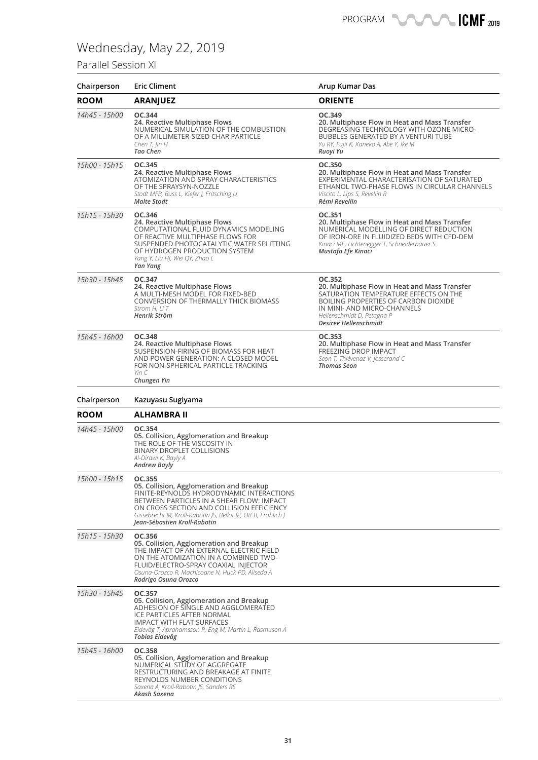# Wednesday, May 22, 2019

## Parallel Session XI

| Chairperson | Eric Climent | Arup Kumar Das |
|---|---|---|
| **ROOM** | **ARANJUEZ** | **ORIENTE** |
| *14h45 - 15h00* | **OC.344**<br>**24. Reactive Multiphase Flows**<br>NUMERICAL SIMULATION OF THE COMBUSTION OF A MILLIMETER-SIZED CHAR PARTICLE<br>*Chen T, Jin H*<br>***Tao Chen*** | **OC.349**<br>**20. Multiphase Flow in Heat and Mass Transfer**<br>DEGREASING TECHNOLOGY WITH OZONE MICRO-BUBBLES GENERATED BY A VENTURI TUBE<br>*Yu RY, Fujii K, Kaneko A, Abe Y, Ike M*<br>***Ruoyi Yu*** |
| *15h00 - 15h15* | **OC.345**<br>**24. Reactive Multiphase Flows**<br>ATOMIZATION AND SPRAY CHARACTERISTICS OF THE SPRAYSYN-NOZZLE<br>*Stodt MFB, Buss L, Kiefer J, Fritsching U*<br>***Malte Stodt*** | **OC.350**<br>**20. Multiphase Flow in Heat and Mass Transfer**<br>EXPERIMENTAL CHARACTERISATION OF SATURATED ETHANOL TWO-PHASE FLOWS IN CIRCULAR CHANNELS<br>*Viscito L, Lips S, Revellin R*<br>***Rémi Revellin*** |
| *15h15 - 15h30* | **OC.346**<br>**24. Reactive Multiphase Flows**<br>COMPUTATIONAL FLUID DYNAMICS MODELING OF REACTIVE MULTIPHASE FLOWS FOR SUSPENDED PHOTOCATALYTIC WATER SPLITTING OF HYDROGEN PRODUCTION SYSTEM<br>*Yang Y, Liu HJ, Wei QY, Zhao L*<br>***Yan Yang*** | **OC.351**<br>**20. Multiphase Flow in Heat and Mass Transfer**<br>NUMERICAL MODELLING OF DIRECT REDUCTION OF IRON-ORE IN FLUIDIZED BEDS WITH CFD-DEM<br>*Kinaci ME, Lichtenegger T, Schneiderbauer S*<br>***Mustafa Efe Kinaci*** |
| *15h30 - 15h45* | **OC.347**<br>**24. Reactive Multiphase Flows**<br>A MULTI-MESH MODEL FOR FIXED-BED CONVERSION OF THERMALLY THICK BIOMASS<br>*Strom H, Li T*<br>***Henrik Ström*** | **OC.352**<br>**20. Multiphase Flow in Heat and Mass Transfer**<br>SATURATION TEMPERATURE EFFECTS ON THE BOILING PROPERTIES OF CARBON DIOXIDE IN MINI- AND MICRO-CHANNELS<br>*Hellenschmidt D, Petagna P*<br>***Desiree Hellenschmidt*** |
| *15h45 - 16h00* | **OC.348**<br>**24. Reactive Multiphase Flows**<br>SUSPENSION-FIRING OF BIOMASS FOR HEAT AND POWER GENERATION: A CLOSED MODEL FOR NON-SPHERICAL PARTICLE TRACKING<br>*Yin C*<br>***Chungen Yin*** | **OC.353**<br>**20. Multiphase Flow in Heat and Mass Transfer**<br>FREEZING DROP IMPACT<br>*Seon T, Thiévenaz V, Josserand C*<br>***Thomas Seon*** |

| Chairperson | Kazuyasu Sugiyama |
|---|---|
| **ROOM** | **ALHAMBRA II** |
| *14h45 - 15h00* | **OC.354**<br>**05. Collision, Agglomeration and Breakup**<br>THE ROLE OF THE VISCOSITY IN BINARY DROPLET COLLISIONS<br>*Al-Dirawi K, Bayly A*<br>***Andrew Bayly*** |
| *15h00 - 15h15* | **OC.355**<br>**05. Collision, Agglomeration and Breakup**<br>FINITE-REYNOLDS HYDRODYNAMIC INTERACTIONS BETWEEN PARTICLES IN A SHEAR FLOW: IMPACT ON CROSS SECTION AND COLLISION EFFICIENCY<br>*Gissebrecht M, Kroll-Rabotin JS, Bellot JP, Ott B, Fröhlich J*<br>***Jean-Sébastien Kroll-Rabotin*** |
| *15h15 - 15h30* | **OC.356**<br>**05. Collision, Agglomeration and Breakup**<br>THE IMPACT OF AN EXTERNAL ELECTRIC FIELD ON THE ATOMIZATION IN A COMBINED TWO-FLUID/ELECTRO-SPRAY COAXIAL INJECTOR<br>*Osuna-Orozco R, Machicoane N, Huck PD, Aliseda A*<br>***Rodrigo Osuna Orozco*** |
| *15h30 - 15h45* | **OC.357**<br>**05. Collision, Agglomeration and Breakup**<br>ADHESION OF SINGLE AND AGGLOMERATED ICE PARTICLES AFTER NORMAL IMPACT WITH FLAT SURFACES<br>*Eidevåg T, Abrahamsson P, Eng M, Martín L, Rasmuson A*<br>***Tobias Eidevåg*** |
| *15h45 - 16h00* | **OC.358**<br>**05. Collision, Agglomeration and Breakup**<br>NUMERICAL STUDY OF AGGREGATE RESTRUCTURING AND BREAKAGE AT FINITE REYNOLDS NUMBER CONDITIONS<br>*Saxena A, Kroll-Rabotin JS, Sanders RS*<br>***Akash Saxena*** |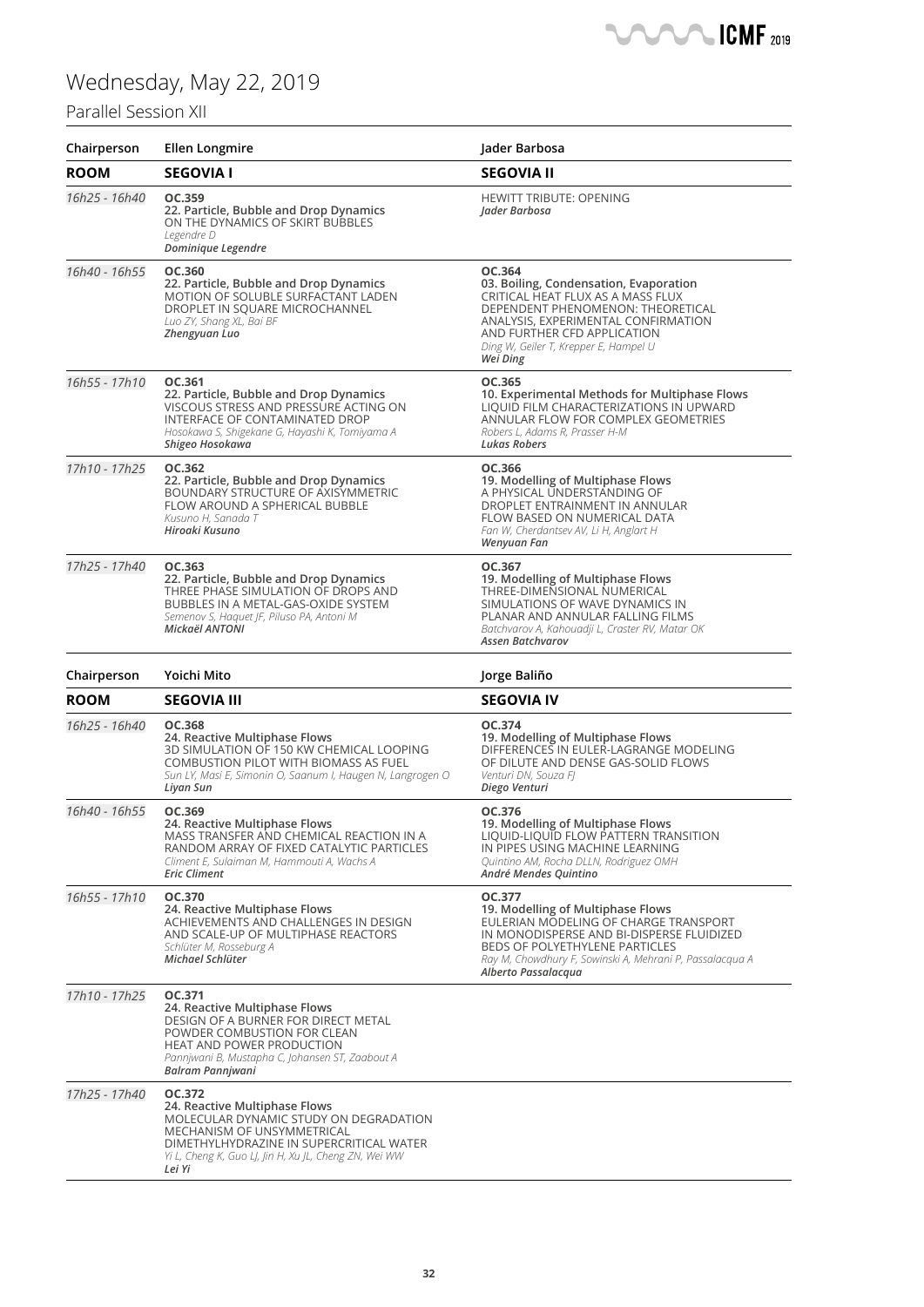# Wednesday, May 22, 2019

## Parallel Session XII

| Chairperson | Ellen Longmire | Jader Barbosa |
|---|---|---|
| **ROOM** | **SEGOVIA I** | **SEGOVIA II** |
| *16h25 - 16h40* | **OC.359**<br>**22. Particle, Bubble and Drop Dynamics**<br>ON THE DYNAMICS OF SKIRT BUBBLES<br>*Legendre D*<br>***Dominique Legendre*** | HEWITT TRIBUTE: OPENING<br>***Jader Barbosa*** |
| *16h40 - 16h55* | **OC.360**<br>**22. Particle, Bubble and Drop Dynamics**<br>MOTION OF SOLUBLE SURFACTANT LADEN DROPLET IN SQUARE MICROCHANNEL<br>*Luo ZY, Shang XL, Bai BF*<br>***Zhengyuan Luo*** | **OC.364**<br>**03. Boiling, Condensation, Evaporation**<br>CRITICAL HEAT FLUX AS A MASS FLUX DEPENDENT PHENOMENON: THEORETICAL ANALYSIS, EXPERIMENTAL CONFIRMATION AND FURTHER CFD APPLICATION<br>*Ding W, Geiler T, Krepper E, Hampel U*<br>***Wei Ding*** |
| *16h55 - 17h10* | **OC.361**<br>**22. Particle, Bubble and Drop Dynamics**<br>VISCOUS STRESS AND PRESSURE ACTING ON INTERFACE OF CONTAMINATED DROP<br>*Hosokawa S, Shigekane G, Hayashi K, Tomiyama A*<br>***Shigeo Hosokawa*** | **OC.365**<br>**10. Experimental Methods for Multiphase Flows**<br>LIQUID FILM CHARACTERIZATIONS IN UPWARD ANNULAR FLOW FOR COMPLEX GEOMETRIES<br>*Robers L, Adams R, Prasser H-M*<br>***Lukas Robers*** |
| *17h10 - 17h25* | **OC.362**<br>**22. Particle, Bubble and Drop Dynamics**<br>BOUNDARY STRUCTURE OF AXISYMMETRIC FLOW AROUND A SPHERICAL BUBBLE<br>*Kusuno H, Sanada T*<br>***Hiroaki Kusuno*** | **OC.366**<br>**19. Modelling of Multiphase Flows**<br>A PHYSICAL UNDERSTANDING OF DROPLET ENTRAINMENT IN ANNULAR FLOW BASED ON NUMERICAL DATA<br>*Fan W, Cherdantsev AV, Li H, Anglart H*<br>***Wenyuan Fan*** |
| *17h25 - 17h40* | **OC.363**<br>**22. Particle, Bubble and Drop Dynamics**<br>THREE PHASE SIMULATION OF DROPS AND BUBBLES IN A METAL-GAS-OXIDE SYSTEM<br>*Semenov S, Haquet JF, Piluso PA, Antoni M*<br>***Mickaël ANTONI*** | **OC.367**<br>**19. Modelling of Multiphase Flows**<br>THREE-DIMENSIONAL NUMERICAL SIMULATIONS OF WAVE DYNAMICS IN PLANAR AND ANNULAR FALLING FILMS<br>*Batchvarov A, Kahouadji L, Craster RV, Matar OK*<br>***Assen Batchvarov*** |

| Chairperson | Yoichi Mito | Jorge Baliño |
|---|---|---|
| **ROOM** | **SEGOVIA III** | **SEGOVIA IV** |
| *16h25 - 16h40* | **OC.368**<br>**24. Reactive Multiphase Flows**<br>3D SIMULATION OF 150 KW CHEMICAL LOOPING COMBUSTION PILOT WITH BIOMASS AS FUEL<br>*Sun LY, Masi E, Simonin O, Saanum I, Haugen N, Langrogen O*<br>***Liyan Sun*** | **OC.374**<br>**19. Modelling of Multiphase Flows**<br>DIFFERENCES IN EULER-LAGRANGE MODELING OF DILUTE AND DENSE GAS-SOLID FLOWS<br>*Venturi DN, Souza FJ*<br>***Diego Venturi*** |
| *16h40 - 16h55* | **OC.369**<br>**24. Reactive Multiphase Flows**<br>MASS TRANSFER AND CHEMICAL REACTION IN A RANDOM ARRAY OF FIXED CATALYTIC PARTICLES<br>*Climent E, Sulaiman M, Hammouti A, Wachs A*<br>***Eric Climent*** | **OC.376**<br>**19. Modelling of Multiphase Flows**<br>LIQUID-LIQUID FLOW PATTERN TRANSITION IN PIPES USING MACHINE LEARNING<br>*Quintino AM, Rocha DLLN, Rodriguez OMH*<br>***André Mendes Quintino*** |
| *16h55 - 17h10* | **OC.370**<br>**24. Reactive Multiphase Flows**<br>ACHIEVEMENTS AND CHALLENGES IN DESIGN AND SCALE-UP OF MULTIPHASE REACTORS<br>*Schlüter M, Rosseburg A*<br>***Michael Schlüter*** | **OC.377**<br>**19. Modelling of Multiphase Flows**<br>EULERIAN MODELING OF CHARGE TRANSPORT IN MONODISPERSE AND BI-DISPERSE FLUIDIZED BEDS OF POLYETHYLENE PARTICLES<br>*Ray M, Chowdhury F, Sowinski A, Mehrani P, Passalacqua A*<br>***Alberto Passalacqua*** |
| *17h10 - 17h25* | **OC.371**<br>**24. Reactive Multiphase Flows**<br>DESIGN OF A BURNER FOR DIRECT METAL POWDER COMBUSTION FOR CLEAN HEAT AND POWER PRODUCTION<br>*Pannjwani B, Mustapha C, Johansen ST, Zaabout A*<br>***Balram Pannjwani*** | |
| *17h25 - 17h40* | **OC.372**<br>**24. Reactive Multiphase Flows**<br>MOLECULAR DYNAMIC STUDY ON DEGRADATION MECHANISM OF UNSYMMETRICAL DIMETHYLHYDRAZINE IN SUPERCRITICAL WATER<br>*Yi L, Cheng K, Guo LJ, Jin H, Xu JL, Cheng ZN, Wei WW*<br>***Lei Yi*** | |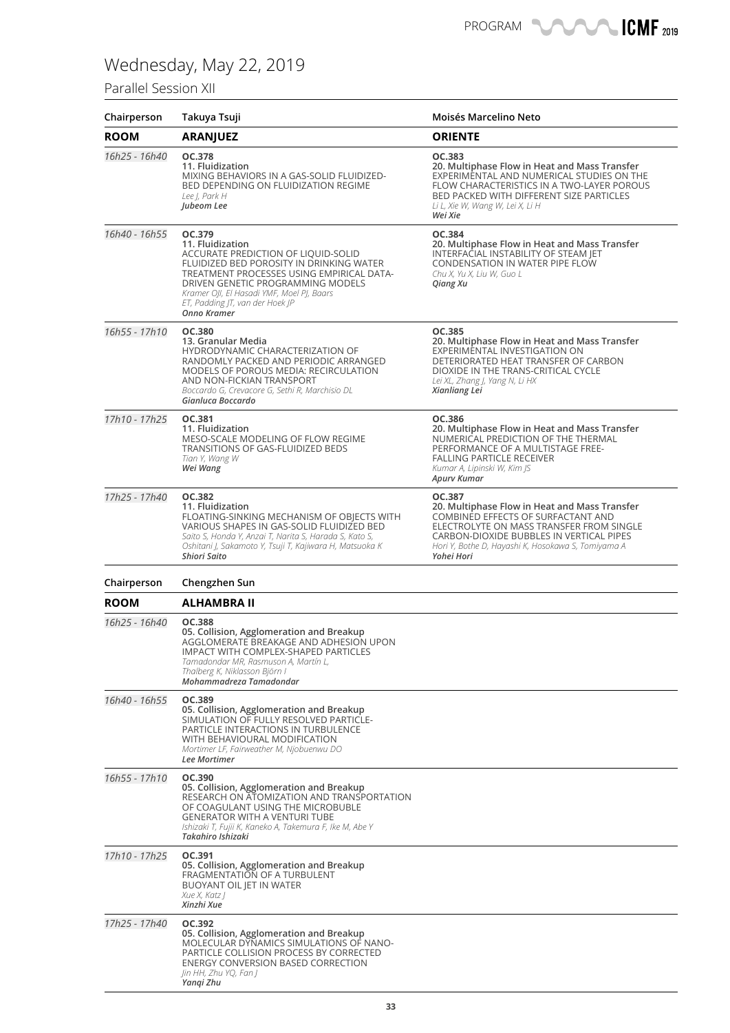# Wednesday, May 22, 2019

## Parallel Session XII

| Chairperson | Takuya Tsuji | Moisés Marcelino Neto |
|---|---|---|
| **ROOM** | **ARANJUEZ** | **ORIENTE** |
| *16h25 - 16h40* | **OC.378**<br>**11. Fluidization**<br>MIXING BEHAVIORS IN A GAS-SOLID FLUIDIZED-BED DEPENDING ON FLUIDIZATION REGIME<br>*Lee J, Park H*<br>***Jubeom Lee*** | **OC.383**<br>**20. Multiphase Flow in Heat and Mass Transfer**<br>EXPERIMENTAL AND NUMERICAL STUDIES ON THE FLOW CHARACTERISTICS IN A TWO-LAYER POROUS BED PACKED WITH DIFFERENT SIZE PARTICLES<br>*Li L, Xie W, Wang W, Lei X, Li H*<br>***Wei Xie*** |
| *16h40 - 16h55* | **OC.379**<br>**11. Fluidization**<br>ACCURATE PREDICTION OF LIQUID-SOLID FLUIDIZED BED POROSITY IN DRINKING WATER TREATMENT PROCESSES USING EMPIRICAL DATA-DRIVEN GENETIC PROGRAMMING MODELS<br>*Kramer OJI, El Hasadi YMF, Moel PJ, Baars ET, Padding JT, van der Hoek JP*<br>***Onno Kramer*** | **OC.384**<br>**20. Multiphase Flow in Heat and Mass Transfer**<br>INTERFACIAL INSTABILITY OF STEAM JET CONDENSATION IN WATER PIPE FLOW<br>*Chu X, Yu X, Liu W, Guo L*<br>***Qiang Xu*** |
| *16h55 - 17h10* | **OC.380**<br>**13. Granular Media**<br>HYDRODYNAMIC CHARACTERIZATION OF RANDOMLY PACKED AND PERIODIC ARRANGED MODELS OF POROUS MEDIA: RECIRCULATION AND NON-FICKIAN TRANSPORT<br>*Boccardo G, Crevacore G, Sethi R, Marchisio DL*<br>***Gianluca Boccardo*** | **OC.385**<br>**20. Multiphase Flow in Heat and Mass Transfer**<br>EXPERIMENTAL INVESTIGATION ON DETERIORATED HEAT TRANSFER OF CARBON DIOXIDE IN THE TRANS-CRITICAL CYCLE<br>*Lei XL, Zhang J, Yang N, Li HX*<br>***Xianliang Lei*** |
| *17h10 - 17h25* | **OC.381**<br>**11. Fluidization**<br>MESO-SCALE MODELING OF FLOW REGIME TRANSITIONS OF GAS-FLUIDIZED BEDS<br>*Tian Y, Wang W*<br>***Wei Wang*** | **OC.386**<br>**20. Multiphase Flow in Heat and Mass Transfer**<br>NUMERICAL PREDICTION OF THE THERMAL PERFORMANCE OF A MULTISTAGE FREE-FALLING PARTICLE RECEIVER<br>*Kumar A, Lipinski W, Kim JS*<br>***Apurv Kumar*** |
| *17h25 - 17h40* | **OC.382**<br>**11. Fluidization**<br>FLOATING-SINKING MECHANISM OF OBJECTS WITH VARIOUS SHAPES IN GAS-SOLID FLUIDIZED BED<br>*Saito S, Honda Y, Anzai T, Narita S, Harada S, Kato S, Oshitani J, Sakamoto Y, Tsuji T, Kajiwara H, Matsuoka K*<br>***Shiori Saito*** | **OC.387**<br>**20. Multiphase Flow in Heat and Mass Transfer**<br>COMBINED EFFECTS OF SURFACTANT AND ELECTROLYTE ON MASS TRANSFER FROM SINGLE CARBON-DIOXIDE BUBBLES IN VERTICAL PIPES<br>*Hori Y, Bothe D, Hayashi K, Hosokawa S, Tomiyama A*<br>***Yohei Hori*** |

| Chairperson | Chengzhen Sun |
|---|---|
| **ROOM** | **ALHAMBRA II** |
| *16h25 - 16h40* | **OC.388**<br>**05. Collision, Agglomeration and Breakup**<br>AGGLOMERATE BREAKAGE AND ADHESION UPON IMPACT WITH COMPLEX-SHAPED PARTICLES<br>*Tamadondar MR, Rasmuson A, Martín L, Thalberg K, Niklasson Björn I*<br>***Mohammadreza Tamadondar*** |
| *16h40 - 16h55* | **OC.389**<br>**05. Collision, Agglomeration and Breakup**<br>SIMULATION OF FULLY RESOLVED PARTICLE-PARTICLE INTERACTIONS IN TURBULENCE WITH BEHAVIOURAL MODIFICATION<br>*Mortimer LF, Fairweather M, Njobuenwu DO*<br>***Lee Mortimer*** |
| *16h55 - 17h10* | **OC.390**<br>**05. Collision, Agglomeration and Breakup**<br>RESEARCH ON ATOMIZATION AND TRANSPORTATION OF COAGULANT USING THE MICROBUBLE GENERATOR WITH A VENTURI TUBE<br>*Ishizaki T, Fujii K, Kaneko A, Takemura F, Ike M, Abe Y*<br>***Takahiro Ishizaki*** |
| *17h10 - 17h25* | **OC.391**<br>**05. Collision, Agglomeration and Breakup**<br>FRAGMENTATION OF A TURBULENT BUOYANT OIL JET IN WATER<br>*Xue X, Katz J*<br>***Xinzhi Xue*** |
| *17h25 - 17h40* | **OC.392**<br>**05. Collision, Agglomeration and Breakup**<br>MOLECULAR DYNAMICS SIMULATIONS OF NANO-PARTICLE COLLISION PROCESS BY CORRECTED ENERGY CONVERSION BASED CORRECTION<br>*Jin HH, Zhu YQ, Fan J*<br>***Yanqi Zhu*** |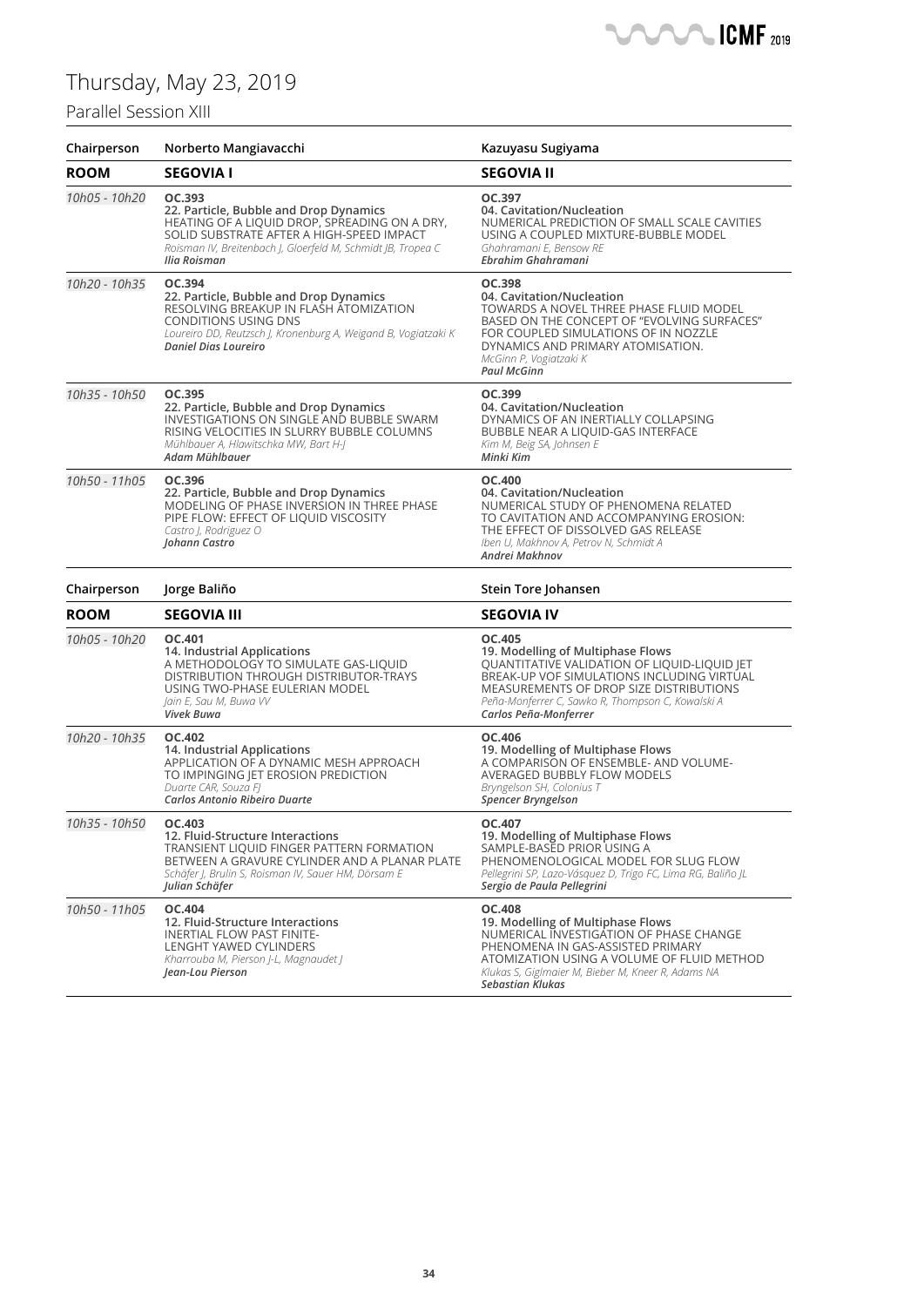# Thursday, May 23, 2019

## Parallel Session XIII

| Chairperson | Norberto Mangiavacchi | Kazuyasu Sugiyama |
|---|---|---|
| **ROOM** | **SEGOVIA I** | **SEGOVIA II** |
| *10h05 - 10h20* | **OC.393**<br>**22. Particle, Bubble and Drop Dynamics**<br>HEATING OF A LIQUID DROP, SPREADING ON A DRY, SOLID SUBSTRATE AFTER A HIGH-SPEED IMPACT<br>*Roisman IV, Breitenbach J, Gloerfeld M, Schmidt JB, Tropea C*<br>***Ilia Roisman*** | **OC.397**<br>**04. Cavitation/Nucleation**<br>NUMERICAL PREDICTION OF SMALL SCALE CAVITIES USING A COUPLED MIXTURE-BUBBLE MODEL<br>*Ghahramani E, Bensow RE*<br>***Ebrahim Ghahramani*** |
| *10h20 - 10h35* | **OC.394**<br>**22. Particle, Bubble and Drop Dynamics**<br>RESOLVING BREAKUP IN FLASH ATOMIZATION CONDITIONS USING DNS<br>*Loureiro DD, Reutzsch J, Kronenburg A, Weigand B, Vogiatzaki K*<br>***Daniel Dias Loureiro*** | **OC.398**<br>**04. Cavitation/Nucleation**<br>TOWARDS A NOVEL THREE PHASE FLUID MODEL BASED ON THE CONCEPT OF "EVOLVING SURFACES" FOR COUPLED SIMULATIONS OF IN NOZZLE DYNAMICS AND PRIMARY ATOMISATION.<br>*McGinn P, Vogiatzaki K*<br>***Paul McGinn*** |
| *10h35 - 10h50* | **OC.395**<br>**22. Particle, Bubble and Drop Dynamics**<br>INVESTIGATIONS ON SINGLE AND BUBBLE SWARM RISING VELOCITIES IN SLURRY BUBBLE COLUMNS<br>*Mühlbauer A, Hlawitschka MW, Bart H-J*<br>***Adam Mühlbauer*** | **OC.399**<br>**04. Cavitation/Nucleation**<br>DYNAMICS OF AN INERTIALLY COLLAPSING BUBBLE NEAR A LIQUID-GAS INTERFACE<br>*Kim M, Beig SA, Johnsen E*<br>***Minki Kim*** |
| *10h50 - 11h05* | **OC.396**<br>**22. Particle, Bubble and Drop Dynamics**<br>MODELING OF PHASE INVERSION IN THREE PHASE PIPE FLOW: EFFECT OF LIQUID VISCOSITY<br>*Castro J, Rodriguez O*<br>***Johann Castro*** | **OC.400**<br>**04. Cavitation/Nucleation**<br>NUMERICAL STUDY OF PHENOMENA RELATED TO CAVITATION AND ACCOMPANYING EROSION: THE EFFECT OF DISSOLVED GAS RELEASE<br>*Iben U, Makhnov A, Petrov N, Schmidt A*<br>***Andrei Makhnov*** |

| Chairperson | Jorge Baliño | Stein Tore Johansen |
|---|---|---|
| **ROOM** | **SEGOVIA III** | **SEGOVIA IV** |
| *10h05 - 10h20* | **OC.401**<br>**14. Industrial Applications**<br>A METHODOLOGY TO SIMULATE GAS-LIQUID DISTRIBUTION THROUGH DISTRIBUTOR-TRAYS USING TWO-PHASE EULERIAN MODEL<br>*Jain E, Sau M, Buwa VV*<br>***Vivek Buwa*** | **OC.405**<br>**19. Modelling of Multiphase Flows**<br>QUANTITATIVE VALIDATION OF LIQUID-LIQUID JET BREAK-UP VOF SIMULATIONS INCLUDING VIRTUAL MEASUREMENTS OF DROP SIZE DISTRIBUTIONS<br>*Peña-Monferrer C, Sawko R, Thompson C, Kowalski A*<br>***Carlos Peña-Monferrer*** |
| *10h20 - 10h35* | **OC.402**<br>**14. Industrial Applications**<br>APPLICATION OF A DYNAMIC MESH APPROACH TO IMPINGING JET EROSION PREDICTION<br>*Duarte CAR, Souza FJ*<br>***Carlos Antonio Ribeiro Duarte*** | **OC.406**<br>**19. Modelling of Multiphase Flows**<br>A COMPARISON OF ENSEMBLE- AND VOLUME-AVERAGED BUBBLY FLOW MODELS<br>*Bryngelson SH, Colonius T*<br>***Spencer Bryngelson*** |
| *10h35 - 10h50* | **OC.403**<br>**12. Fluid-Structure Interactions**<br>TRANSIENT LIQUID FINGER PATTERN FORMATION BETWEEN A GRAVURE CYLINDER AND A PLANAR PLATE<br>*Schäfer J, Brulin S, Roisman IV, Sauer HM, Dörsam E*<br>***Julian Schäfer*** | **OC.407**<br>**19. Modelling of Multiphase Flows**<br>SAMPLE-BASED PRIOR USING A PHENOMENOLOGICAL MODEL FOR SLUG FLOW<br>*Pellegrini SP, Lazo-Vásquez D, Trigo FC, Lima RG, Baliño JL*<br>***Sergio de Paula Pellegrini*** |
| *10h50 - 11h05* | **OC.404**<br>**12. Fluid-Structure Interactions**<br>INERTIAL FLOW PAST FINITE-LENGHT YAWED CYLINDERS<br>*Kharrouba M, Pierson J-L, Magnaudet J*<br>***Jean-Lou Pierson*** | **OC.408**<br>**19. Modelling of Multiphase Flows**<br>NUMERICAL INVESTIGATION OF PHASE CHANGE PHENOMENA IN GAS-ASSISTED PRIMARY ATOMIZATION USING A VOLUME OF FLUID METHOD<br>*Klukas S, Giglmaier M, Bieber M, Kneer R, Adams NA*<br>***Sebastian Klukas*** |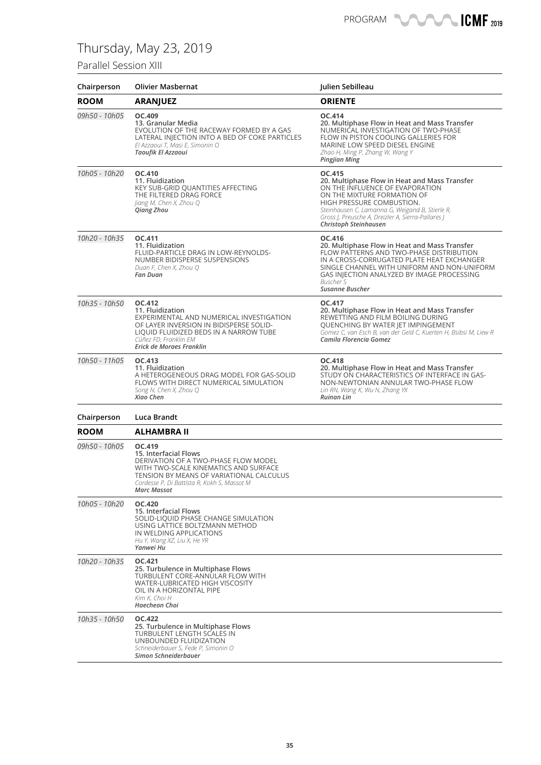# Thursday, May 23, 2019

## Parallel Session XIII

| Chairperson | Olivier Masbernat | Julien Sebilleau |
|---|---|---|
| **ROOM** | **ARANJUEZ** | **ORIENTE** |
| *09h50 - 10h05* | **OC.409**<br>**13. Granular Media**<br>EVOLUTION OF THE RACEWAY FORMED BY A GAS LATERAL INJECTION INTO A BED OF COKE PARTICLES<br>*El Azzaoui T, Masi E, Simonin O*<br>***Taoufik El Azzaoui*** | **OC.414**<br>**20. Multiphase Flow in Heat and Mass Transfer**<br>NUMERICAL INVESTIGATION OF TWO-PHASE FLOW IN PISTON COOLING GALLERIES FOR MARINE LOW SPEED DIESEL ENGINE<br>*Zhao H, Ming P, Zhang W, Wang Y*<br>***Pingjian Ming*** |
| *10h05 - 10h20* | **OC.410**<br>**11. Fluidization**<br>KEY SUB-GRID QUANTITIES AFFECTING THE FILTERED DRAG FORCE<br>*Jiang M, Chen X, Zhou Q*<br>***Qiang Zhou*** | **OC.415**<br>**20. Multiphase Flow in Heat and Mass Transfer**<br>ON THE INFLUENCE OF EVAPORATION ON THE MIXTURE FORMATION OF HIGH PRESSURE COMBUSTION.<br>*Steinhausen C, Lamanna G, Weigand B, Stierle R, Gross J, Preusche A, Dreizler A, Sierra-Pallares J*<br>***Christoph Steinhausen*** |
| *10h20 - 10h35* | **OC.411**<br>**11. Fluidization**<br>FLUID-PARTICLE DRAG IN LOW-REYNOLDS-NUMBER BIDISPERSE SUSPENSIONS<br>*Duan F, Chen X, Zhou Q*<br>***Fan Duan*** | **OC.416**<br>**20. Multiphase Flow in Heat and Mass Transfer**<br>FLOW PATTERNS AND TWO-PHASE DISTRIBUTION IN A CROSS-CORRUGATED PLATE HEAT EXCHANGER SINGLE CHANNEL WITH UNIFORM AND NON-UNIFORM GAS INJECTION ANALYZED BY IMAGE PROCESSING<br>*Buscher S*<br>***Susanne Buscher*** |
| *10h35 - 10h50* | **OC.412**<br>**11. Fluidization**<br>EXPERIMENTAL AND NUMERICAL INVESTIGATION OF LAYER INVERSION IN BIDISPERSE SOLID-LIQUID FLUIDIZED BEDS IN A NARROW TUBE<br>*Cúñez FD, Franklin EM*<br>***Erick de Moraes Franklin*** | **OC.417**<br>**20. Multiphase Flow in Heat and Mass Transfer**<br>REWETTING AND FILM BOILING DURING QUENCHING BY WATER JET IMPINGEMENT<br>*Gomez C, van Esch B, van der Geld C, Kuerten H, Bsibsi M, Liew R*<br>***Camila Florencia Gomez*** |
| *10h50 - 11h05* | **OC.413**<br>**11. Fluidization**<br>A HETEROGENEOUS DRAG MODEL FOR GAS-SOLID FLOWS WITH DIRECT NUMERICAL SIMULATION<br>*Song N, Chen X, Zhou Q*<br>***Xiao Chen*** | **OC.418**<br>**20. Multiphase Flow in Heat and Mass Transfer**<br>STUDY ON CHARACTERISTICS OF INTERFACE IN GAS-NON-NEWTONIAN ANNULAR TWO-PHASE FLOW<br>*Lin RN, Wang K, Wu N, Zhang YX*<br>***Ruinan Lin*** |

| Chairperson | Luca Brandt |
|---|---|
| **ROOM** | **ALHAMBRA II** |
| *09h50 - 10h05* | **OC.419**<br>**15. Interfacial Flows**<br>DERIVATION OF A TWO-PHASE FLOW MODEL WITH TWO-SCALE KINEMATICS AND SURFACE TENSION BY MEANS OF VARIATIONAL CALCULUS<br>*Cordesse P, Di Battista R, Kokh S, Massot M*<br>***Marc Massot*** |
| *10h05 - 10h20* | **OC.420**<br>**15. Interfacial Flows**<br>SOLID-LIQUID PHASE CHANGE SIMULATION USING LATTICE BOLTZMANN METHOD IN WELDING APPLICATIONS<br>*Hu Y, Wang XZ, Liu X, He YR*<br>***Yanwei Hu*** |
| *10h20 - 10h35* | **OC.421**<br>**25. Turbulence in Multiphase Flows**<br>TURBULENT CORE-ANNULAR FLOW WITH WATER-LUBRICATED HIGH VISCOSITY OIL IN A HORIZONTAL PIPE<br>*Kim K, Choi H*<br>***Haecheon Choi*** |
| *10h35 - 10h50* | **OC.422**<br>**25. Turbulence in Multiphase Flows**<br>TURBULENT LENGTH SCALES IN UNBOUNDED FLUIDIZATION<br>*Schneiderbauer S, Fede P, Simonin O*<br>***Simon Schneiderbauer*** |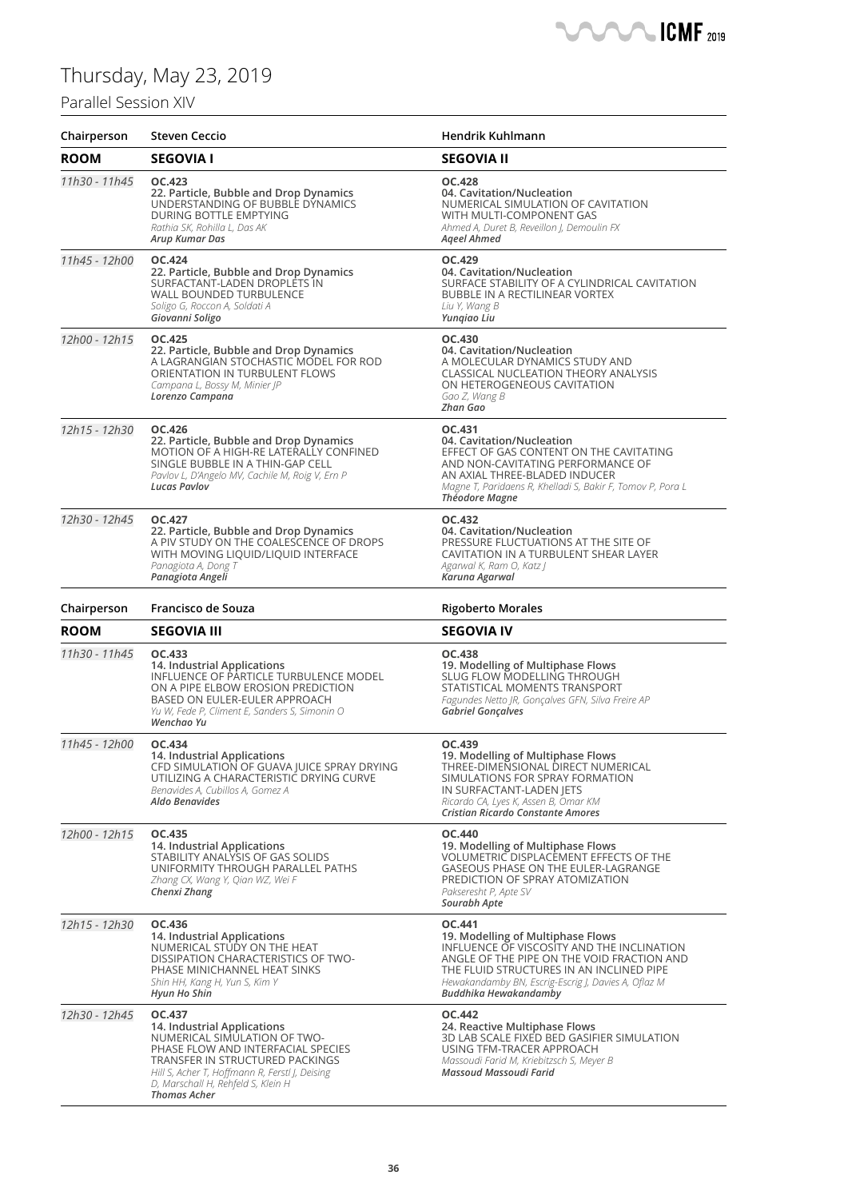# Thursday, May 23, 2019

## Parallel Session XIV

| Chairperson | Steven Ceccio | Hendrik Kuhlmann |
|---|---|---|
| **ROOM** | **SEGOVIA I** | **SEGOVIA II** |
| *11h30 - 11h45* | **OC.423**<br>**22. Particle, Bubble and Drop Dynamics**<br>UNDERSTANDING OF BUBBLE DYNAMICS DURING BOTTLE EMPTYING<br>*Rathia SK, Rohilla L, Das AK*<br>***Arup Kumar Das*** | **OC.428**<br>**04. Cavitation/Nucleation**<br>NUMERICAL SIMULATION OF CAVITATION WITH MULTI-COMPONENT GAS<br>*Ahmed A, Duret B, Reveillon J, Demoulin FX*<br>***Aqeel Ahmed*** |
| *11h45 - 12h00* | **OC.424**<br>**22. Particle, Bubble and Drop Dynamics**<br>SURFACTANT-LADEN DROPLETS IN WALL BOUNDED TURBULENCE<br>*Soligo G, Roccon A, Soldati A*<br>***Giovanni Soligo*** | **OC.429**<br>**04. Cavitation/Nucleation**<br>SURFACE STABILITY OF A CYLINDRICAL CAVITATION BUBBLE IN A RECTILINEAR VORTEX<br>*Liu Y, Wang B*<br>***Yunqiao Liu*** |
| *12h00 - 12h15* | **OC.425**<br>**22. Particle, Bubble and Drop Dynamics**<br>A LAGRANGIAN STOCHASTIC MODEL FOR ROD ORIENTATION IN TURBULENT FLOWS<br>*Campana L, Bossy M, Minier JP*<br>***Lorenzo Campana*** | **OC.430**<br>**04. Cavitation/Nucleation**<br>A MOLECULAR DYNAMICS STUDY AND CLASSICAL NUCLEATION THEORY ANALYSIS ON HETEROGENEOUS CAVITATION<br>*Gao Z, Wang B*<br>***Zhan Gao*** |
| *12h15 - 12h30* | **OC.426**<br>**22. Particle, Bubble and Drop Dynamics**<br>MOTION OF A HIGH-RE LATERALLY CONFINED SINGLE BUBBLE IN A THIN-GAP CELL<br>*Pavlov L, D'Angelo MV, Cachile M, Roig V, Ern P*<br>***Lucas Pavlov*** | **OC.431**<br>**04. Cavitation/Nucleation**<br>EFFECT OF GAS CONTENT ON THE CAVITATING AND NON-CAVITATING PERFORMANCE OF AN AXIAL THREE-BLADED INDUCER<br>*Magne T, Paridaens R, Khelladi S, Bakir F, Tomov P, Pora L*<br>***Théodore Magne*** |
| *12h30 - 12h45* | **OC.427**<br>**22. Particle, Bubble and Drop Dynamics**<br>A PIV STUDY ON THE COALESCENCE OF DROPS WITH MOVING LIQUID/LIQUID INTERFACE<br>*Panagiota A, Dong T*<br>***Panagiota Angeli*** | **OC.432**<br>**04. Cavitation/Nucleation**<br>PRESSURE FLUCTUATIONS AT THE SITE OF CAVITATION IN A TURBULENT SHEAR LAYER<br>*Agarwal K, Ram O, Katz J*<br>***Karuna Agarwal*** |

| Chairperson | Francisco de Souza | Rigoberto Morales |
|---|---|---|
| **ROOM** | **SEGOVIA III** | **SEGOVIA IV** |
| *11h30 - 11h45* | **OC.433**<br>**14. Industrial Applications**<br>INFLUENCE OF PARTICLE TURBULENCE MODEL ON A PIPE ELBOW EROSION PREDICTION BASED ON EULER-EULER APPROACH<br>*Yu W, Fede P, Climent E, Sanders S, Simonin O*<br>***Wenchao Yu*** | **OC.438**<br>**19. Modelling of Multiphase Flows**<br>SLUG FLOW MODELLING THROUGH STATISTICAL MOMENTS TRANSPORT<br>*Fagundes Netto JR, Gonçalves GFN, Silva Freire AP*<br>***Gabriel Gonçalves*** |
| *11h45 - 12h00* | **OC.434**<br>**14. Industrial Applications**<br>CFD SIMULATION OF GUAVA JUICE SPRAY DRYING UTILIZING A CHARACTERISTIC DRYING CURVE<br>*Benavides A, Cubillos A, Gomez A*<br>***Aldo Benavides*** | **OC.439**<br>**19. Modelling of Multiphase Flows**<br>THREE-DIMENSIONAL DIRECT NUMERICAL SIMULATIONS FOR SPRAY FORMATION IN SURFACTANT-LADEN JETS<br>*Ricardo CA, Lyes K, Assen B, Omar KM*<br>***Cristian Ricardo Constante Amores*** |
| *12h00 - 12h15* | **OC.435**<br>**14. Industrial Applications**<br>STABILITY ANALYSIS OF GAS SOLIDS UNIFORMITY THROUGH PARALLEL PATHS<br>*Zhang CX, Wang Y, Qian WZ, Wei F*<br>***Chenxi Zhang*** | **OC.440**<br>**19. Modelling of Multiphase Flows**<br>VOLUMETRIC DISPLACEMENT EFFECTS OF THE GASEOUS PHASE ON THE EULER-LAGRANGE PREDICTION OF SPRAY ATOMIZATION<br>*Pakseresht P, Apte SV*<br>***Sourabh Apte*** |
| *12h15 - 12h30* | **OC.436**<br>**14. Industrial Applications**<br>NUMERICAL STUDY ON THE HEAT DISSIPATION CHARACTERISTICS OF TWO-PHASE MINICHANNEL HEAT SINKS<br>*Shin HH, Kang H, Yun S, Kim Y*<br>***Hyun Ho Shin*** | **OC.441**<br>**19. Modelling of Multiphase Flows**<br>INFLUENCE OF VISCOSITY AND THE INCLINATION ANGLE OF THE PIPE ON THE VOID FRACTION AND THE FLUID STRUCTURES IN AN INCLINED PIPE<br>*Hewakandamby BN, Escrig-Escrig J, Davies A, Oflaz M*<br>***Buddhika Hewakandamby*** |
| *12h30 - 12h45* | **OC.437**<br>**14. Industrial Applications**<br>NUMERICAL SIMULATION OF TWO-PHASE FLOW AND INTERFACIAL SPECIES TRANSFER IN STRUCTURED PACKINGS<br>*Hill S, Acher T, Hoffmann R, Ferstl J, Deising D, Marschall H, Rehfeld S, Klein H*<br>***Thomas Acher*** | **OC.442**<br>**24. Reactive Multiphase Flows**<br>3D LAB SCALE FIXED BED GASIFIER SIMULATION USING TFM-TRACER APPROACH<br>*Massoudi Farid M, Kriebitzsch S, Meyer B*<br>***Massoud Massoudi Farid*** |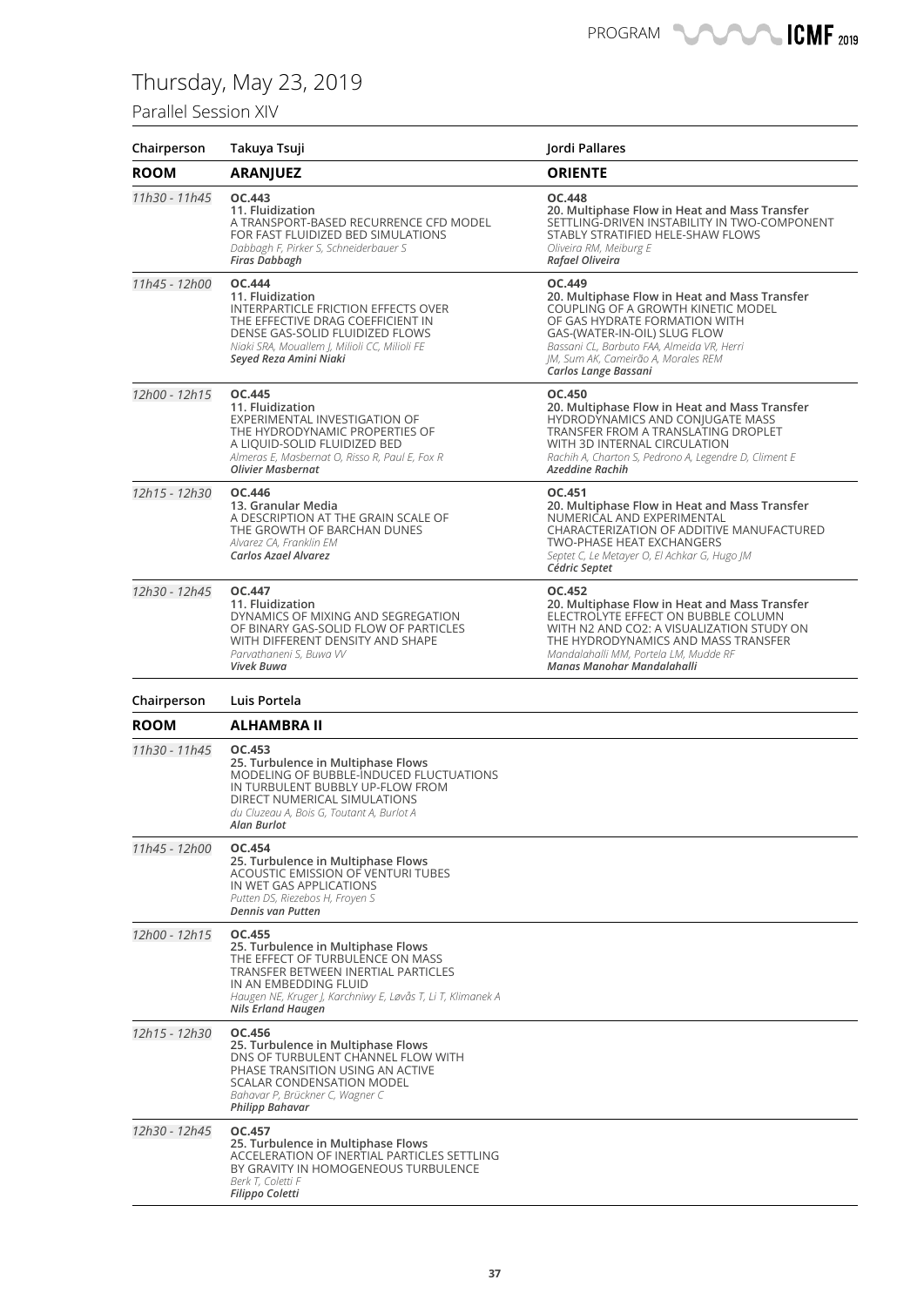# Thursday, May 23, 2019

## Parallel Session XIV

| Chairperson | Takuya Tsuji | Jordi Pallares |
|---|---|---|
| **ROOM** | **ARANJUEZ** | **ORIENTE** |
| *11h30 - 11h45* | **OC.443**<br>**11. Fluidization**<br>A TRANSPORT-BASED RECURRENCE CFD MODEL FOR FAST FLUIDIZED BED SIMULATIONS<br>*Dabbagh F, Pirker S, Schneiderbauer S*<br>***Firas Dabbagh*** | **OC.448**<br>**20. Multiphase Flow in Heat and Mass Transfer**<br>SETTLING-DRIVEN INSTABILITY IN TWO-COMPONENT STABLY STRATIFIED HELE-SHAW FLOWS<br>*Oliveira RM, Meiburg E*<br>***Rafael Oliveira*** |
| *11h45 - 12h00* | **OC.444**<br>**11. Fluidization**<br>INTERPARTICLE FRICTION EFFECTS OVER THE EFFECTIVE DRAG COEFFICIENT IN DENSE GAS-SOLID FLUIDIZED FLOWS<br>*Niaki SRA, Mouallem J, Milioli CC, Milioli FE*<br>***Seyed Reza Amini Niaki*** | **OC.449**<br>**20. Multiphase Flow in Heat and Mass Transfer**<br>COUPLING OF A GROWTH KINETIC MODEL OF GAS HYDRATE FORMATION WITH GAS-(WATER-IN-OIL) SLUG FLOW<br>*Bassani CL, Barbuto FAA, Almeida VR, Herri JM, Sum AK, Cameirão A, Morales REM*<br>***Carlos Lange Bassani*** |
| *12h00 - 12h15* | **OC.445**<br>**11. Fluidization**<br>EXPERIMENTAL INVESTIGATION OF THE HYDRODYNAMIC PROPERTIES OF A LIQUID-SOLID FLUIDIZED BED<br>*Almeras E, Masbernat O, Risso R, Paul E, Fox R*<br>***Olivier Masbernat*** | **OC.450**<br>**20. Multiphase Flow in Heat and Mass Transfer**<br>HYDRODYNAMICS AND CONJUGATE MASS TRANSFER FROM A TRANSLATING DROPLET WITH 3D INTERNAL CIRCULATION<br>*Rachih A, Charton S, Pedrono A, Legendre D, Climent E*<br>***Azeddine Rachih*** |
| *12h15 - 12h30* | **OC.446**<br>**13. Granular Media**<br>A DESCRIPTION AT THE GRAIN SCALE OF THE GROWTH OF BARCHAN DUNES<br>*Alvarez CA, Franklin EM*<br>***Carlos Azael Alvarez*** | **OC.451**<br>**20. Multiphase Flow in Heat and Mass Transfer**<br>NUMERICAL AND EXPERIMENTAL CHARACTERIZATION OF ADDITIVE MANUFACTURED TWO-PHASE HEAT EXCHANGERS<br>*Septet C, Le Metayer O, El Achkar G, Hugo JM*<br>***Cédric Septet*** |
| *12h30 - 12h45* | **OC.447**<br>**11. Fluidization**<br>DYNAMICS OF MIXING AND SEGREGATION OF BINARY GAS-SOLID FLOW OF PARTICLES WITH DIFFERENT DENSITY AND SHAPE<br>*Parvathaneni S, Buwa VV*<br>***Vivek Buwa*** | **OC.452**<br>**20. Multiphase Flow in Heat and Mass Transfer**<br>ELECTROLYTE EFFECT ON BUBBLE COLUMN WITH N2 AND CO2: A VISUALIZATION STUDY ON THE HYDRODYNAMICS AND MASS TRANSFER<br>*Mandalahalli MM, Portela LM, Mudde RF*<br>***Manas Manohar Mandalahalli*** |

| Chairperson | Luis Portela |
|---|---|
| **ROOM** | **ALHAMBRA II** |
| *11h30 - 11h45* | **OC.453**<br>**25. Turbulence in Multiphase Flows**<br>MODELING OF BUBBLE-INDUCED FLUCTUATIONS IN TURBULENT BUBBLY UP-FLOW FROM DIRECT NUMERICAL SIMULATIONS<br>*du Cluzeau A, Bois G, Toutant A, Burlot A*<br>***Alan Burlot*** |
| *11h45 - 12h00* | **OC.454**<br>**25. Turbulence in Multiphase Flows**<br>ACOUSTIC EMISSION OF VENTURI TUBES IN WET GAS APPLICATIONS<br>*Putten DS, Riezebos H, Froyen S*<br>***Dennis van Putten*** |
| *12h00 - 12h15* | **OC.455**<br>**25. Turbulence in Multiphase Flows**<br>THE EFFECT OF TURBULENCE ON MASS TRANSFER BETWEEN INERTIAL PARTICLES IN AN EMBEDDING FLUID<br>*Haugen NE, Kruger J, Karchniwy E, Løvås T, Li T, Klimanek A*<br>***Nils Erland Haugen*** |
| *12h15 - 12h30* | **OC.456**<br>**25. Turbulence in Multiphase Flows**<br>DNS OF TURBULENT CHANNEL FLOW WITH PHASE TRANSITION USING AN ACTIVE SCALAR CONDENSATION MODEL<br>*Bahavar P, Brückner C, Wagner C*<br>***Philipp Bahavar*** |
| *12h30 - 12h45* | **OC.457**<br>**25. Turbulence in Multiphase Flows**<br>ACCELERATION OF INERTIAL PARTICLES SETTLING BY GRAVITY IN HOMOGENEOUS TURBULENCE<br>*Berk T, Coletti F*<br>***Filippo Coletti*** |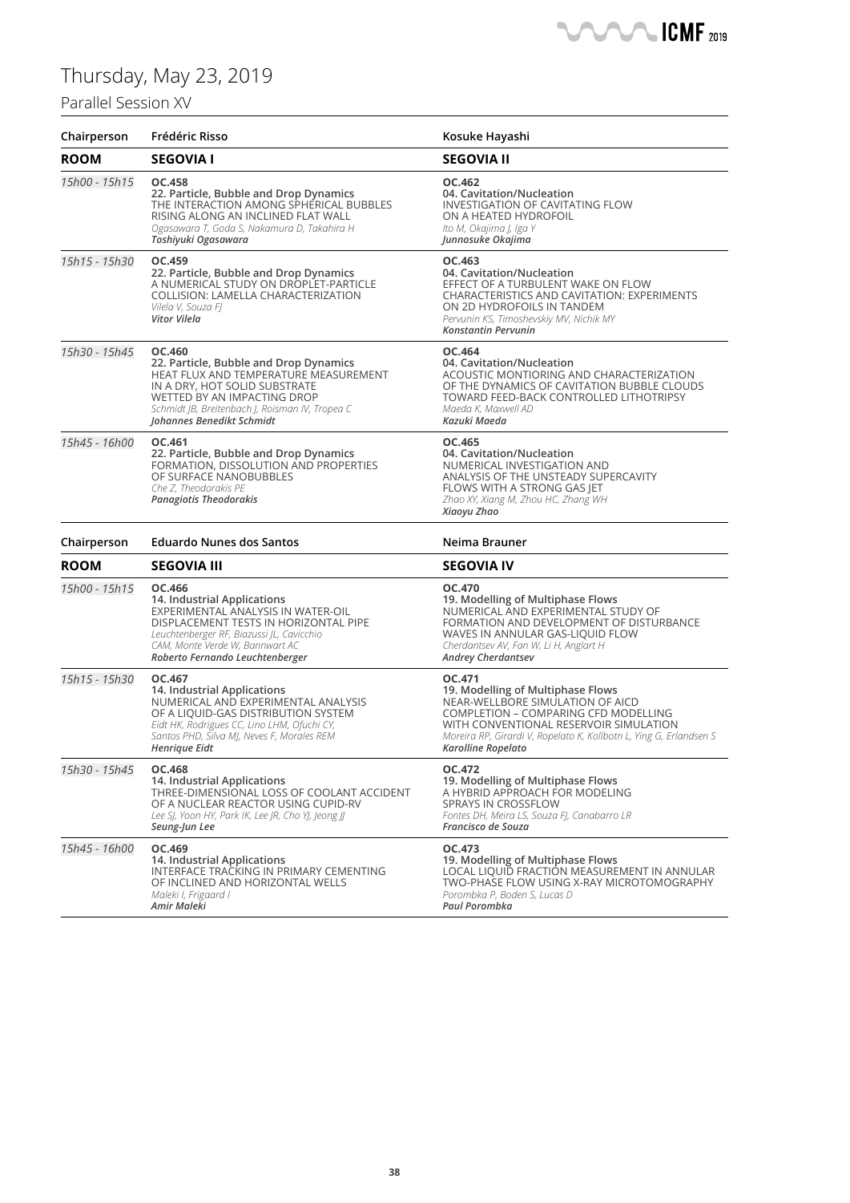# Thursday, May 23, 2019

## Parallel Session XV

| Chairperson | Frédéric Risso | Kosuke Hayashi |
|---|---|---|
| **ROOM** | **SEGOVIA I** | **SEGOVIA II** |
| *15h00 - 15h15* | **OC.458**<br>**22. Particle, Bubble and Drop Dynamics**<br>THE INTERACTION AMONG SPHERICAL BUBBLES RISING ALONG AN INCLINED FLAT WALL<br>*Ogasawara T, Goda S, Nakamura D, Takahira H*<br>***Toshiyuki Ogasawara*** | **OC.462**<br>**04. Cavitation/Nucleation**<br>INVESTIGATION OF CAVITATING FLOW ON A HEATED HYDROFOIL<br>*Ito M, Okajima J, Iga Y*<br>***Junnosuke Okajima*** |
| *15h15 - 15h30* | **OC.459**<br>**22. Particle, Bubble and Drop Dynamics**<br>A NUMERICAL STUDY ON DROPLET-PARTICLE COLLISION: LAMELLA CHARACTERIZATION<br>*Vilela V, Souza FJ*<br>***Vitor Vilela*** | **OC.463**<br>**04. Cavitation/Nucleation**<br>EFFECT OF A TURBULENT WAKE ON FLOW CHARACTERISTICS AND CAVITATION: EXPERIMENTS ON 2D HYDROFOILS IN TANDEM<br>*Pervunin KS, Timoshevskiy MV, Nichik MY*<br>***Konstantin Pervunin*** |
| *15h30 - 15h45* | **OC.460**<br>**22. Particle, Bubble and Drop Dynamics**<br>HEAT FLUX AND TEMPERATURE MEASUREMENT IN A DRY, HOT SOLID SUBSTRATE WETTED BY AN IMPACTING DROP<br>*Schmidt JB, Breitenbach J, Roisman IV, Tropea C*<br>***Johannes Benedikt Schmidt*** | **OC.464**<br>**04. Cavitation/Nucleation**<br>ACOUSTIC MONTIORING AND CHARACTERIZATION OF THE DYNAMICS OF CAVITATION BUBBLE CLOUDS TOWARD FEED-BACK CONTROLLED LITHOTRIPSY<br>*Maeda K, Maxwell AD*<br>***Kazuki Maeda*** |
| *15h45 - 16h00* | **OC.461**<br>**22. Particle, Bubble and Drop Dynamics**<br>FORMATION, DISSOLUTION AND PROPERTIES OF SURFACE NANOBUBBLES<br>*Che Z, Theodorakis PE*<br>***Panagiotis Theodorakis*** | **OC.465**<br>**04. Cavitation/Nucleation**<br>NUMERICAL INVESTIGATION AND ANALYSIS OF THE UNSTEADY SUPERCAVITY FLOWS WITH A STRONG GAS JET<br>*Zhao XY, Xiang M, Zhou HC, Zhang WH*<br>***Xiaoyu Zhao*** |

| Chairperson | Eduardo Nunes dos Santos | Neima Brauner |
|---|---|---|
| **ROOM** | **SEGOVIA III** | **SEGOVIA IV** |
| *15h00 - 15h15* | **OC.466**<br>**14. Industrial Applications**<br>EXPERIMENTAL ANALYSIS IN WATER-OIL DISPLACEMENT TESTS IN HORIZONTAL PIPE<br>*Leuchtenberger RF, Biazussi JL, Cavicchio CAM, Monte Verde W, Bannwart AC*<br>***Roberto Fernando Leuchtenberger*** | **OC.470**<br>**19. Modelling of Multiphase Flows**<br>NUMERICAL AND EXPERIMENTAL STUDY OF FORMATION AND DEVELOPMENT OF DISTURBANCE WAVES IN ANNULAR GAS-LIQUID FLOW<br>*Cherdantsev AV, Fan W, Li H, Anglart H*<br>***Andrey Cherdantsev*** |
| *15h15 - 15h30* | **OC.467**<br>**14. Industrial Applications**<br>NUMERICAL AND EXPERIMENTAL ANALYSIS OF A LIQUID-GAS DISTRIBUTION SYSTEM<br>*Eidt HK, Rodrigues CC, Lino LHM, Ofuchi CY, Santos PHD, Silva MJ, Neves F, Morales REM*<br>***Henrique Eidt*** | **OC.471**<br>**19. Modelling of Multiphase Flows**<br>NEAR-WELLBORE SIMULATION OF AICD COMPLETION – COMPARING CFD MODELLING WITH CONVENTIONAL RESERVOIR SIMULATION<br>*Moreira RP, Girardi V, Ropelato K, Kollbotn L, Ying G, Erlandsen S*<br>***Karolline Ropelato*** |
| *15h30 - 15h45* | **OC.468**<br>**14. Industrial Applications**<br>THREE-DIMENSIONAL LOSS OF COOLANT ACCIDENT OF A NUCLEAR REACTOR USING CUPID-RV<br>*Lee SJ, Yoon HY, Park IK, Lee JR, Cho YJ, Jeong JJ*<br>***Seung-Jun Lee*** | **OC.472**<br>**19. Modelling of Multiphase Flows**<br>A HYBRID APPROACH FOR MODELING SPRAYS IN CROSSFLOW<br>*Fontes DH, Meira LS, Souza FJ, Canabarro LR*<br>***Francisco de Souza*** |
| *15h45 - 16h00* | **OC.469**<br>**14. Industrial Applications**<br>INTERFACE TRACKING IN PRIMARY CEMENTING OF INCLINED AND HORIZONTAL WELLS<br>*Maleki I, Frigaard I*<br>***Amir Maleki*** | **OC.473**<br>**19. Modelling of Multiphase Flows**<br>LOCAL LIQUID FRACTION MEASUREMENT IN ANNULAR TWO-PHASE FLOW USING X-RAY MICROTOMOGRAPHY<br>*Porombka P, Boden S, Lucas D*<br>***Paul Porombka*** |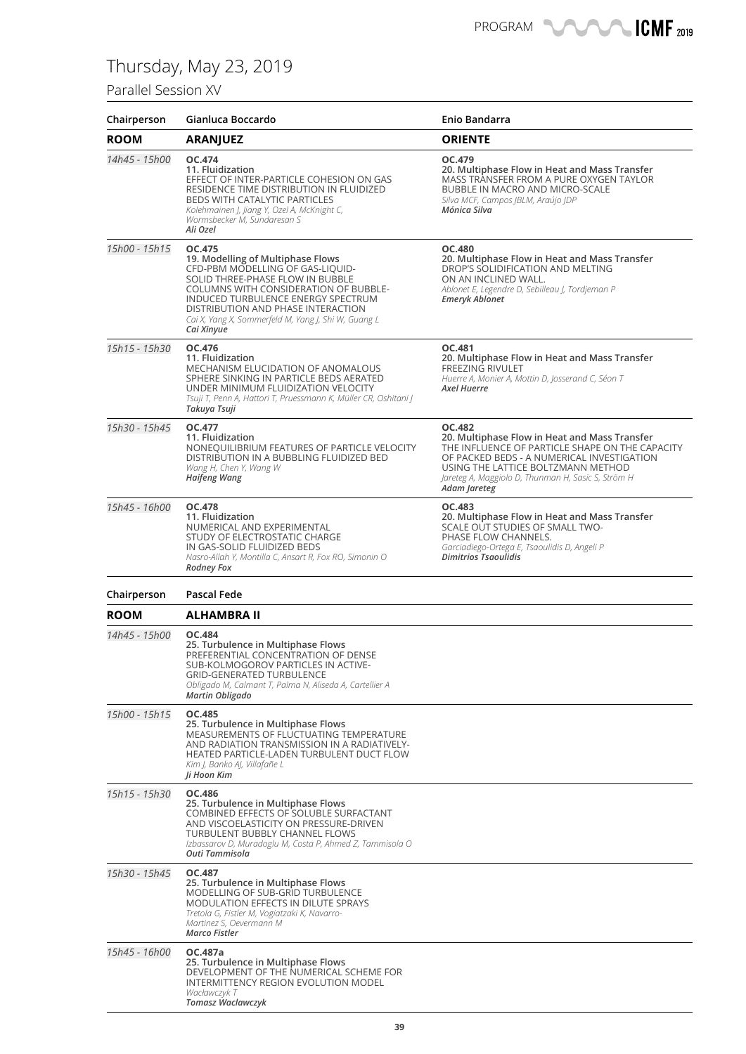# Thursday, May 23, 2019

## Parallel Session XV

| Chairperson | Gianluca Boccardo | Enio Bandarra |
|---|---|---|
| **ROOM** | **ARANJUEZ** | **ORIENTE** |
| *14h45 - 15h00* | **OC.474**<br>**11. Fluidization**<br>EFFECT OF INTER-PARTICLE COHESION ON GAS RESIDENCE TIME DISTRIBUTION IN FLUIDIZED BEDS WITH CATALYTIC PARTICLES<br>*Kolehmainen J, Jiang Y, Ozel A, McKnight C, Wormsbecker M, Sundaresan S*<br>***Ali Ozel*** | **OC.479**<br>**20. Multiphase Flow in Heat and Mass Transfer**<br>MASS TRANSFER FROM A PURE OXYGEN TAYLOR BUBBLE IN MACRO AND MICRO-SCALE<br>*Silva MCF, Campos JBLM, Araújo JDP*<br>***Mónica Silva*** |
| *15h00 - 15h15* | **OC.475**<br>**19. Modelling of Multiphase Flows**<br>CFD-PBM MODELLING OF GAS-LIQUID-SOLID THREE-PHASE FLOW IN BUBBLE COLUMNS WITH CONSIDERATION OF BUBBLE-INDUCED TURBULENCE ENERGY SPECTRUM DISTRIBUTION AND PHASE INTERACTION<br>*Cai X, Yang X, Sommerfeld M, Yang J, Shi W, Guang L*<br>***Cai Xinyue*** | **OC.480**<br>**20. Multiphase Flow in Heat and Mass Transfer**<br>DROP'S SOLIDIFICATION AND MELTING ON AN INCLINED WALL.<br>*Ablonet E, Legendre D, Sebilleau J, Tordjeman P*<br>***Emeryk Ablonet*** |
| *15h15 - 15h30* | **OC.476**<br>**11. Fluidization**<br>MECHANISM ELUCIDATION OF ANOMALOUS SPHERE SINKING IN PARTICLE BEDS AERATED UNDER MINIMUM FLUIDIZATION VELOCITY<br>*Tsuji T, Penn A, Hattori T, Pruessmann K, Müller CR, Oshitani J*<br>***Takuya Tsuji*** | **OC.481**<br>**20. Multiphase Flow in Heat and Mass Transfer**<br>FREEZING RIVULET<br>*Huerre A, Monier A, Mottin D, Josserand C, Séon T*<br>***Axel Huerre*** |
| *15h30 - 15h45* | **OC.477**<br>**11. Fluidization**<br>NONEQUILIBRIUM FEATURES OF PARTICLE VELOCITY DISTRIBUTION IN A BUBBLING FLUIDIZED BED<br>*Wang H, Chen Y, Wang W*<br>***Haifeng Wang*** | **OC.482**<br>**20. Multiphase Flow in Heat and Mass Transfer**<br>THE INFLUENCE OF PARTICLE SHAPE ON THE CAPACITY OF PACKED BEDS - A NUMERICAL INVESTIGATION USING THE LATTICE BOLTZMANN METHOD<br>*Jareteg A, Maggiolo D, Thunman H, Sasic S, Ström H*<br>***Adam Jareteg*** |
| *15h45 - 16h00* | **OC.478**<br>**11. Fluidization**<br>NUMERICAL AND EXPERIMENTAL STUDY OF ELECTROSTATIC CHARGE IN GAS-SOLID FLUIDIZED BEDS<br>*Nasro-Allah Y, Montilla C, Ansart R, Fox RO, Simonin O*<br>***Rodney Fox*** | **OC.483**<br>**20. Multiphase Flow in Heat and Mass Transfer**<br>SCALE OUT STUDIES OF SMALL TWO-PHASE FLOW CHANNELS.<br>*Garciadiego-Ortega E, Tsaoulidis D, Angeli P*<br>***Dimitrios Tsaoulidis*** |

| Chairperson | Pascal Fede |
|---|---|
| **ROOM** | **ALHAMBRA II** |
| *14h45 - 15h00* | **OC.484**<br>**25. Turbulence in Multiphase Flows**<br>PREFERENTIAL CONCENTRATION OF DENSE SUB-KOLMOGOROV PARTICLES IN ACTIVE-GRID-GENERATED TURBULENCE<br>*Obligado M, Calmant T, Palma N, Aliseda A, Cartellier A*<br>***Martin Obligado*** |
| *15h00 - 15h15* | **OC.485**<br>**25. Turbulence in Multiphase Flows**<br>MEASUREMENTS OF FLUCTUATING TEMPERATURE AND RADIATION TRANSMISSION IN A RADIATIVELY-HEATED PARTICLE-LADEN TURBULENT DUCT FLOW<br>*Kim J, Banko AJ, Villafañe L*<br>***Ji Hoon Kim*** |
| *15h15 - 15h30* | **OC.486**<br>**25. Turbulence in Multiphase Flows**<br>COMBINED EFFECTS OF SOLUBLE SURFACTANT AND VISCOELASTICITY ON PRESSURE-DRIVEN TURBULENT BUBBLY CHANNEL FLOWS<br>*Izbassarov D, Muradoglu M, Costa P, Ahmed Z, Tammisola O*<br>***Outi Tammisola*** |
| *15h30 - 15h45* | **OC.487**<br>**25. Turbulence in Multiphase Flows**<br>MODELLING OF SUB-GRID TURBULENCE MODULATION EFFECTS IN DILUTE SPRAYS<br>*Tretola G, Fistler M, Vogiatzaki K, Navarro-Martinez S, Oevermann M*<br>***Marco Fistler*** |
| *15h45 - 16h00* | **OC.487a**<br>**25. Turbulence in Multiphase Flows**<br>DEVELOPMENT OF THE NUMERICAL SCHEME FOR INTERMITTENCY REGION EVOLUTION MODEL<br>*Wacławczyk T*<br>***Tomasz Waclawczyk*** |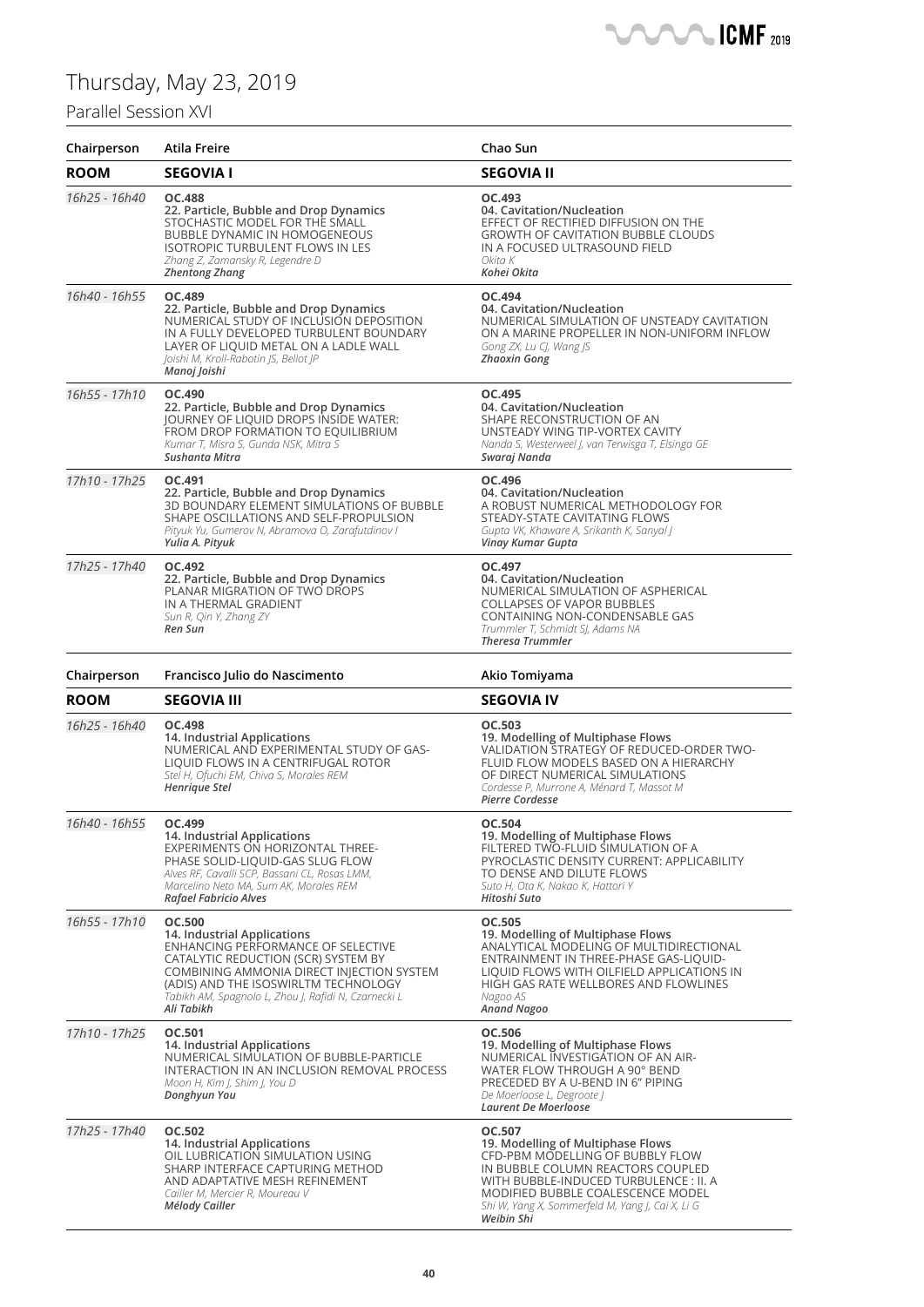# Thursday, May 23, 2019

## Parallel Session XVI

| Chairperson | Atila Freire | Chao Sun |
|---|---|---|
| **ROOM** | **SEGOVIA I** | **SEGOVIA II** |
| *16h25 - 16h40* | **OC.488**<br>**22. Particle, Bubble and Drop Dynamics**<br>STOCHASTIC MODEL FOR THE SMALL BUBBLE DYNAMIC IN HOMOGENEOUS ISOTROPIC TURBULENT FLOWS IN LES<br>*Zhang Z, Zamansky R, Legendre D*<br>***Zhentong Zhang*** | **OC.493**<br>**04. Cavitation/Nucleation**<br>EFFECT OF RECTIFIED DIFFUSION ON THE GROWTH OF CAVITATION BUBBLE CLOUDS IN A FOCUSED ULTRASOUND FIELD<br>*Okita K*<br>***Kohei Okita*** |
| *16h40 - 16h55* | **OC.489**<br>**22. Particle, Bubble and Drop Dynamics**<br>NUMERICAL STUDY OF INCLUSION DEPOSITION IN A FULLY DEVELOPED TURBULENT BOUNDARY LAYER OF LIQUID METAL ON A LADLE WALL<br>*Joishi M, Kroll-Rabotin JS, Bellot JP*<br>***Manoj Joishi*** | **OC.494**<br>**04. Cavitation/Nucleation**<br>NUMERICAL SIMULATION OF UNSTEADY CAVITATION ON A MARINE PROPELLER IN NON-UNIFORM INFLOW<br>*Gong ZX, Lu CJ, Wang JS*<br>***Zhaoxin Gong*** |
| *16h55 - 17h10* | **OC.490**<br>**22. Particle, Bubble and Drop Dynamics**<br>JOURNEY OF LIQUID DROPS INSIDE WATER: FROM DROP FORMATION TO EQUILIBRIUM<br>*Kumar T, Misra S, Gunda NSK, Mitra S*<br>***Sushanta Mitra*** | **OC.495**<br>**04. Cavitation/Nucleation**<br>SHAPE RECONSTRUCTION OF AN UNSTEADY WING TIP-VORTEX CAVITY<br>*Nanda S, Westerweel J, van Terwisga T, Elsinga GE*<br>***Swaraj Nanda*** |
| *17h10 - 17h25* | **OC.491**<br>**22. Particle, Bubble and Drop Dynamics**<br>3D BOUNDARY ELEMENT SIMULATIONS OF BUBBLE SHAPE OSCILLATIONS AND SELF-PROPULSION<br>*Pityuk Yu, Gumerov N, Abramova O, Zarafutdinov I*<br>***Yulia A. Pityuk*** | **OC.496**<br>**04. Cavitation/Nucleation**<br>A ROBUST NUMERICAL METHODOLOGY FOR STEADY-STATE CAVITATING FLOWS<br>*Gupta VK, Khaware A, Srikanth K, Sanyal J*<br>***Vinay Kumar Gupta*** |
| *17h25 - 17h40* | **OC.492**<br>**22. Particle, Bubble and Drop Dynamics**<br>PLANAR MIGRATION OF TWO DROPS IN A THERMAL GRADIENT<br>*Sun R, Qin Y, Zhang ZY*<br>***Ren Sun*** | **OC.497**<br>**04. Cavitation/Nucleation**<br>NUMERICAL SIMULATION OF ASPHERICAL COLLAPSES OF VAPOR BUBBLES CONTAINING NON-CONDENSABLE GAS<br>*Trummler T, Schmidt SJ, Adams NA*<br>***Theresa Trummler*** |

| Chairperson | Francisco Julio do Nascimento | Akio Tomiyama |
|---|---|---|
| **ROOM** | **SEGOVIA III** | **SEGOVIA IV** |
| *16h25 - 16h40* | **OC.498**<br>**14. Industrial Applications**<br>NUMERICAL AND EXPERIMENTAL STUDY OF GAS-LIQUID FLOWS IN A CENTRIFUGAL ROTOR<br>*Stel H, Ofuchi EM, Chiva S, Morales REM*<br>***Henrique Stel*** | **OC.503**<br>**19. Modelling of Multiphase Flows**<br>VALIDATION STRATEGY OF REDUCED-ORDER TWO-FLUID FLOW MODELS BASED ON A HIERARCHY OF DIRECT NUMERICAL SIMULATIONS<br>*Cordesse P, Murrone A, Ménard T, Massot M*<br>***Pierre Cordesse*** |
| *16h40 - 16h55* | **OC.499**<br>**14. Industrial Applications**<br>EXPERIMENTS ON HORIZONTAL THREE-PHASE SOLID-LIQUID-GAS SLUG FLOW<br>*Alves RF, Cavalli SCP, Bassani CL, Rosas LMM, Marcelino Neto MA, Sum AK, Morales REM*<br>***Rafael Fabricio Alves*** | **OC.504**<br>**19. Modelling of Multiphase Flows**<br>FILTERED TWO-FLUID SIMULATION OF A PYROCLASTIC DENSITY CURRENT: APPLICABILITY TO DENSE AND DILUTE FLOWS<br>*Suto H, Ota K, Nakao K, Hattori Y*<br>***Hitoshi Suto*** |
| *16h55 - 17h10* | **OC.500**<br>**14. Industrial Applications**<br>ENHANCING PERFORMANCE OF SELECTIVE CATALYTIC REDUCTION (SCR) SYSTEM BY COMBINING AMMONIA DIRECT INJECTION SYSTEM (ADIS) AND THE ISOSWIRLTM TECHNOLOGY<br>*Tabikh AM, Spagnolo L, Zhou J, Rafidi N, Czarnecki L*<br>***Ali Tabikh*** | **OC.505**<br>**19. Modelling of Multiphase Flows**<br>ANALYTICAL MODELING OF MULTIDIRECTIONAL ENTRAINMENT IN THREE-PHASE GAS-LIQUID-LIQUID FLOWS WITH OILFIELD APPLICATIONS IN HIGH GAS RATE WELLBORES AND FLOWLINES<br>*Nagoo AS*<br>***Anand Nagoo*** |
| *17h10 - 17h25* | **OC.501**<br>**14. Industrial Applications**<br>NUMERICAL SIMULATION OF BUBBLE-PARTICLE INTERACTION IN AN INCLUSION REMOVAL PROCESS<br>*Moon H, Kim J, Shim J, You D*<br>***Donghyun You*** | **OC.506**<br>**19. Modelling of Multiphase Flows**<br>NUMERICAL INVESTIGATION OF AN AIR-WATER FLOW THROUGH A 90° BEND PRECEDED BY A U-BEND IN 6" PIPING<br>*De Moerloose L, Degroote J*<br>***Laurent De Moerloose*** |
| *17h25 - 17h40* | **OC.502**<br>**14. Industrial Applications**<br>OIL LUBRICATION SIMULATION USING SHARP INTERFACE CAPTURING METHOD AND ADAPTATIVE MESH REFINEMENT<br>*Cailler M, Mercier R, Moureau V*<br>***Mélody Cailler*** | **OC.507**<br>**19. Modelling of Multiphase Flows**<br>CFD-PBM MODELLING OF BUBBLY FLOW IN BUBBLE COLUMN REACTORS COUPLED WITH BUBBLE-INDUCED TURBULENCE : II. A MODIFIED BUBBLE COALESCENCE MODEL<br>*Shi W, Yang X, Sommerfeld M, Yang J, Cai X, Li G*<br>***Weibin Shi*** |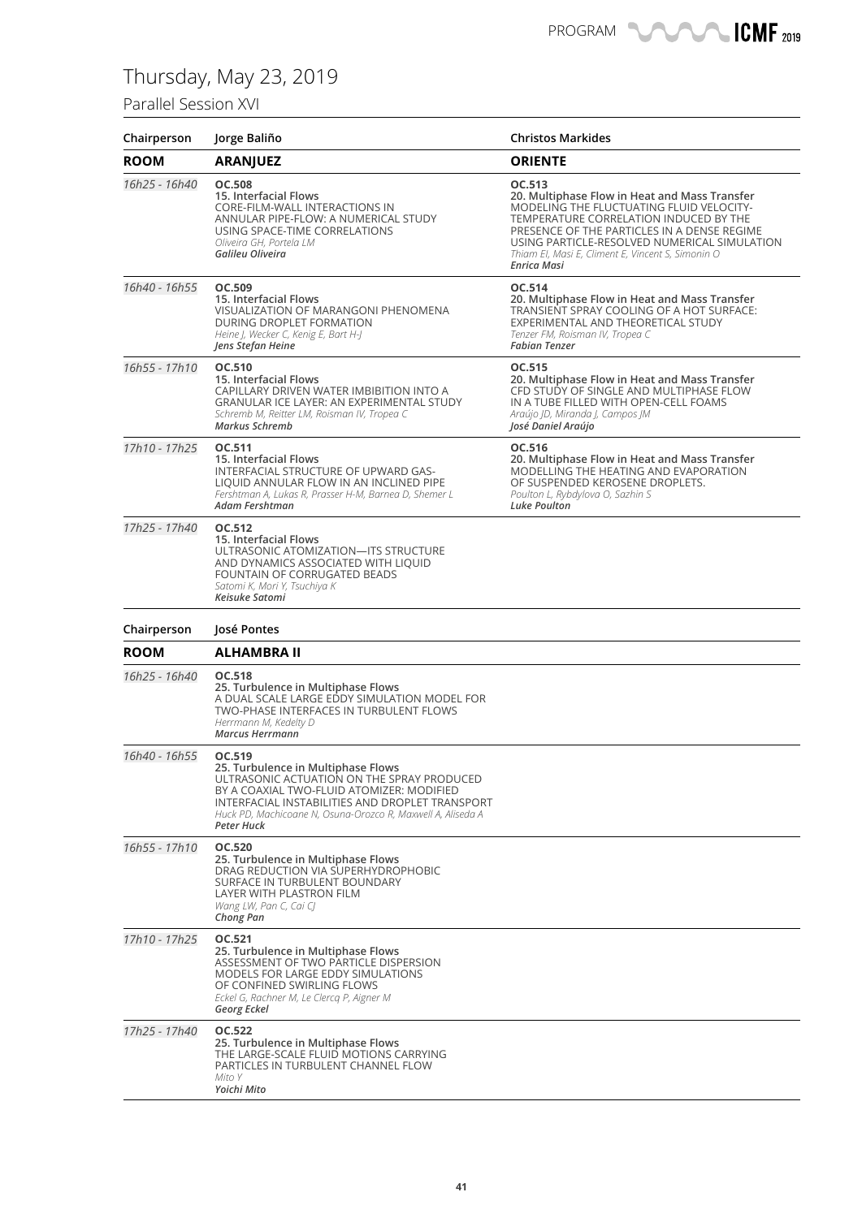# Thursday, May 23, 2019

## Parallel Session XVI

| Chairperson | Jorge Baliño | Christos Markides |
|---|---|---|
| **ROOM** | **ARANJUEZ** | **ORIENTE** |
| *16h25 - 16h40* | **OC.508**<br>**15. Interfacial Flows**<br>CORE-FILM-WALL INTERACTIONS IN ANNULAR PIPE-FLOW: A NUMERICAL STUDY USING SPACE-TIME CORRELATIONS<br>*Oliveira GH, Portela LM*<br>***Galileu Oliveira*** | **OC.513**<br>**20. Multiphase Flow in Heat and Mass Transfer**<br>MODELING THE FLUCTUATING FLUID VELOCITY-TEMPERATURE CORRELATION INDUCED BY THE PRESENCE OF THE PARTICLES IN A DENSE REGIME USING PARTICLE-RESOLVED NUMERICAL SIMULATION<br>*Thiam EI, Masi E, Climent E, Vincent S, Simonin O*<br>***Enrica Masi*** |
| *16h40 - 16h55* | **OC.509**<br>**15. Interfacial Flows**<br>VISUALIZATION OF MARANGONI PHENOMENA DURING DROPLET FORMATION<br>*Heine J, Wecker C, Kenig E, Bart H-J*<br>***Jens Stefan Heine*** | **OC.514**<br>**20. Multiphase Flow in Heat and Mass Transfer**<br>TRANSIENT SPRAY COOLING OF A HOT SURFACE: EXPERIMENTAL AND THEORETICAL STUDY<br>*Tenzer FM, Roisman IV, Tropea C*<br>***Fabian Tenzer*** |
| *16h55 - 17h10* | **OC.510**<br>**15. Interfacial Flows**<br>CAPILLARY DRIVEN WATER IMBIBITION INTO A GRANULAR ICE LAYER: AN EXPERIMENTAL STUDY<br>*Schremb M, Reitter LM, Roisman IV, Tropea C*<br>***Markus Schremb*** | **OC.515**<br>**20. Multiphase Flow in Heat and Mass Transfer**<br>CFD STUDY OF SINGLE AND MULTIPHASE FLOW IN A TUBE FILLED WITH OPEN-CELL FOAMS<br>*Araújo JD, Miranda J, Campos JM*<br>***José Daniel Araújo*** |
| *17h10 - 17h25* | **OC.511**<br>**15. Interfacial Flows**<br>INTERFACIAL STRUCTURE OF UPWARD GAS-LIQUID ANNULAR FLOW IN AN INCLINED PIPE<br>*Fershtman A, Lukas R, Prasser H-M, Barnea D, Shemer L*<br>***Adam Fershtman*** | **OC.516**<br>**20. Multiphase Flow in Heat and Mass Transfer**<br>MODELLING THE HEATING AND EVAPORATION OF SUSPENDED KEROSENE DROPLETS.<br>*Poulton L, Rybdylova O, Sazhin S*<br>***Luke Poulton*** |
| *17h25 - 17h40* | **OC.512**<br>**15. Interfacial Flows**<br>ULTRASONIC ATOMIZATION—ITS STRUCTURE AND DYNAMICS ASSOCIATED WITH LIQUID FOUNTAIN OF CORRUGATED BEADS<br>*Satomi K, Mori Y, Tsuchiya K*<br>***Keisuke Satomi*** | |

| Chairperson | José Pontes |
|---|---|
| **ROOM** | **ALHAMBRA II** |
| *16h25 - 16h40* | **OC.518**<br>**25. Turbulence in Multiphase Flows**<br>A DUAL SCALE LARGE EDDY SIMULATION MODEL FOR TWO-PHASE INTERFACES IN TURBULENT FLOWS<br>*Herrmann M, Kedelty D*<br>***Marcus Herrmann*** |
| *16h40 - 16h55* | **OC.519**<br>**25. Turbulence in Multiphase Flows**<br>ULTRASONIC ACTUATION ON THE SPRAY PRODUCED BY A COAXIAL TWO-FLUID ATOMIZER: MODIFIED INTERFACIAL INSTABILITIES AND DROPLET TRANSPORT<br>*Huck PD, Machicoane N, Osuna-Orozco R, Maxwell A, Aliseda A*<br>***Peter Huck*** |
| *16h55 - 17h10* | **OC.520**<br>**25. Turbulence in Multiphase Flows**<br>DRAG REDUCTION VIA SUPERHYDROPHOBIC SURFACE IN TURBULENT BOUNDARY LAYER WITH PLASTRON FILM<br>*Wang LW, Pan C, Cai CJ*<br>***Chong Pan*** |
| *17h10 - 17h25* | **OC.521**<br>**25. Turbulence in Multiphase Flows**<br>ASSESSMENT OF TWO PARTICLE DISPERSION MODELS FOR LARGE EDDY SIMULATIONS OF CONFINED SWIRLING FLOWS<br>*Eckel G, Rachner M, Le Clercq P, Aigner M*<br>***Georg Eckel*** |
| *17h25 - 17h40* | **OC.522**<br>**25. Turbulence in Multiphase Flows**<br>THE LARGE-SCALE FLUID MOTIONS CARRYING PARTICLES IN TURBULENT CHANNEL FLOW<br>*Mito Y*<br>***Yoichi Mito*** |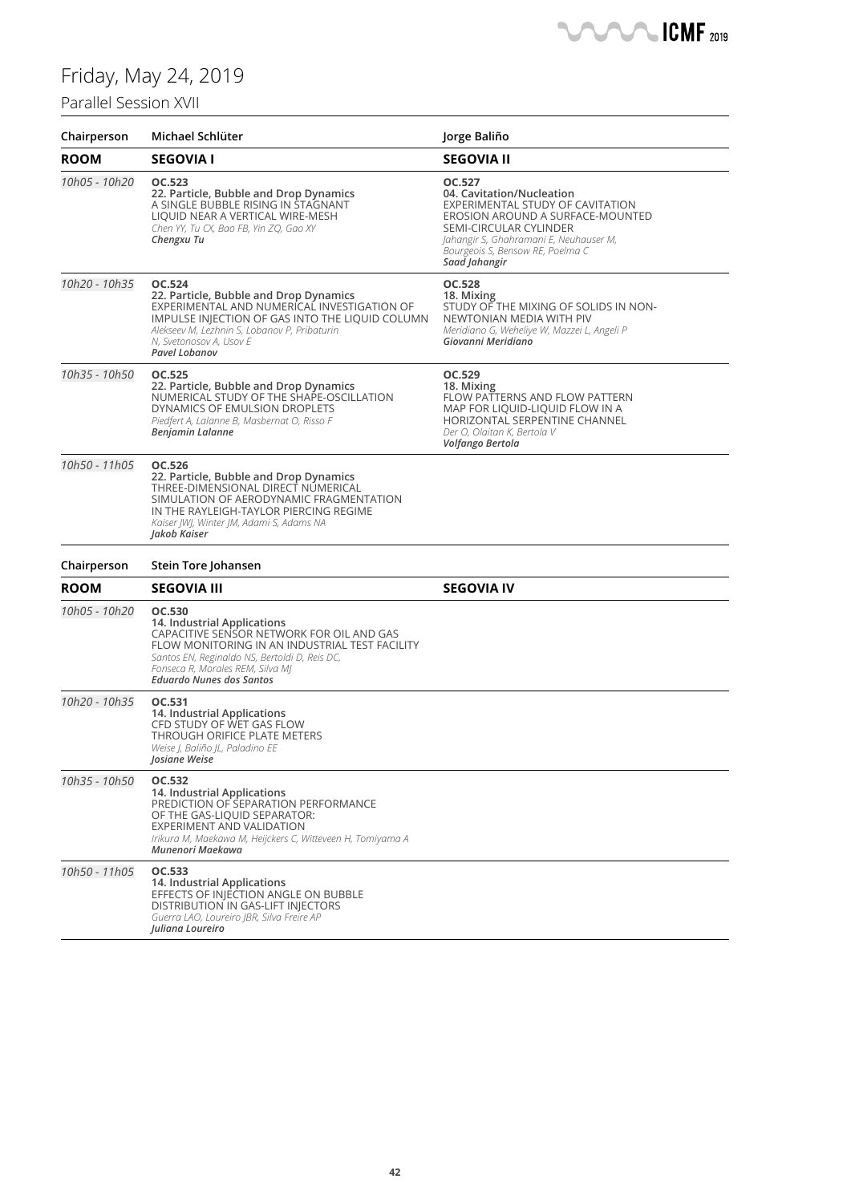# Friday, May 24, 2019

## Parallel Session XVII

| Chairperson | Michael Schlüter | Jorge Baliño |
|---|---|---|
| **ROOM** | **SEGOVIA I** | **SEGOVIA II** |
| *10h05 - 10h20* | **OC.523**<br>**22. Particle, Bubble and Drop Dynamics**<br>A SINGLE BUBBLE RISING IN STAGNANT LIQUID NEAR A VERTICAL WIRE-MESH<br>*Chen YY, Tu CX, Bao FB, Yin ZQ, Gao XY*<br>***Chengxu Tu*** | **OC.527**<br>**04. Cavitation/Nucleation**<br>EXPERIMENTAL STUDY OF CAVITATION EROSION AROUND A SURFACE-MOUNTED SEMI-CIRCULAR CYLINDER<br>*Jahangir S, Ghahramani E, Neuhauser M, Bourgeois S, Bensow RE, Poelma C*<br>***Saad Jahangir*** |
| *10h20 - 10h35* | **OC.524**<br>**22. Particle, Bubble and Drop Dynamics**<br>EXPERIMENTAL AND NUMERICAL INVESTIGATION OF IMPULSE INJECTION OF GAS INTO THE LIQUID COLUMN<br>*Alekseev M, Lezhnin S, Lobanov P, Pribaturin N, Svetonosov A, Usov E*<br>***Pavel Lobanov*** | **OC.528**<br>**18. Mixing**<br>STUDY OF THE MIXING OF SOLIDS IN NON-NEWTONIAN MEDIA WITH PIV<br>*Meridiano G, Weheliye W, Mazzei L, Angeli P*<br>***Giovanni Meridiano*** |
| *10h35 - 10h50* | **OC.525**<br>**22. Particle, Bubble and Drop Dynamics**<br>NUMERICAL STUDY OF THE SHAPE-OSCILLATION DYNAMICS OF EMULSION DROPLETS<br>*Piedfert A, Lalanne B, Masbernat O, Risso F*<br>***Benjamin Lalanne*** | **OC.529**<br>**18. Mixing**<br>FLOW PATTERNS AND FLOW PATTERN MAP FOR LIQUID-LIQUID FLOW IN A HORIZONTAL SERPENTINE CHANNEL<br>*Der O, Olaitan K, Bertola V*<br>***Volfango Bertola*** |
| *10h50 - 11h05* | **OC.526**<br>**22. Particle, Bubble and Drop Dynamics**<br>THREE-DIMENSIONAL DIRECT NUMERICAL SIMULATION OF AERODYNAMIC FRAGMENTATION IN THE RAYLEIGH-TAYLOR PIERCING REGIME<br>*Kaiser JWJ, Winter JM, Adami S, Adams NA*<br>***Jakob Kaiser*** | |

| Chairperson | Stein Tore Johansen | |
|---|---|---|
| **ROOM** | **SEGOVIA III** | **SEGOVIA IV** |
| *10h05 - 10h20* | **OC.530**<br>**14. Industrial Applications**<br>CAPACITIVE SENSOR NETWORK FOR OIL AND GAS FLOW MONITORING IN AN INDUSTRIAL TEST FACILITY<br>*Santos EN, Reginaldo NS, Bertoldi D, Reis DC, Fonseca R, Morales REM, Silva MJ*<br>***Eduardo Nunes dos Santos*** | |
| *10h20 - 10h35* | **OC.531**<br>**14. Industrial Applications**<br>CFD STUDY OF WET GAS FLOW THROUGH ORIFICE PLATE METERS<br>*Weise J, Baliño JL, Paladino EE*<br>***Josiane Weise*** | |
| *10h35 - 10h50* | **OC.532**<br>**14. Industrial Applications**<br>PREDICTION OF SEPARATION PERFORMANCE OF THE GAS-LIQUID SEPARATOR: EXPERIMENT AND VALIDATION<br>*Irikura M, Maekawa M, Heijckers C, Witteveen H, Tomiyama A*<br>***Munenori Maekawa*** | |
| *10h50 - 11h05* | **OC.533**<br>**14. Industrial Applications**<br>EFFECTS OF INJECTION ANGLE ON BUBBLE DISTRIBUTION IN GAS-LIFT INJECTORS<br>*Guerra LAO, Loureiro JBR, Silva Freire AP*<br>***Juliana Loureiro*** | |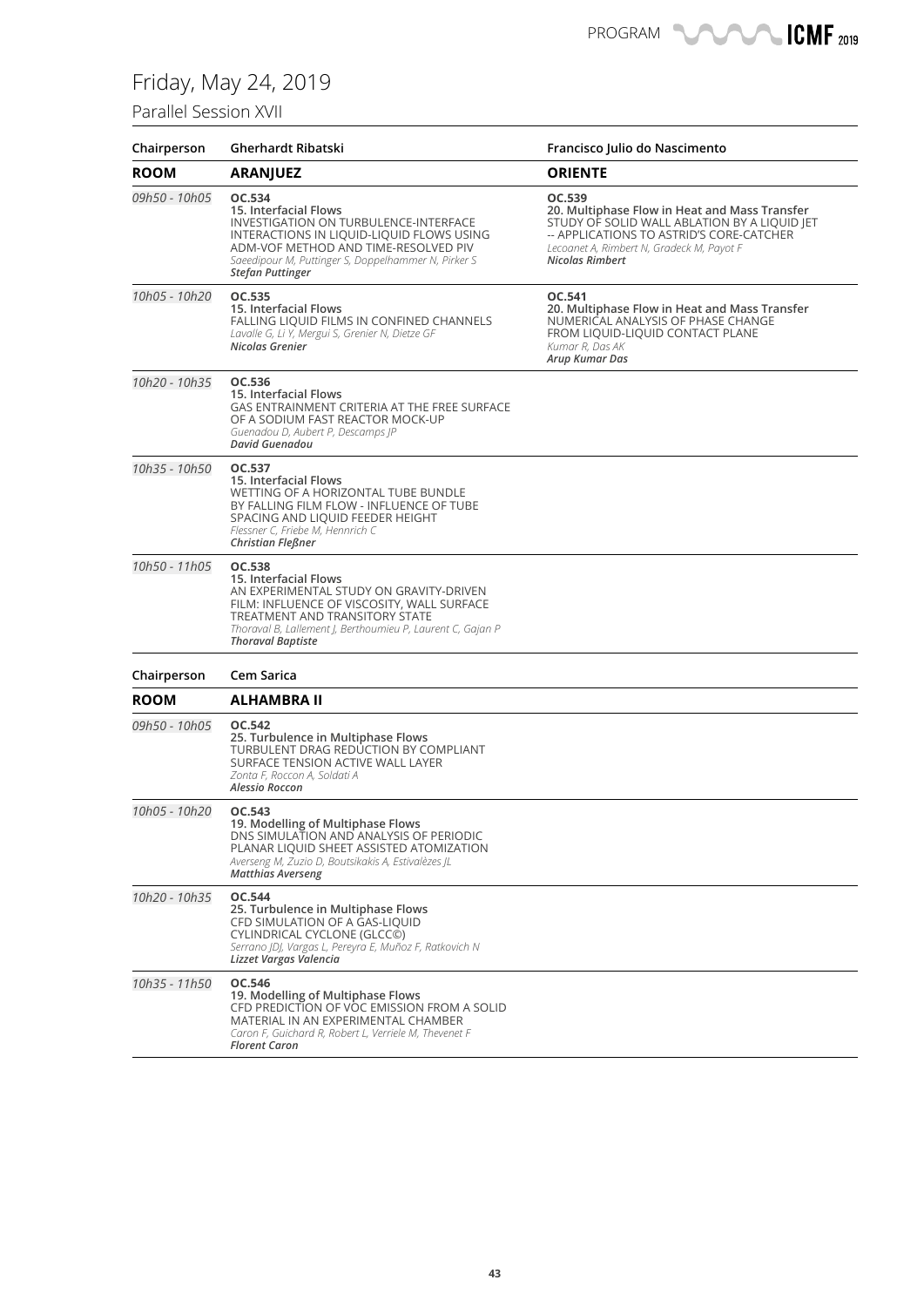# Friday, May 24, 2019

## Parallel Session XVII

| Chairperson | Gherhardt Ribatski | Francisco Julio do Nascimento |
|---|---|---|
| **ROOM** | **ARANJUEZ** | **ORIENTE** |
| *09h50 - 10h05* | **OC.534**<br>**15. Interfacial Flows**<br>INVESTIGATION ON TURBULENCE-INTERFACE INTERACTIONS IN LIQUID-LIQUID FLOWS USING ADM-VOF METHOD AND TIME-RESOLVED PIV<br>*Saeedipour M, Puttinger S, Doppelhammer N, Pirker S*<br>***Stefan Puttinger*** | **OC.539**<br>**20. Multiphase Flow in Heat and Mass Transfer**<br>STUDY OF SOLID WALL ABLATION BY A LIQUID JET -- APPLICATIONS TO ASTRID'S CORE-CATCHER<br>*Lecoanet A, Rimbert N, Gradeck M, Payot F*<br>***Nicolas Rimbert*** |
| *10h05 - 10h20* | **OC.535**<br>**15. Interfacial Flows**<br>FALLING LIQUID FILMS IN CONFINED CHANNELS<br>*Lavalle G, Li Y, Mergui S, Grenier N, Dietze GF*<br>***Nicolas Grenier*** | **OC.541**<br>**20. Multiphase Flow in Heat and Mass Transfer**<br>NUMERICAL ANALYSIS OF PHASE CHANGE FROM LIQUID-LIQUID CONTACT PLANE<br>*Kumar R, Das AK*<br>***Arup Kumar Das*** |
| *10h20 - 10h35* | **OC.536**<br>**15. Interfacial Flows**<br>GAS ENTRAINMENT CRITERIA AT THE FREE SURFACE OF A SODIUM FAST REACTOR MOCK-UP<br>*Guenadou D, Aubert P, Descamps JP*<br>***David Guenadou*** | |
| *10h35 - 10h50* | **OC.537**<br>**15. Interfacial Flows**<br>WETTING OF A HORIZONTAL TUBE BUNDLE BY FALLING FILM FLOW - INFLUENCE OF TUBE SPACING AND LIQUID FEEDER HEIGHT<br>*Flessner C, Friebe M, Hennrich C*<br>***Christian Fleßner*** | |
| *10h50 - 11h05* | **OC.538**<br>**15. Interfacial Flows**<br>AN EXPERIMENTAL STUDY ON GRAVITY-DRIVEN FILM: INFLUENCE OF VISCOSITY, WALL SURFACE TREATMENT AND TRANSITORY STATE<br>*Thoraval B, Lallement J, Berthoumieu P, Laurent C, Gajan P*<br>***Thoraval Baptiste*** | |

| Chairperson | Cem Sarica |
|---|---|
| **ROOM** | **ALHAMBRA II** |
| *09h50 - 10h05* | **OC.542**<br>**25. Turbulence in Multiphase Flows**<br>TURBULENT DRAG REDUCTION BY COMPLIANT SURFACE TENSION ACTIVE WALL LAYER<br>*Zonta F, Roccon A, Soldati A*<br>***Alessio Roccon*** |
| *10h05 - 10h20* | **OC.543**<br>**19. Modelling of Multiphase Flows**<br>DNS SIMULATION AND ANALYSIS OF PERIODIC PLANAR LIQUID SHEET ASSISTED ATOMIZATION<br>*Averseng M, Zuzio D, Boutsikakis A, Estivalèzes JL*<br>***Matthias Averseng*** |
| *10h20 - 10h35* | **OC.544**<br>**25. Turbulence in Multiphase Flows**<br>CFD SIMULATION OF A GAS-LIQUID CYLINDRICAL CYCLONE (GLCC©)<br>*Serrano JDJ, Vargas L, Pereyra E, Muñoz F, Ratkovich N*<br>***Lizzet Vargas Valencia*** |
| *10h35 - 11h50* | **OC.546**<br>**19. Modelling of Multiphase Flows**<br>CFD PREDICTION OF VOC EMISSION FROM A SOLID MATERIAL IN AN EXPERIMENTAL CHAMBER<br>*Caron F, Guichard R, Robert L, Verriele M, Thevenet F*<br>***Florent Caron*** |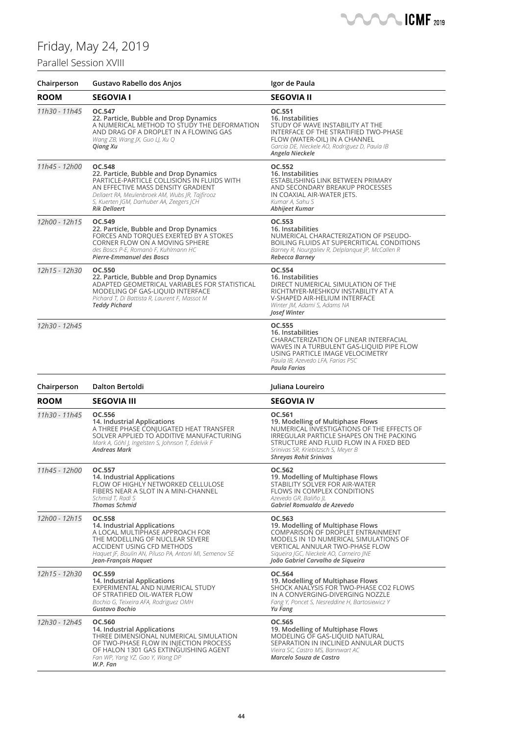# Friday, May 24, 2019

## Parallel Session XVIII

| Chairperson | Gustavo Rabello dos Anjos | Igor de Paula |
|---|---|---|
| **ROOM** | **SEGOVIA I** | **SEGOVIA II** |
| *11h30 - 11h45* | **OC.547**<br>**22. Particle, Bubble and Drop Dynamics**<br>A NUMERICAL METHOD TO STUDY THE DEFORMATION AND DRAG OF A DROPLET IN A FLOWING GAS<br>*Wang ZB, Wang JX, Guo LJ, Xu Q*<br>***Qiang Xu*** | **OC.551**<br>**16. Instabilities**<br>STUDY OF WAVE INSTABILITY AT THE INTERFACE OF THE STRATIFIED TWO-PHASE FLOW (WATER-OIL) IN A CHANNEL<br>*Garcia DE, Nieckele AO, Rodriguez D, Paula IB*<br>***Angela Nieckele*** |
| *11h45 - 12h00* | **OC.548**<br>**22. Particle, Bubble and Drop Dynamics**<br>PARTICLE-PARTICLE COLLISIONS IN FLUIDS WITH AN EFFECTIVE MASS DENSITY GRADIENT<br>*Dellaert RA, Meulenbroek AM, Wubs JR, Tajfirooz S, Kuerten JGM, Darhuber AA, Zeegers JCH*<br>***Rik Dellaert*** | **OC.552**<br>**16. Instabilities**<br>ESTABLISHING LINK BETWEEN PRIMARY AND SECONDARY BREAKUP PROCESSES IN COAXIAL AIR-WATER JETS.<br>*Kumar A, Sahu S*<br>***Abhijeet Kumar*** |
| *12h00 - 12h15* | **OC.549**<br>**22. Particle, Bubble and Drop Dynamics**<br>FORCES AND TORQUES EXERTED BY A STOKES CORNER FLOW ON A MOVING SPHERE<br>*des Boscs P-E, Romanò F, Kuhlmann HC*<br>***Pierre-Emmanuel des Boscs*** | **OC.553**<br>**16. Instabilities**<br>NUMERICAL CHARACTERIZATION OF PSEUDO-BOILING FLUIDS AT SUPERCRITICAL CONDITIONS<br>*Barney R, Nourgaliev R, Delplanque JP, McCallen R*<br>***Rebecca Barney*** |
| *12h15 - 12h30* | **OC.550**<br>**22. Particle, Bubble and Drop Dynamics**<br>ADAPTED GEOMETRICAL VARIABLES FOR STATISTICAL MODELING OF GAS-LIQUID INTERFACE<br>*Pichard T, Di Battista R, Laurent F, Massot M*<br>***Teddy Pichard*** | **OC.554**<br>**16. Instabilities**<br>DIRECT NUMERICAL SIMULATION OF THE RICHTMYER-MESHKOV INSTABILITY AT A V-SHAPED AIR-HELIUM INTERFACE<br>*Winter JM, Adami S, Adams NA*<br>***Josef Winter*** |
| *12h30 - 12h45* | | **OC.555**<br>**16. Instabilities**<br>CHARACTERIZATION OF LINEAR INTERFACIAL WAVES IN A TURBULENT GAS-LIQUID PIPE FLOW USING PARTICLE IMAGE VELOCIMETRY<br>*Paula IB, Azevedo LFA, Farias PSC*<br>***Paula Farias*** |

| Chairperson | Dalton Bertoldi | Juliana Loureiro |
|---|---|---|
| **ROOM** | **SEGOVIA III** | **SEGOVIA IV** |
| *11h30 - 11h45* | **OC.556**<br>**14. Industrial Applications**<br>A THREE PHASE CONJUGATED HEAT TRANSFER SOLVER APPLIED TO ADDITIVE MANUFACTURING<br>*Mark A, Göhl J, Ingelsten S, Johnson T, Edelvik F*<br>***Andreas Mark*** | **OC.561**<br>**19. Modelling of Multiphase Flows**<br>NUMERICAL INVESTIGATIONS OF THE EFFECTS OF IRREGULAR PARTICLE SHAPES ON THE PACKING STRUCTURE AND FLUID FLOW IN A FIXED BED<br>*Srinivas SR, Kriebitzsch S, Meyer B*<br>***Shreyas Rohit Srinivas*** |
| *11h45 - 12h00* | **OC.557**<br>**14. Industrial Applications**<br>FLOW OF HIGHLY NETWORKED CELLULOSE FIBERS NEAR A SLOT IN A MINI-CHANNEL<br>*Schmid T, Radl S*<br>***Thomas Schmid*** | **OC.562**<br>**19. Modelling of Multiphase Flows**<br>STABILITY SOLVER FOR AIR-WATER FLOWS IN COMPLEX CONDITIONS<br>*Azevedo GR, Baliño JL*<br>***Gabriel Romualdo de Azevedo*** |
| *12h00 - 12h15* | **OC.558**<br>**14. Industrial Applications**<br>A LOCAL MULTIPHASE APPROACH FOR THE MODELLING OF NUCLEAR SEVERE ACCIDENT USING CFD METHODS<br>*Haquet JF, Boulin AN, Piluso PA, Antoni MI, Semenov SE*<br>***Jean-François Haquet*** | **OC.563**<br>**19. Modelling of Multiphase Flows**<br>COMPARISON OF DROPLET ENTRAINMENT MODELS IN 1D NUMERICAL SIMULATIONS OF VERTICAL ANNULAR TWO-PHASE FLOW<br>*Siqueira JGC, Nieckele AO, Carneiro JNE*<br>***João Gabriel Carvalho de Siqueira*** |
| *12h15 - 12h30* | **OC.559**<br>**14. Industrial Applications**<br>EXPERIMENTAL AND NUMERICAL STUDY OF STRATIFIED OIL-WATER FLOW<br>*Bochio G, Teixeira AFA, Rodriguez OMH*<br>***Gustavo Bochio*** | **OC.564**<br>**19. Modelling of Multiphase Flows**<br>SHOCK ANALYSIS FOR TWO-PHASE CO2 FLOWS IN A CONVERGING-DIVERGING NOZZLE<br>*Fang Y, Poncet S, Nesreddine H, Bartosiewicz Y*<br>***Yu Fang*** |
| *12h30 - 12h45* | **OC.560**<br>**14. Industrial Applications**<br>THREE DIMENSIONAL NUMERICAL SIMULATION OF TWO-PHASE FLOW IN INJECTION PROCESS OF HALON 1301 GAS EXTINGUISHING AGENT<br>*Fan WP, Yang YZ, Gao Y, Wang DP*<br>***W.P. Fan*** | **OC.565**<br>**19. Modelling of Multiphase Flows**<br>MODELING OF GAS-LIQUID NATURAL SEPARATION IN INCLINED ANNULAR DUCTS<br>*Vieira SC, Castro MS, Bannwart AC*<br>***Marcelo Souza de Castro*** |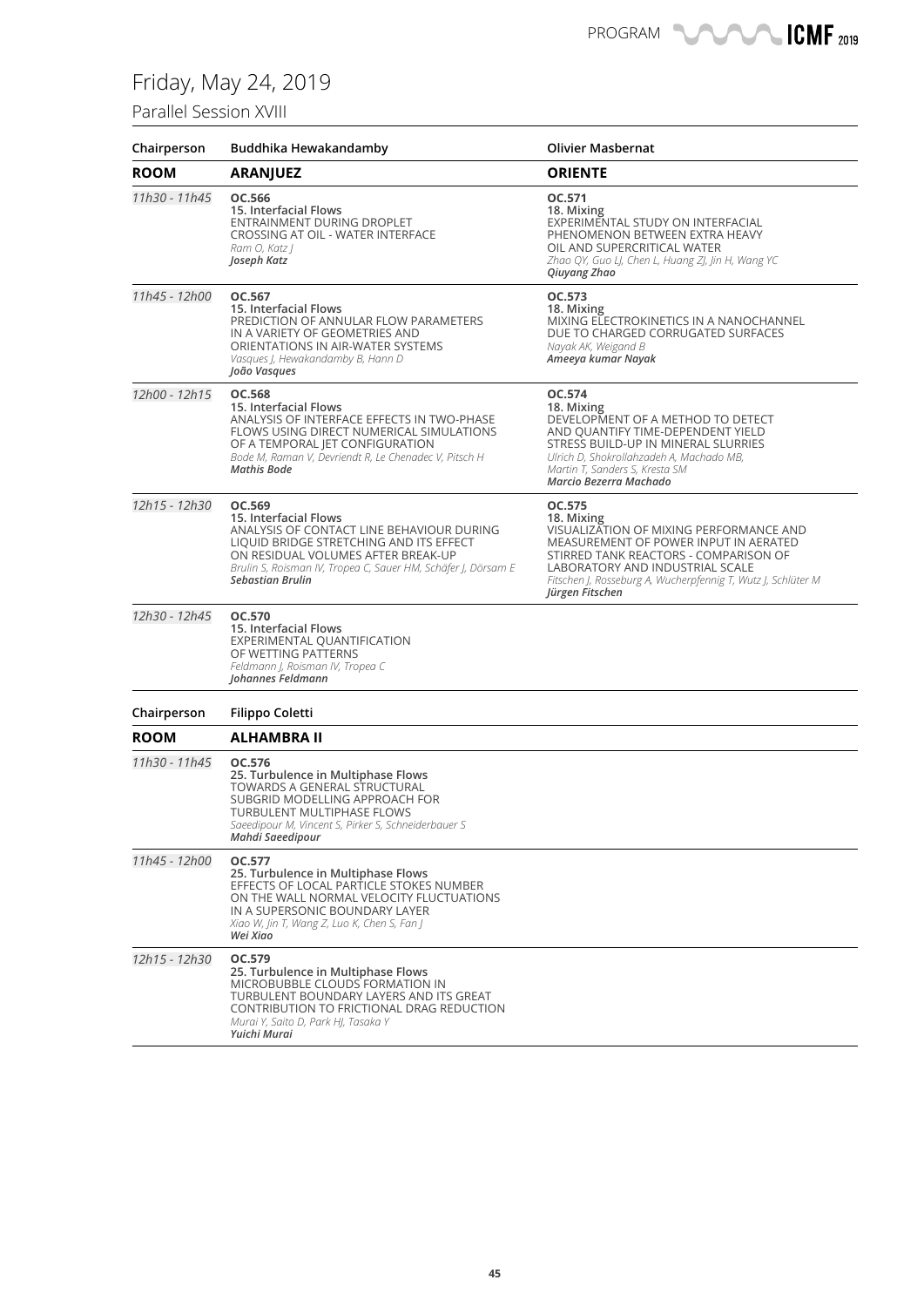# Friday, May 24, 2019

## Parallel Session XVIII

| Chairperson | Buddhika Hewakandamby | Olivier Masbernat |
|---|---|---|
| **ROOM** | **ARANJUEZ** | **ORIENTE** |
| *11h30 - 11h45* | **OC.566**<br>**15. Interfacial Flows**<br>ENTRAINMENT DURING DROPLET CROSSING AT OIL - WATER INTERFACE<br>*Ram O, Katz J*<br>***Joseph Katz*** | **OC.571**<br>**18. Mixing**<br>EXPERIMENTAL STUDY ON INTERFACIAL PHENOMENON BETWEEN EXTRA HEAVY OIL AND SUPERCRITICAL WATER<br>*Zhao QY, Guo LJ, Chen L, Huang ZJ, Jin H, Wang YC*<br>***Qiuyang Zhao*** |
| *11h45 - 12h00* | **OC.567**<br>**15. Interfacial Flows**<br>PREDICTION OF ANNULAR FLOW PARAMETERS IN A VARIETY OF GEOMETRIES AND ORIENTATIONS IN AIR-WATER SYSTEMS<br>*Vasques J, Hewakandamby B, Hann D*<br>***João Vasques*** | **OC.573**<br>**18. Mixing**<br>MIXING ELECTROKINETICS IN A NANOCHANNEL DUE TO CHARGED CORRUGATED SURFACES<br>*Nayak AK, Weigand B*<br>***Ameeya kumar Nayak*** |
| *12h00 - 12h15* | **OC.568**<br>**15. Interfacial Flows**<br>ANALYSIS OF INTERFACE EFFECTS IN TWO-PHASE FLOWS USING DIRECT NUMERICAL SIMULATIONS OF A TEMPORAL JET CONFIGURATION<br>*Bode M, Raman V, Devriendt R, Le Chenadec V, Pitsch H*<br>***Mathis Bode*** | **OC.574**<br>**18. Mixing**<br>DEVELOPMENT OF A METHOD TO DETECT AND QUANTIFY TIME-DEPENDENT YIELD STRESS BUILD-UP IN MINERAL SLURRIES<br>*Ulrich D, Shokrollahzadeh A, Machado MB, Martin T, Sanders S, Kresta SM*<br>***Marcio Bezerra Machado*** |
| *12h15 - 12h30* | **OC.569**<br>**15. Interfacial Flows**<br>ANALYSIS OF CONTACT LINE BEHAVIOUR DURING LIQUID BRIDGE STRETCHING AND ITS EFFECT ON RESIDUAL VOLUMES AFTER BREAK-UP<br>*Brulin S, Roisman IV, Tropea C, Sauer HM, Schäfer J, Dörsam E*<br>***Sebastian Brulin*** | **OC.575**<br>**18. Mixing**<br>VISUALIZATION OF MIXING PERFORMANCE AND MEASUREMENT OF POWER INPUT IN AERATED STIRRED TANK REACTORS - COMPARISON OF LABORATORY AND INDUSTRIAL SCALE<br>*Fitschen J, Rosseburg A, Wucherpfennig T, Wutz J, Schlüter M*<br>***Jürgen Fitschen*** |
| *12h30 - 12h45* | **OC.570**<br>**15. Interfacial Flows**<br>EXPERIMENTAL QUANTIFICATION OF WETTING PATTERNS<br>*Feldmann J, Roisman IV, Tropea C*<br>***Johannes Feldmann*** | |

| Chairperson | Filippo Coletti |
|---|---|
| **ROOM** | **ALHAMBRA II** |
| *11h30 - 11h45* | **OC.576**<br>**25. Turbulence in Multiphase Flows**<br>TOWARDS A GENERAL STRUCTURAL SUBGRID MODELLING APPROACH FOR TURBULENT MULTIPHASE FLOWS<br>*Saeedipour M, Vincent S, Pirker S, Schneiderbauer S*<br>***Mahdi Saeedipour*** |
| *11h45 - 12h00* | **OC.577**<br>**25. Turbulence in Multiphase Flows**<br>EFFECTS OF LOCAL PARTICLE STOKES NUMBER ON THE WALL NORMAL VELOCITY FLUCTUATIONS IN A SUPERSONIC BOUNDARY LAYER<br>*Xiao W, Jin T, Wang Z, Luo K, Chen S, Fan J*<br>***Wei Xiao*** |
| *12h15 - 12h30* | **OC.579**<br>**25. Turbulence in Multiphase Flows**<br>MICROBUBBLE CLOUDS FORMATION IN TURBULENT BOUNDARY LAYERS AND ITS GREAT CONTRIBUTION TO FRICTIONAL DRAG REDUCTION<br>*Murai Y, Saito D, Park HJ, Tasaka Y*<br>***Yuichi Murai*** |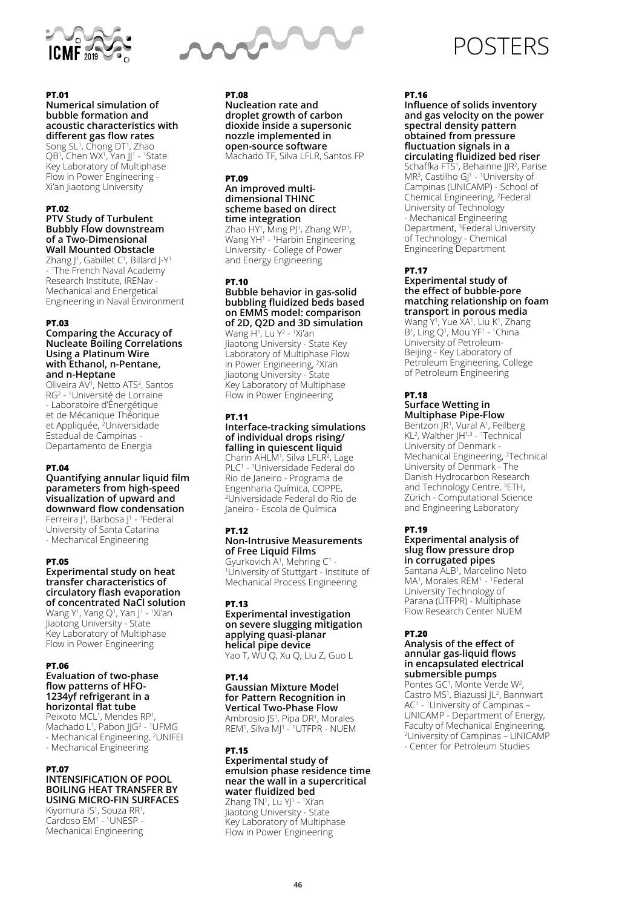# POSTERS

**PT.01**

**Numerical simulation of bubble formation and acoustic characteristics with different gas flow rates**
Song SL[1], Chong DT[1], Zhao QB[1], Chen WX[1], Yan JJ[1] - [1]State Key Laboratory of Multiphase Flow in Power Engineering - Xi'an Jiaotong University

**PT.02**

**PTV Study of Turbulent Bubbly Flow downstream of a Two-Dimensional Wall Mounted Obstacle**
Zhang J[1], Gabillet C[1], Billard J-Y[1] - [1]The French Naval Academy Research Institute, IRENav - Mechanical and Energetical Engineering in Naval Environment

**PT.03**

**Comparing the Accuracy of Nucleate Boiling Correlations Using a Platinum Wire with Ethanol, n-Pentane, and n-Heptane**
Oliveira AV[1], Netto ATS[2], Santos RG[2] - [1]Université de Lorraine - Laboratoire d'Énergétique et de Mécanique Théorique et Appliquée, [2]Universidade Estadual de Campinas - Departamento de Energia

**PT.04**

**Quantifying annular liquid film parameters from high-speed visualization of upward and downward flow condensation**
Ferreira J[1], Barbosa J[1] - [1]Federal University of Santa Catarina - Mechanical Engineering

**PT.05**

**Experimental study on heat transfer characteristics of circulatory flash evaporation of concentrated NaCl solution**
Wang Y[1], Yang Q[1], Yan J[1] - [1]Xi'an Jiaotong University - State Key Laboratory of Multiphase Flow in Power Engineering

**PT.06**

**Evaluation of two-phase flow patterns of HFO-1234yf refrigerant in a horizontal flat tube**
Peixoto MCL[1], Mendes RP[1], Machado L[1], Pabon JJG[2] - [1]UFMG - Mechanical Engineering, [2]UNIFEI - Mechanical Engineering

**PT.07**

**INTENSIFICATION OF POOL BOILING HEAT TRANSFER BY USING MICRO-FIN SURFACES**
Kiyomura IS[1], Souza RR[1], Cardoso EM[1] - [1]UNESP - Mechanical Engineering

**PT.08**

**Nucleation rate and droplet growth of carbon dioxide inside a supersonic nozzle implemented in open-source software**
Machado TF, Silva LFLR, Santos FP

**PT.09**

**An improved multi-dimensional THINC scheme based on direct time integration**
Zhao HY[1], Ming PJ[1], Zhang WP[1], Wang YH[1] - [1]Harbin Engineering University - College of Power and Energy Engineering

**PT.10**

**Bubble behavior in gas-solid bubbling fluidized beds based on EMMS model: comparison of 2D, Q2D and 3D simulation**
Wang H[1], Lu Y[2] - [1]Xi'an Jiaotong University - State Key Laboratory of Multiphase Flow in Power Engineering, [2]Xi'an Jiaotong University - State Key Laboratory of Multiphase Flow in Power Engineering

**PT.11**

**Interface-tracking simulations of individual drops rising/falling in quiescent liquid**
Charin AHLM[1], Silva LFLR[2], Lage PLC[1] - [1]Universidade Federal do Rio de Janeiro - Programa de Engenharia Química, COPPE, [2]Universidade Federal do Rio de Janeiro - Escola de Química

**PT.12**

**Non-Intrusive Measurements of Free Liquid Films**
Gyurkovich A[1], Mehring C[1] - [1]University of Stuttgart - Institute of Mechanical Process Engineering

**PT.13**

**Experimental investigation on severe slugging mitigation applying quasi-planar helical pipe device**
Yao T, WU Q, Xu Q, Liu Z, Guo L

**PT.14**

**Gaussian Mixture Model for Pattern Recognition in Vertical Two-Phase Flow**
Ambrosio JS[1], Pipa DR[1], Morales REM[1], Silva MJ[1] - [1]UTFPR - NUEM

**PT.15**

**Experimental study of emulsion phase residence time near the wall in a supercritical water fluidized bed**
Zhang TN[1], Lu YJ[1] - [1]Xi'an Jiaotong University - State Key Laboratory of Multiphase Flow in Power Engineering

**PT.16**

**Influence of solids inventory and gas velocity on the power spectral density pattern obtained from pressure fluctuation signals in a circulating fluidized bed riser**
Schaffka FTS[1], Behainne JJR[2], Parise MR[3], Castilho GJ[1] - [1]University of Campinas (UNICAMP) - School of Chemical Engineering, [2]Federal University of Technology - Mechanical Engineering Department, [3]Federal University of Technology - Chemical Engineering Department

**PT.17**

**Experimental study of the effect of bubble-pore matching relationship on foam transport in porous media**
Wang Y[1], Yue XA[1], Liu K[1], Zhang B[1], Ling Q[1], Mou YF[1] - [1]China University of Petroleum-Beijing - Key Laboratory of Petroleum Engineering, College of Petroleum Engineering

**PT.18**

**Surface Wetting in Multiphase Pipe-Flow**
Bentzon JR[1], Vural A[1], Feilberg KL[2], Walther JH[1,3] - [1]Technical University of Denmark - Mechanical Engineering, [2]Technical University of Denmark - The Danish Hydrocarbon Research and Technology Centre, [3]ETH, Zürich - Computational Science and Engineering Laboratory

**PT.19**

**Experimental analysis of slug flow pressure drop in corrugated pipes**
Santana ALB[1], Marcelino Neto MA[1], Morales REM[1] - [1]Federal University Technology of Parana (UTFPR) - Multiphase Flow Research Center NUEM

**PT.20**

**Analysis of the effect of annular gas-liquid flows in encapsulated electrical submersible pumps**
Pontes GC[1], Monte Verde W[2], Castro MS[1], Biazussi JL[2], Bannwart AC[1] - [1]University of Campinas – UNICAMP - Department of Energy, Faculty of Mechanical Engineering, [2]University of Campinas – UNICAMP - Center for Petroleum Studies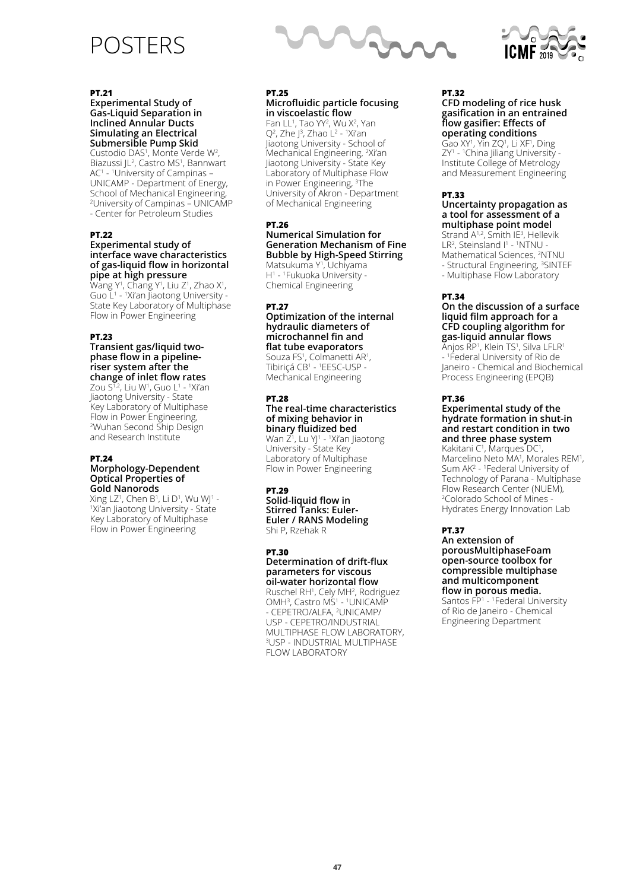# POSTERS

**PT.21**

**Experimental Study of Gas-Liquid Separation in Inclined Annular Ducts Simulating an Electrical Submersible Pump Skid**

Custodio DAS[1], Monte Verde W[2], Biazussi JL[2], Castro MS[1], Bannwart AC[1] - [1]University of Campinas – UNICAMP - Department of Energy, School of Mechanical Engineering, [2]University of Campinas – UNICAMP - Center for Petroleum Studies

**PT.22**

**Experimental study of interface wave characteristics of gas-liquid flow in horizontal pipe at high pressure**

Wang Y[1], Chang Y[1], Liu Z[1], Zhao X[1], Guo L[1] - [1]Xi'an Jiaotong University - State Key Laboratory of Multiphase Flow in Power Engineering

**PT.23**

**Transient gas/liquid two-phase flow in a pipeline-riser system after the change of inlet flow rates**

Zou S[1,2], Liu W[1], Guo L[1] - [1]Xi'an Jiaotong University - State Key Laboratory of Multiphase Flow in Power Engineering, [2]Wuhan Second Ship Design and Research Institute

**PT.24**

**Morphology-Dependent Optical Properties of Gold Nanorods**

Xing LZ[1], Chen B[1], Li D[1], Wu WJ[1] - [1]Xi'an Jiaotong University - State Key Laboratory of Multiphase Flow in Power Engineering

**PT.25**

**Microfluidic particle focusing in viscoelastic flow**

Fan LL[1], Tao YY[2], Wu X[2], Yan Q[2], Zhe J[3], Zhao L[2] - [1]Xi'an Jiaotong University - School of Mechanical Engineering, [2]Xi'an Jiaotong University - State Key Laboratory of Multiphase Flow in Power Engineering, [3]The University of Akron - Department of Mechanical Engineering

**PT.26**

**Numerical Simulation for Generation Mechanism of Fine Bubble by High-Speed Stirring**

Matsukuma Y[1], Uchiyama H[1] - [1]Fukuoka University - Chemical Engineering

**PT.27**

**Optimization of the internal hydraulic diameters of microchannel fin and flat tube evaporators**

Souza FS[1], Colmanetti AR[1], Tibiriçá CB[1] - [1]EESC-USP - Mechanical Engineering

**PT.28**

**The real-time characteristics of mixing behavior in binary fluidized bed**

Wan Z[1], Lu YJ[1] - [1]Xi'an Jiaotong University - State Key Laboratory of Multiphase Flow in Power Engineering

**PT.29**

**Solid-liquid flow in Stirred Tanks: Euler-Euler / RANS Modeling**

Shi P, Rzehak R

**PT.30**

**Determination of drift-flux parameters for viscous oil-water horizontal flow**

Ruschel RH[1], Cely MH[2], Rodriguez OMH[3], Castro MS[1] - [1]UNICAMP - CEPETRO/ALFA, [2]UNICAMP/USP - CEPETRO/INDUSTRIAL MULTIPHASE FLOW LABORATORY, [3]USP - INDUSTRIAL MULTIPHASE FLOW LABORATORY

**PT.32**

**CFD modeling of rice husk gasification in an entrained flow gasifier: Effects of operating conditions**

Gao XY[1], Yin ZQ[1], Li XF[1], Ding ZY[1] - [1]China Jiliang University - Institute College of Metrology and Measurement Engineering

**PT.33**

**Uncertainty propagation as a tool for assessment of a multiphase point model**

Strand A[1,2], Smith IE[3], Hellevik LR[2], Steinsland I[1] - [1]NTNU - Mathematical Sciences, [2]NTNU - Structural Engineering, [3]SINTEF - Multiphase Flow Laboratory

**PT.34**

**On the discussion of a surface liquid film approach for a CFD coupling algorithm for gas-liquid annular flows**

Anjos RP[1], Klein TS[1], Silva LFLR[1] - [1]Federal University of Rio de Janeiro - Chemical and Biochemical Process Engineering (EPQB)

**PT.36**

**Experimental study of the hydrate formation in shut-in and restart condition in two and three phase system**

Kakitani C[1], Marques DC[1], Marcelino Neto MA[1], Morales REM[1], Sum AK[2] - [1]Federal University of Technology of Parana - Multiphase Flow Research Center (NUEM), [2]Colorado School of Mines - Hydrates Energy Innovation Lab

**PT.37**

**An extension of porousMultiphaseFoam open-source toolbox for compressible multiphase and multicomponent flow in porous media.**

Santos FP[1] - [1]Federal University of Rio de Janeiro - Chemical Engineering Department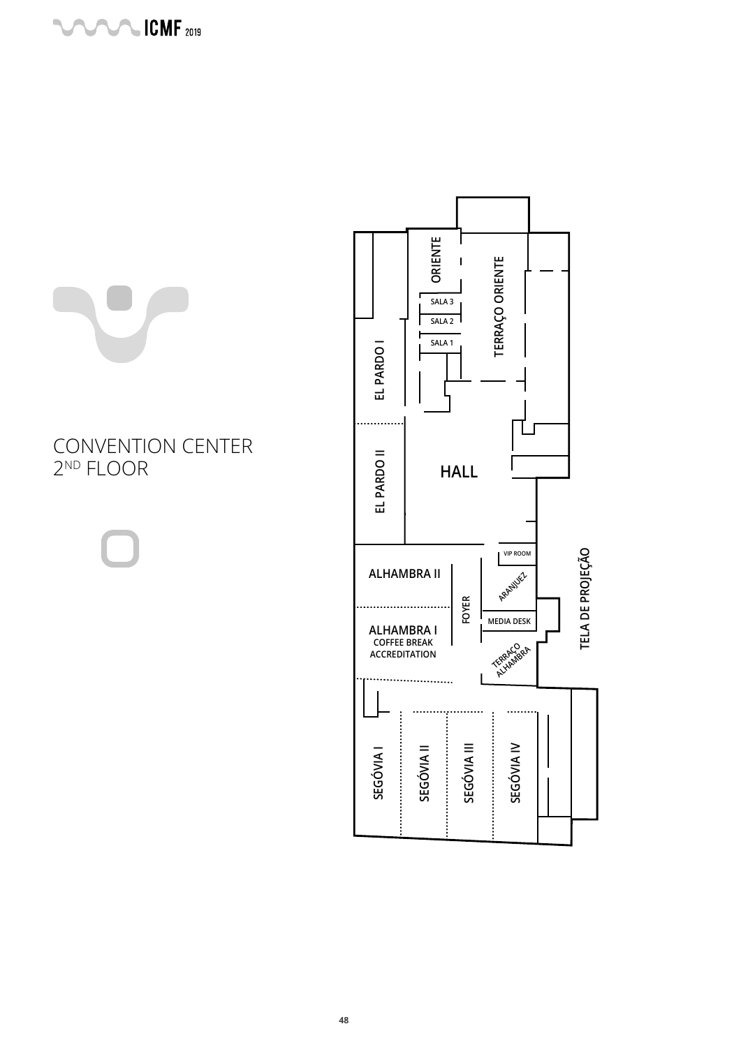# CONVENTION CENTER 2[ND] FLOOR

ORIENTE

TERRAÇO ORIENTE

SALA 3

SALA 2

SALA 1

EL PARDO I

EL PARDO II

HALL

VIP ROOM

ALHAMBRA II

ARANJUEZ

FOYER

MEDIA DESK

ALHAMBRA I
COFFEE BREAK
ACCREDITATION

TERRAÇO ALHAMBRA

TELA DE PROJEÇÃO

SEGÓVIA I

SEGÓVIA II

SEGÓVIA III

SEGÓVIA IV